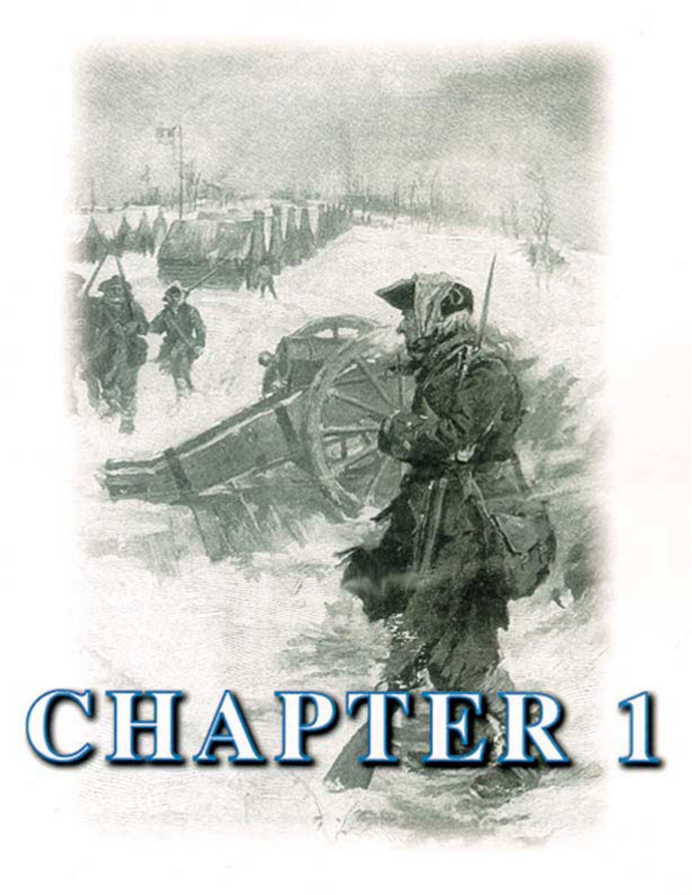# CHAPTER 1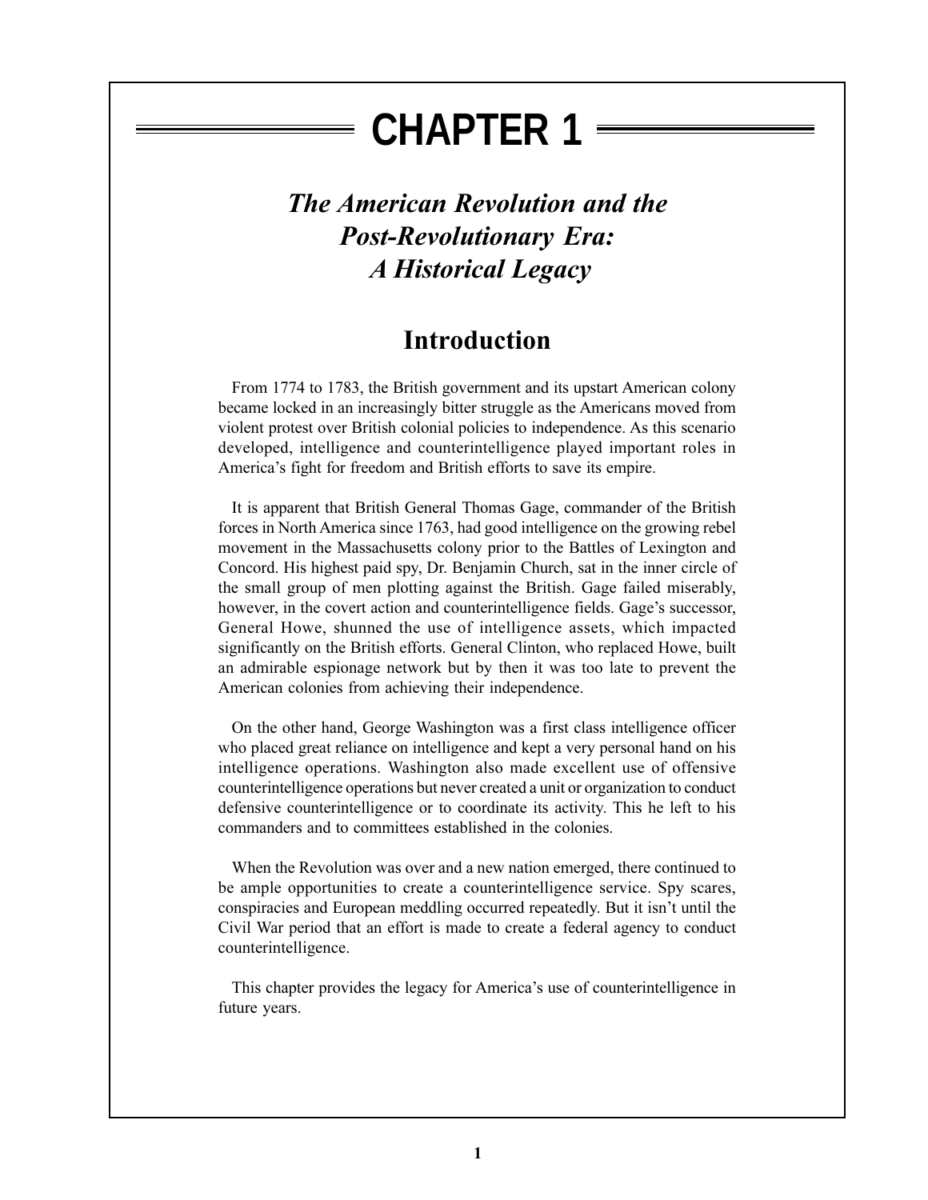# CHAPTER 1

## *The American Revolution and the Post-Revolutionary Era: A Historical Legacy*

## Introduction

From 1774 to 1783, the British government and its upstart American colony became locked in an increasingly bitter struggle as the Americans moved from violent protest over British colonial policies to independence. As this scenario developed, intelligence and counterintelligence played important roles in America's fight for freedom and British efforts to save its empire.

It is apparent that British General Thomas Gage, commander of the British forces in North America since 1763, had good intelligence on the growing rebel movement in the Massachusetts colony prior to the Battles of Lexington and Concord. His highest paid spy, Dr. Benjamin Church, sat in the inner circle of the small group of men plotting against the British. Gage failed miserably, however, in the covert action and counterintelligence fields. Gage's successor, General Howe, shunned the use of intelligence assets, which impacted significantly on the British efforts. General Clinton, who replaced Howe, built an admirable espionage network but by then it was too late to prevent the American colonies from achieving their independence.

On the other hand, George Washington was a first class intelligence officer who placed great reliance on intelligence and kept a very personal hand on his intelligence operations. Washington also made excellent use of offensive counterintelligence operations but never created a unit or organization to conduct defensive counterintelligence or to coordinate its activity. This he left to his commanders and to committees established in the colonies.

When the Revolution was over and a new nation emerged, there continued to be ample opportunities to create a counterintelligence service. Spy scares, conspiracies and European meddling occurred repeatedly. But it isn't until the Civil War period that an effort is made to create a federal agency to conduct counterintelligence.

This chapter provides the legacy for America's use of counterintelligence in future years.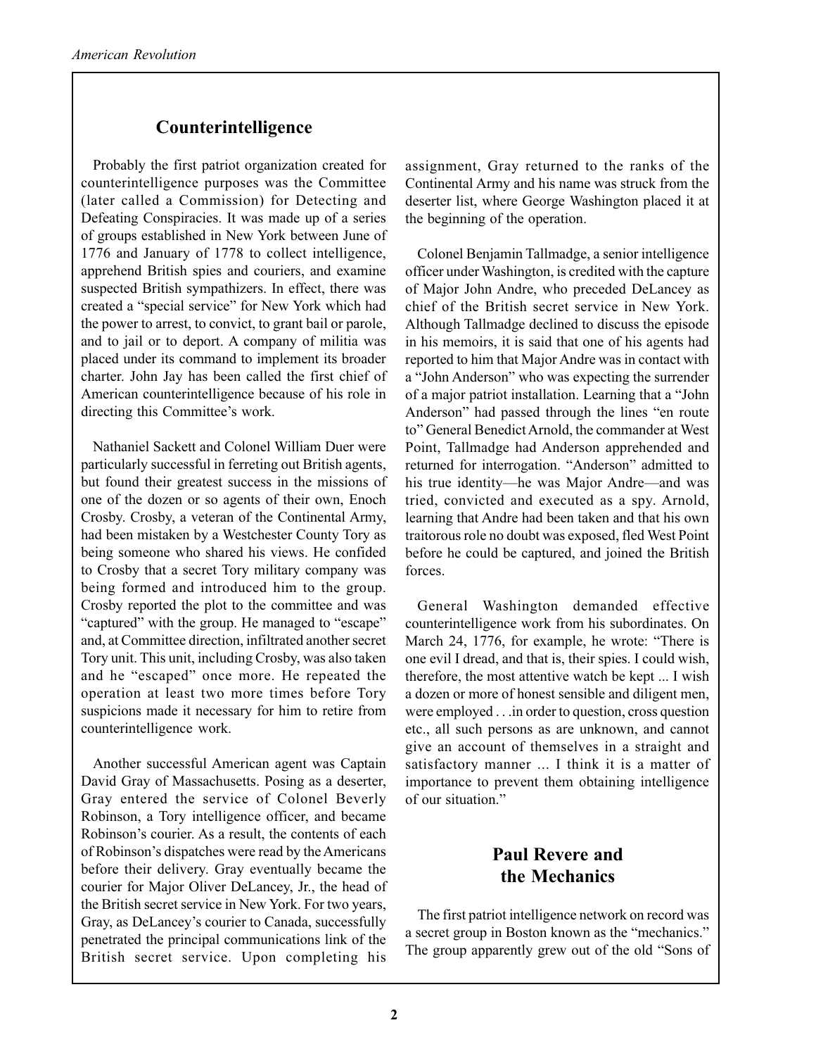## Counterintelligence

Probably the first patriot organization created for counterintelligence purposes was the Committee (later called a Commission) for Detecting and Defeating Conspiracies. It was made up of a series of groups established in New York between June of 1776 and January of 1778 to collect intelligence, apprehend British spies and couriers, and examine suspected British sympathizers. In effect, there was created a "special service" for New York which had the power to arrest, to convict, to grant bail or parole, and to jail or to deport. A company of militia was placed under its command to implement its broader charter. John Jay has been called the first chief of American counterintelligence because of his role in directing this Committee's work.

Nathaniel Sackett and Colonel William Duer were particularly successful in ferreting out British agents, but found their greatest success in the missions of one of the dozen or so agents of their own, Enoch Crosby. Crosby, a veteran of the Continental Army, had been mistaken by a Westchester County Tory as being someone who shared his views. He confided to Crosby that a secret Tory military company was being formed and introduced him to the group. Crosby reported the plot to the committee and was "captured" with the group. He managed to "escape" and, at Committee direction, infiltrated another secret Tory unit. This unit, including Crosby, was also taken and he "escaped" once more. He repeated the operation at least two more times before Tory suspicions made it necessary for him to retire from counterintelligence work.

Another successful American agent was Captain David Gray of Massachusetts. Posing as a deserter, Gray entered the service of Colonel Beverly Robinson, a Tory intelligence officer, and became Robinson's courier. As a result, the contents of each of Robinson's dispatches were read by the Americans before their delivery. Gray eventually became the courier for Major Oliver DeLancey, Jr., the head of the British secret service in New York. For two years, Gray, as DeLancey's courier to Canada, successfully penetrated the principal communications link of the British secret service. Upon completing his assignment, Gray returned to the ranks of the Continental Army and his name was struck from the deserter list, where George Washington placed it at the beginning of the operation.

Colonel Benjamin Tallmadge, a senior intelligence officer under Washington, is credited with the capture of Major John Andre, who preceded DeLancey as chief of the British secret service in New York. Although Tallmadge declined to discuss the episode in his memoirs, it is said that one of his agents had reported to him that Major Andre was in contact with a "John Anderson" who was expecting the surrender of a major patriot installation. Learning that a "John Anderson" had passed through the lines "en route to" General Benedict Arnold, the commander at West Point, Tallmadge had Anderson apprehended and returned for interrogation. "Anderson" admitted to his true identity—he was Major Andre—and was tried, convicted and executed as a spy. Arnold, learning that Andre had been taken and that his own traitorous role no doubt was exposed, fled West Point before he could be captured, and joined the British forces.

General Washington demanded effective counterintelligence work from his subordinates. On March 24, 1776, for example, he wrote: "There is one evil I dread, and that is, their spies. I could wish, therefore, the most attentive watch be kept ... I wish a dozen or more of honest sensible and diligent men, were employed . . .in order to question, cross question etc., all such persons as are unknown, and cannot give an account of themselves in a straight and satisfactory manner ... I think it is a matter of importance to prevent them obtaining intelligence of our situation."

## Paul Revere and the Mechanics

The first patriot intelligence network on record was a secret group in Boston known as the "mechanics." The group apparently grew out of the old "Sons of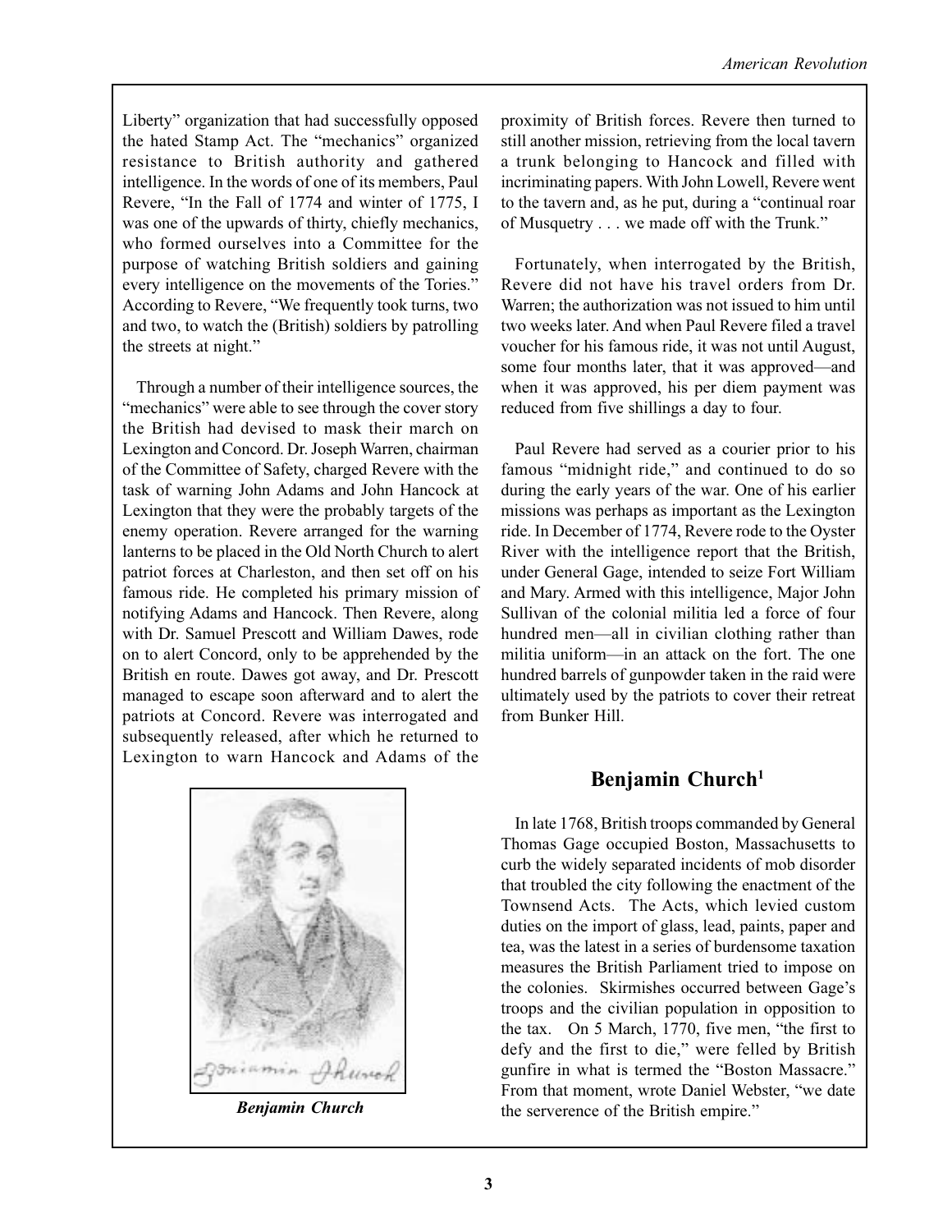Liberty" organization that had successfully opposed the hated Stamp Act. The "mechanics" organized resistance to British authority and gathered intelligence. In the words of one of its members, Paul Revere, "In the Fall of 1774 and winter of 1775, I was one of the upwards of thirty, chiefly mechanics, who formed ourselves into a Committee for the purpose of watching British soldiers and gaining every intelligence on the movements of the Tories." According to Revere, "We frequently took turns, two and two, to watch the (British) soldiers by patrolling the streets at night."

Through a number of their intelligence sources, the "mechanics" were able to see through the cover story the British had devised to mask their march on Lexington and Concord. Dr. Joseph Warren, chairman of the Committee of Safety, charged Revere with the task of warning John Adams and John Hancock at Lexington that they were the probably targets of the enemy operation. Revere arranged for the warning lanterns to be placed in the Old North Church to alert patriot forces at Charleston, and then set off on his famous ride. He completed his primary mission of notifying Adams and Hancock. Then Revere, along with Dr. Samuel Prescott and William Dawes, rode on to alert Concord, only to be apprehended by the British en route. Dawes got away, and Dr. Prescott managed to escape soon afterward and to alert the patriots at Concord. Revere was interrogated and subsequently released, after which he returned to Lexington to warn Hancock and Adams of the proximity of British forces. Revere then turned to still another mission, retrieving from the local tavern a trunk belonging to Hancock and filled with incriminating papers. With John Lowell, Revere went to the tavern and, as he put, during a "continual roar of Musquetry . . . we made off with the Trunk."

Fortunately, when interrogated by the British, Revere did not have his travel orders from Dr. Warren; the authorization was not issued to him until two weeks later. And when Paul Revere filed a travel voucher for his famous ride, it was not until August, some four months later, that it was approved—and when it was approved, his per diem payment was reduced from five shillings a day to four.

Paul Revere had served as a courier prior to his famous "midnight ride," and continued to do so during the early years of the war. One of his earlier missions was perhaps as important as the Lexington ride. In December of 1774, Revere rode to the Oyster River with the intelligence report that the British, under General Gage, intended to seize Fort William and Mary. Armed with this intelligence, Major John Sullivan of the colonial militia led a force of four hundred men—all in civilian clothing rather than militia uniform—in an attack on the fort. The one hundred barrels of gunpowder taken in the raid were ultimately used by the patriots to cover their retreat from Bunker Hill.

*Benjamin Church*

## Benjamin Church[1]

In late 1768, British troops commanded by General Thomas Gage occupied Boston, Massachusetts to curb the widely separated incidents of mob disorder that troubled the city following the enactment of the Townsend Acts. The Acts, which levied custom duties on the import of glass, lead, paints, paper and tea, was the latest in a series of burdensome taxation measures the British Parliament tried to impose on the colonies. Skirmishes occurred between Gage's troops and the civilian population in opposition to the tax. On 5 March, 1770, five men, "the first to defy and the first to die," were felled by British gunfire in what is termed the "Boston Massacre." From that moment, wrote Daniel Webster, "we date the serverence of the British empire."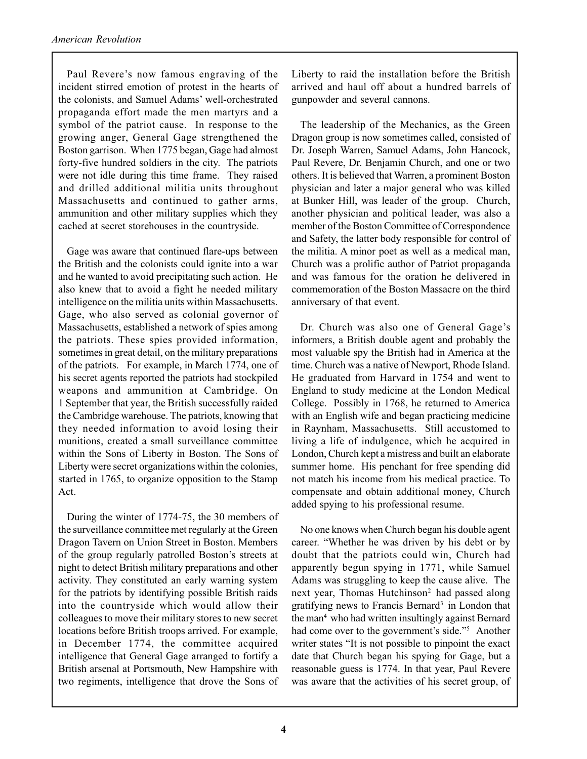Paul Revere's now famous engraving of the incident stirred emotion of protest in the hearts of the colonists, and Samuel Adams' well-orchestrated propaganda effort made the men martyrs and a symbol of the patriot cause. In response to the growing anger, General Gage strengthened the Boston garrison. When 1775 began, Gage had almost forty-five hundred soldiers in the city. The patriots were not idle during this time frame. They raised and drilled additional militia units throughout Massachusetts and continued to gather arms, ammunition and other military supplies which they cached at secret storehouses in the countryside.

Gage was aware that continued flare-ups between the British and the colonists could ignite into a war and he wanted to avoid precipitating such action. He also knew that to avoid a fight he needed military intelligence on the militia units within Massachusetts. Gage, who also served as colonial governor of Massachusetts, established a network of spies among the patriots. These spies provided information, sometimes in great detail, on the military preparations of the patriots. For example, in March 1774, one of his secret agents reported the patriots had stockpiled weapons and ammunition at Cambridge. On 1 September that year, the British successfully raided the Cambridge warehouse. The patriots, knowing that they needed information to avoid losing their munitions, created a small surveillance committee within the Sons of Liberty in Boston. The Sons of Liberty were secret organizations within the colonies, started in 1765, to organize opposition to the Stamp Act.

During the winter of 1774-75, the 30 members of the surveillance committee met regularly at the Green Dragon Tavern on Union Street in Boston. Members of the group regularly patrolled Boston's streets at night to detect British military preparations and other activity. They constituted an early warning system for the patriots by identifying possible British raids into the countryside which would allow their colleagues to move their military stores to new secret locations before British troops arrived. For example, in December 1774, the committee acquired intelligence that General Gage arranged to fortify a British arsenal at Portsmouth, New Hampshire with two regiments, intelligence that drove the Sons of Liberty to raid the installation before the British arrived and haul off about a hundred barrels of gunpowder and several cannons.

The leadership of the Mechanics, as the Green Dragon group is now sometimes called, consisted of Dr. Joseph Warren, Samuel Adams, John Hancock, Paul Revere, Dr. Benjamin Church, and one or two others. It is believed that Warren, a prominent Boston physician and later a major general who was killed at Bunker Hill, was leader of the group. Church, another physician and political leader, was also a member of the Boston Committee of Correspondence and Safety, the latter body responsible for control of the militia. A minor poet as well as a medical man, Church was a prolific author of Patriot propaganda and was famous for the oration he delivered in commemoration of the Boston Massacre on the third anniversary of that event.

Dr. Church was also one of General Gage's informers, a British double agent and probably the most valuable spy the British had in America at the time. Church was a native of Newport, Rhode Island. He graduated from Harvard in 1754 and went to England to study medicine at the London Medical College. Possibly in 1768, he returned to America with an English wife and began practicing medicine in Raynham, Massachusetts. Still accustomed to living a life of indulgence, which he acquired in London, Church kept a mistress and built an elaborate summer home. His penchant for free spending did not match his income from his medical practice. To compensate and obtain additional money, Church added spying to his professional resume.

No one knows when Church began his double agent career. "Whether he was driven by his debt or by doubt that the patriots could win, Church had apparently begun spying in 1771, while Samuel Adams was struggling to keep the cause alive. The next year, Thomas Hutchinson[2] had passed along gratifying news to Francis Bernard[3] in London that the man[4] who had written insultingly against Bernard had come over to the government's side."[5] Another writer states "It is not possible to pinpoint the exact date that Church began his spying for Gage, but a reasonable guess is 1774. In that year, Paul Revere was aware that the activities of his secret group, of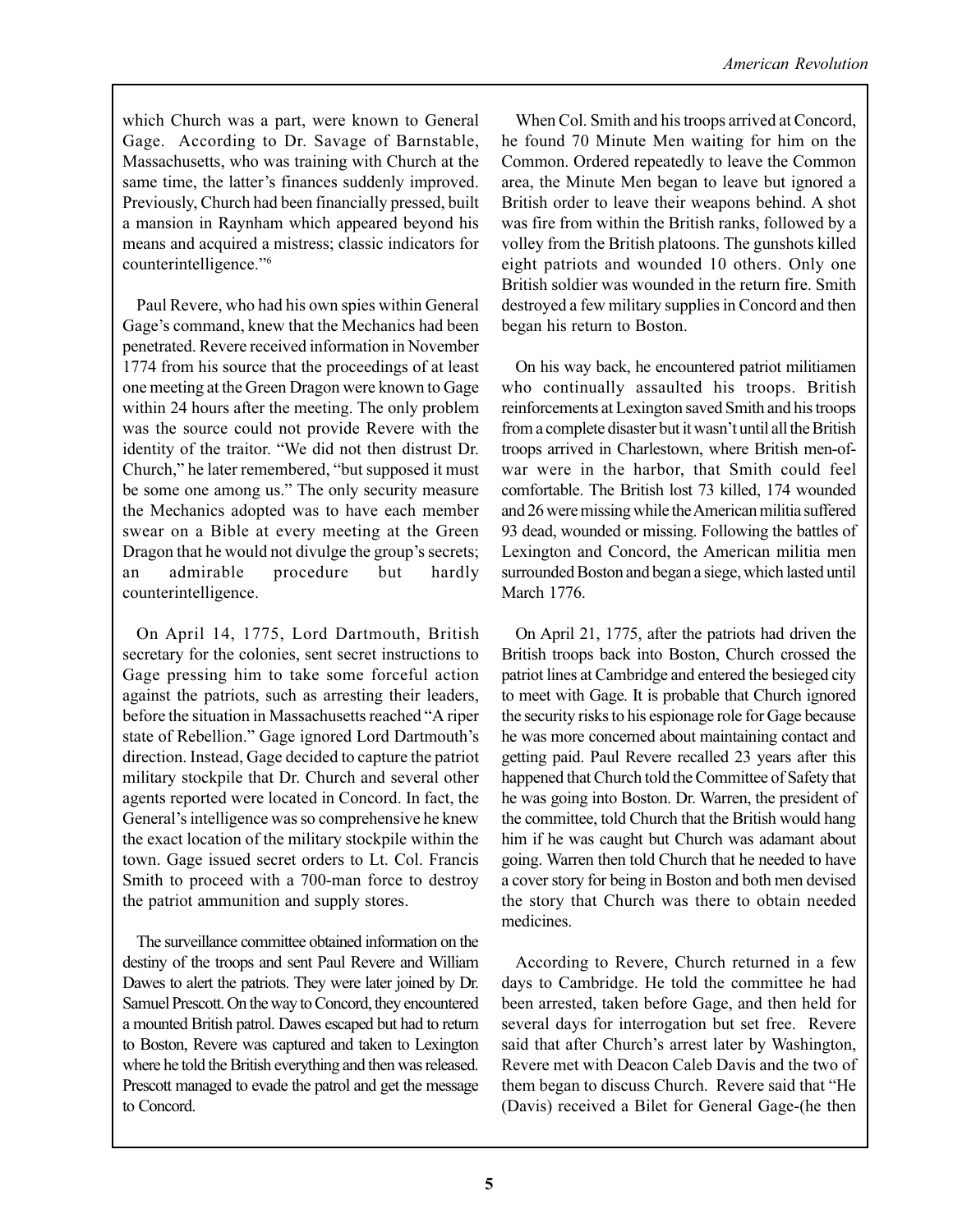which Church was a part, were known to General Gage. According to Dr. Savage of Barnstable, Massachusetts, who was training with Church at the same time, the latter's finances suddenly improved. Previously, Church had been financially pressed, built a mansion in Raynham which appeared beyond his means and acquired a mistress; classic indicators for counterintelligence."[6]

Paul Revere, who had his own spies within General Gage's command, knew that the Mechanics had been penetrated. Revere received information in November 1774 from his source that the proceedings of at least one meeting at the Green Dragon were known to Gage within 24 hours after the meeting. The only problem was the source could not provide Revere with the identity of the traitor. "We did not then distrust Dr. Church," he later remembered, "but supposed it must be some one among us." The only security measure the Mechanics adopted was to have each member swear on a Bible at every meeting at the Green Dragon that he would not divulge the group's secrets; an admirable procedure but hardly counterintelligence.

On April 14, 1775, Lord Dartmouth, British secretary for the colonies, sent secret instructions to Gage pressing him to take some forceful action against the patriots, such as arresting their leaders, before the situation in Massachusetts reached "A riper state of Rebellion." Gage ignored Lord Dartmouth's direction. Instead, Gage decided to capture the patriot military stockpile that Dr. Church and several other agents reported were located in Concord. In fact, the General's intelligence was so comprehensive he knew the exact location of the military stockpile within the town. Gage issued secret orders to Lt. Col. Francis Smith to proceed with a 700-man force to destroy the patriot ammunition and supply stores.

The surveillance committee obtained information on the destiny of the troops and sent Paul Revere and William Dawes to alert the patriots. They were later joined by Dr. Samuel Prescott. On the way to Concord, they encountered a mounted British patrol. Dawes escaped but had to return to Boston, Revere was captured and taken to Lexington where he told the British everything and then was released. Prescott managed to evade the patrol and get the message to Concord.

When Col. Smith and his troops arrived at Concord, he found 70 Minute Men waiting for him on the Common. Ordered repeatedly to leave the Common area, the Minute Men began to leave but ignored a British order to leave their weapons behind. A shot was fire from within the British ranks, followed by a volley from the British platoons. The gunshots killed eight patriots and wounded 10 others. Only one British soldier was wounded in the return fire. Smith destroyed a few military supplies in Concord and then began his return to Boston.

On his way back, he encountered patriot militiamen who continually assaulted his troops. British reinforcements at Lexington saved Smith and his troops from a complete disaster but it wasn't until all the British troops arrived in Charlestown, where British men-of-war were in the harbor, that Smith could feel comfortable. The British lost 73 killed, 174 wounded and 26 were missing while the American militia suffered 93 dead, wounded or missing. Following the battles of Lexington and Concord, the American militia men surrounded Boston and began a siege, which lasted until March 1776.

On April 21, 1775, after the patriots had driven the British troops back into Boston, Church crossed the patriot lines at Cambridge and entered the besieged city to meet with Gage. It is probable that Church ignored the security risks to his espionage role for Gage because he was more concerned about maintaining contact and getting paid. Paul Revere recalled 23 years after this happened that Church told the Committee of Safety that he was going into Boston. Dr. Warren, the president of the committee, told Church that the British would hang him if he was caught but Church was adamant about going. Warren then told Church that he needed to have a cover story for being in Boston and both men devised the story that Church was there to obtain needed medicines.

According to Revere, Church returned in a few days to Cambridge. He told the committee he had been arrested, taken before Gage, and then held for several days for interrogation but set free. Revere said that after Church's arrest later by Washington, Revere met with Deacon Caleb Davis and the two of them began to discuss Church. Revere said that "He (Davis) received a Bilet for General Gage-(he then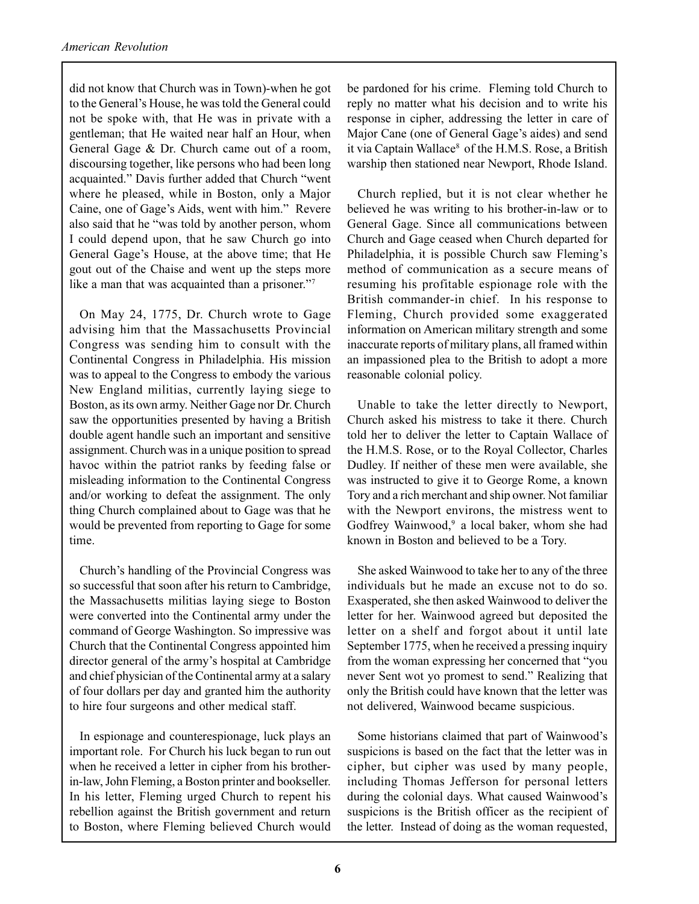did not know that Church was in Town)-when he got to the General's House, he was told the General could not be spoke with, that He was in private with a gentleman; that He waited near half an Hour, when General Gage & Dr. Church came out of a room, discoursing together, like persons who had been long acquainted." Davis further added that Church "went where he pleased, while in Boston, only a Major Caine, one of Gage's Aids, went with him." Revere also said that he "was told by another person, whom I could depend upon, that he saw Church go into General Gage's House, at the above time; that He gout out of the Chaise and went up the steps more like a man that was acquainted than a prisoner."[7]

On May 24, 1775, Dr. Church wrote to Gage advising him that the Massachusetts Provincial Congress was sending him to consult with the Continental Congress in Philadelphia. His mission was to appeal to the Congress to embody the various New England militias, currently laying siege to Boston, as its own army. Neither Gage nor Dr. Church saw the opportunities presented by having a British double agent handle such an important and sensitive assignment. Church was in a unique position to spread havoc within the patriot ranks by feeding false or misleading information to the Continental Congress and/or working to defeat the assignment. The only thing Church complained about to Gage was that he would be prevented from reporting to Gage for some time.

Church's handling of the Provincial Congress was so successful that soon after his return to Cambridge, the Massachusetts militias laying siege to Boston were converted into the Continental army under the command of George Washington. So impressive was Church that the Continental Congress appointed him director general of the army's hospital at Cambridge and chief physician of the Continental army at a salary of four dollars per day and granted him the authority to hire four surgeons and other medical staff.

In espionage and counterespionage, luck plays an important role. For Church his luck began to run out when he received a letter in cipher from his brother-in-law, John Fleming, a Boston printer and bookseller. In his letter, Fleming urged Church to repent his rebellion against the British government and return to Boston, where Fleming believed Church would be pardoned for his crime. Fleming told Church to reply no matter what his decision and to write his response in cipher, addressing the letter in care of Major Cane (one of General Gage's aides) and send it via Captain Wallace[8] of the H.M.S. Rose, a British warship then stationed near Newport, Rhode Island.

Church replied, but it is not clear whether he believed he was writing to his brother-in-law or to General Gage. Since all communications between Church and Gage ceased when Church departed for Philadelphia, it is possible Church saw Fleming's method of communication as a secure means of resuming his profitable espionage role with the British commander-in chief. In his response to Fleming, Church provided some exaggerated information on American military strength and some inaccurate reports of military plans, all framed within an impassioned plea to the British to adopt a more reasonable colonial policy.

Unable to take the letter directly to Newport, Church asked his mistress to take it there. Church told her to deliver the letter to Captain Wallace of the H.M.S. Rose, or to the Royal Collector, Charles Dudley. If neither of these men were available, she was instructed to give it to George Rome, a known Tory and a rich merchant and ship owner. Not familiar with the Newport environs, the mistress went to Godfrey Wainwood,[9] a local baker, whom she had known in Boston and believed to be a Tory.

She asked Wainwood to take her to any of the three individuals but he made an excuse not to do so. Exasperated, she then asked Wainwood to deliver the letter for her. Wainwood agreed but deposited the letter on a shelf and forgot about it until late September 1775, when he received a pressing inquiry from the woman expressing her concerned that "you never Sent wot yo promest to send." Realizing that only the British could have known that the letter was not delivered, Wainwood became suspicious.

Some historians claimed that part of Wainwood's suspicions is based on the fact that the letter was in cipher, but cipher was used by many people, including Thomas Jefferson for personal letters during the colonial days. What caused Wainwood's suspicions is the British officer as the recipient of the letter. Instead of doing as the woman requested,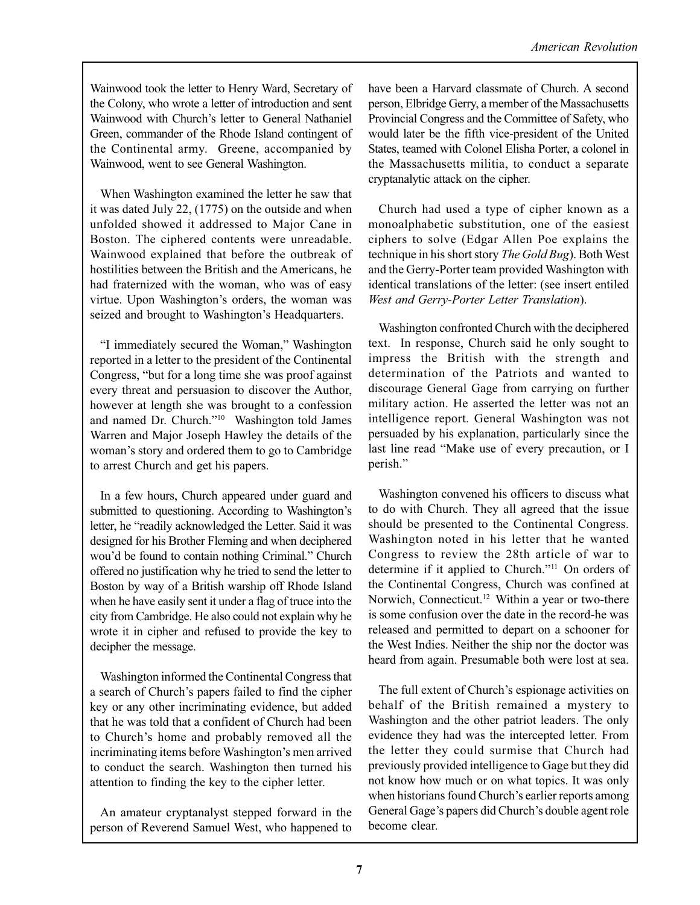Wainwood took the letter to Henry Ward, Secretary of the Colony, who wrote a letter of introduction and sent Wainwood with Church's letter to General Nathaniel Green, commander of the Rhode Island contingent of the Continental army. Greene, accompanied by Wainwood, went to see General Washington.

When Washington examined the letter he saw that it was dated July 22, (1775) on the outside and when unfolded showed it addressed to Major Cane in Boston. The ciphered contents were unreadable. Wainwood explained that before the outbreak of hostilities between the British and the Americans, he had fraternized with the woman, who was of easy virtue. Upon Washington's orders, the woman was seized and brought to Washington's Headquarters.

"I immediately secured the Woman," Washington reported in a letter to the president of the Continental Congress, "but for a long time she was proof against every threat and persuasion to discover the Author, however at length she was brought to a confession and named Dr. Church."[10] Washington told James Warren and Major Joseph Hawley the details of the woman's story and ordered them to go to Cambridge to arrest Church and get his papers.

In a few hours, Church appeared under guard and submitted to questioning. According to Washington's letter, he "readily acknowledged the Letter. Said it was designed for his Brother Fleming and when deciphered wou'd be found to contain nothing Criminal." Church offered no justification why he tried to send the letter to Boston by way of a British warship off Rhode Island when he have easily sent it under a flag of truce into the city from Cambridge. He also could not explain why he wrote it in cipher and refused to provide the key to decipher the message.

Washington informed the Continental Congress that a search of Church's papers failed to find the cipher key or any other incriminating evidence, but added that he was told that a confident of Church had been to Church's home and probably removed all the incriminating items before Washington's men arrived to conduct the search. Washington then turned his attention to finding the key to the cipher letter.

An amateur cryptanalyst stepped forward in the person of Reverend Samuel West, who happened to have been a Harvard classmate of Church. A second person, Elbridge Gerry, a member of the Massachusetts Provincial Congress and the Committee of Safety, who would later be the fifth vice-president of the United States, teamed with Colonel Elisha Porter, a colonel in the Massachusetts militia, to conduct a separate cryptanalytic attack on the cipher.

Church had used a type of cipher known as a monoalphabetic substitution, one of the easiest ciphers to solve (Edgar Allen Poe explains the technique in his short story *The Gold Bug*). Both West and the Gerry-Porter team provided Washington with identical translations of the letter: (see insert entiled *West and Gerry-Porter Letter Translation*).

Washington confronted Church with the deciphered text. In response, Church said he only sought to impress the British with the strength and determination of the Patriots and wanted to discourage General Gage from carrying on further military action. He asserted the letter was not an intelligence report. General Washington was not persuaded by his explanation, particularly since the last line read "Make use of every precaution, or I perish."

Washington convened his officers to discuss what to do with Church. They all agreed that the issue should be presented to the Continental Congress. Washington noted in his letter that he wanted Congress to review the 28th article of war to determine if it applied to Church."[11] On orders of the Continental Congress, Church was confined at Norwich, Connecticut.[12] Within a year or two-there is some confusion over the date in the record-he was released and permitted to depart on a schooner for the West Indies. Neither the ship nor the doctor was heard from again. Presumable both were lost at sea.

The full extent of Church's espionage activities on behalf of the British remained a mystery to Washington and the other patriot leaders. The only evidence they had was the intercepted letter. From the letter they could surmise that Church had previously provided intelligence to Gage but they did not know how much or on what topics. It was only when historians found Church's earlier reports among General Gage's papers did Church's double agent role become clear.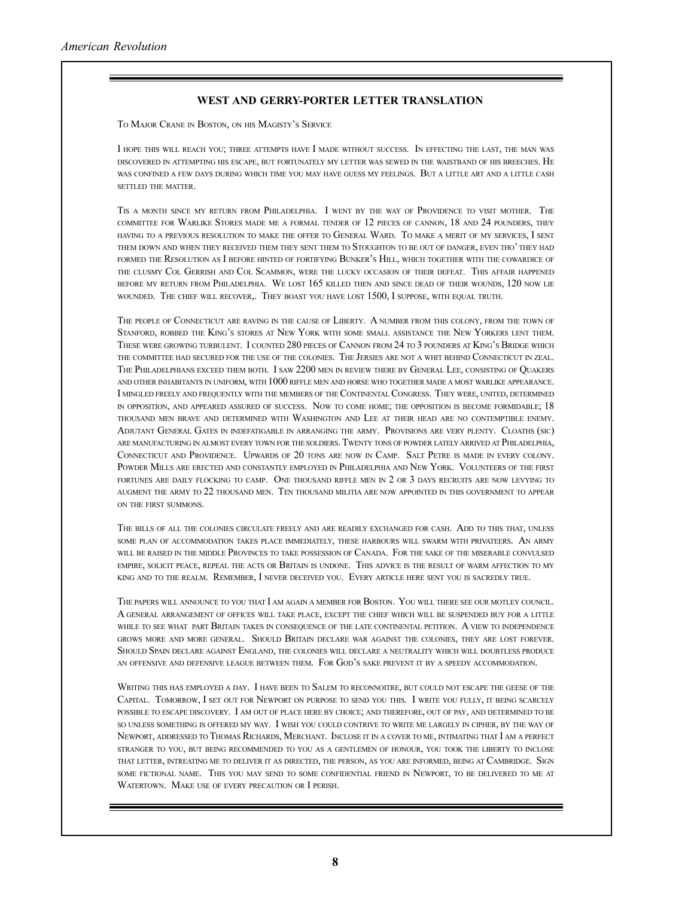## WEST AND GERRY-PORTER LETTER TRANSLATION

To Major Crane in Boston, on his Magisty's Service

I hope this will reach you; three attempts have I made without success. In effecting the last, the man was discovered in attempting his escape, but fortunately my letter was sewed in the waistband of his breeches. He was confined a few days during which time you may have guess my feelings. But a little art and a little cash settled the matter.

Tis a month since my return from Philadelphia. I went by the way of Providence to visit mother. The committee for Warlike Stores made me a formal tender of 12 pieces of cannon, 18 and 24 pounders, they having to a previous resolution to make the offer to General Ward. To make a merit of my services, I sent them down and when they received them they sent them to Stoughton to be out of danger, even tho' they had formed the Resolution as I before hinted of fortifying Bunker's Hill, which together with the cowardice of the clusmy Col Gerrish and Col Scammon, were the lucky occasion of their defeat. This affair happened before my return from Philadelphia. We lost 165 killed then and since dead of their wounds, 120 now lie wounded. The chief will recover,. They boast you have lost 1500, I suppose, with equal truth.

The people of Connecticut are raving in the cause of Liberty. A number from this colony, from the town of Stanford, robbed the King's stores at New York with some small assistance the New Yorkers lent them. These were growing turbulent. I counted 280 pieces of Cannon from 24 to 3 pounders at King's Bridge which the committee had secured for the use of the colonies. The Jersies are not a whit behind Connecticut in zeal. The Philadelphians exceed them both. I saw 2200 men in review there by General Lee, consisting of Quakers and other inhabitants in uniform, with 1000 riffle men and horse who together made a most warlike appearance. I mingled freely and frequently with the members of the Continental Congress. They were, united, determined in opposition, and appeared assured of success. Now to come home; the opposition is become formidable; 18 thousand men brave and determined with Washington and Lee at their head are no contemptible enemy. Adjutant General Gates in indefatigable in arranging the army. Provisions are very plenty. Cloaths (sic) are manufacturing in almost every town for the soldiers. Twenty tons of powder lately arrived at Philadelphia, Connecticut and Providence. Upwards of 20 tons are now in Camp. Salt Petre is made in every colony. Powder Mills are erected and constantly employed in Philadelphia and New York. Volunteers of the first fortunes are daily flocking to camp. One thousand riffle men in 2 or 3 days recruits are now levying to augment the army to 22 thousand men. Ten thousand militia are now appointed in this government to appear on the first summons.

The bills of all the colonies circulate freely and are readily exchanged for cash. Add to this that, unless some plan of accommodation takes place immediately, these harbours will swarm with privateers. An army will be raised in the middle Provinces to take possession of Canada. For the sake of the miserable convulsed empire, solicit peace, repeal the acts or Britain is undone. This advice is the result of warm affection to my king and to the realm. Remember, I never deceived you. Every article here sent you is sacredly true.

The papers will announce to you that I am again a member for Boston. You will there see our motley council. A general arrangement of offices will take place, except the chief which will be suspended buy for a little while to see what part Britain takes in consequence of the late continental petition. A view to independence grows more and more general. Should Britain declare war against the colonies, they are lost forever. Should Spain declare against England, the colonies will declare a neutrality which will doubtless produce an offensive and defensive league between them. For God's sake prevent it by a speedy accommodation.

Writing this has employed a day. I have been to Salem to reconnoitre, but could not escape the geese of the Capital. Tomorrow, I set out for Newport on purpose to send you this. I write you fully, it being scarcely possible to escape discovery. I am out of place here by choice; and therefore, out of pay, and determined to be so unless something is offered my way. I wish you could contrive to write me largely in cipher, by the way of Newport, addressed to Thomas Richards, Merchant. Inclose it in a cover to me, intimating that I am a perfect stranger to you, but being recommended to you as a gentlemen of honour, you took the liberty to inclose that letter, intreating me to deliver it as directed, the person, as you are informed, being at Cambridge. Sign some fictional name. This you may send to some confidential friend in Newport, to be delivered to me at Watertown. Make use of every precaution or I perish.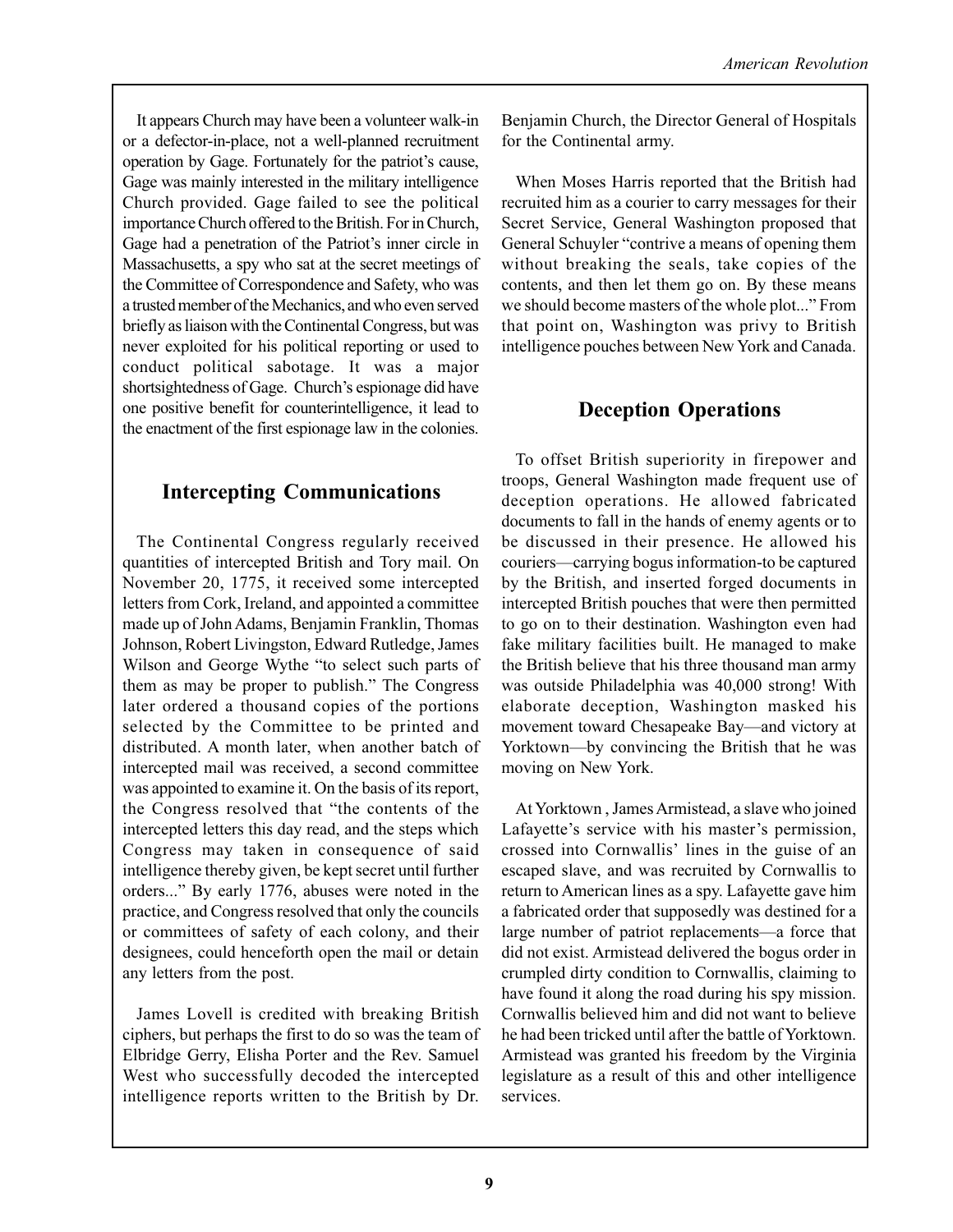It appears Church may have been a volunteer walk-in or a defector-in-place, not a well-planned recruitment operation by Gage. Fortunately for the patriot's cause, Gage was mainly interested in the military intelligence Church provided. Gage failed to see the political importance Church offered to the British. For in Church, Gage had a penetration of the Patriot's inner circle in Massachusetts, a spy who sat at the secret meetings of the Committee of Correspondence and Safety, who was a trusted member of the Mechanics, and who even served briefly as liaison with the Continental Congress, but was never exploited for his political reporting or used to conduct political sabotage. It was a major shortsightedness of Gage. Church's espionage did have one positive benefit for counterintelligence, it lead to the enactment of the first espionage law in the colonies.

## Intercepting Communications

The Continental Congress regularly received quantities of intercepted British and Tory mail. On November 20, 1775, it received some intercepted letters from Cork, Ireland, and appointed a committee made up of John Adams, Benjamin Franklin, Thomas Johnson, Robert Livingston, Edward Rutledge, James Wilson and George Wythe "to select such parts of them as may be proper to publish." The Congress later ordered a thousand copies of the portions selected by the Committee to be printed and distributed. A month later, when another batch of intercepted mail was received, a second committee was appointed to examine it. On the basis of its report, the Congress resolved that "the contents of the intercepted letters this day read, and the steps which Congress may taken in consequence of said intelligence thereby given, be kept secret until further orders..." By early 1776, abuses were noted in the practice, and Congress resolved that only the councils or committees of safety of each colony, and their designees, could henceforth open the mail or detain any letters from the post.

James Lovell is credited with breaking British ciphers, but perhaps the first to do so was the team of Elbridge Gerry, Elisha Porter and the Rev. Samuel West who successfully decoded the intercepted intelligence reports written to the British by Dr. Benjamin Church, the Director General of Hospitals for the Continental army.

When Moses Harris reported that the British had recruited him as a courier to carry messages for their Secret Service, General Washington proposed that General Schuyler "contrive a means of opening them without breaking the seals, take copies of the contents, and then let them go on. By these means we should become masters of the whole plot..." From that point on, Washington was privy to British intelligence pouches between New York and Canada.

## Deception Operations

To offset British superiority in firepower and troops, General Washington made frequent use of deception operations. He allowed fabricated documents to fall in the hands of enemy agents or to be discussed in their presence. He allowed his couriers—carrying bogus information-to be captured by the British, and inserted forged documents in intercepted British pouches that were then permitted to go on to their destination. Washington even had fake military facilities built. He managed to make the British believe that his three thousand man army was outside Philadelphia was 40,000 strong! With elaborate deception, Washington masked his movement toward Chesapeake Bay—and victory at Yorktown—by convincing the British that he was moving on New York.

At Yorktown , James Armistead, a slave who joined Lafayette's service with his master's permission, crossed into Cornwallis' lines in the guise of an escaped slave, and was recruited by Cornwallis to return to American lines as a spy. Lafayette gave him a fabricated order that supposedly was destined for a large number of patriot replacements—a force that did not exist. Armistead delivered the bogus order in crumpled dirty condition to Cornwallis, claiming to have found it along the road during his spy mission. Cornwallis believed him and did not want to believe he had been tricked until after the battle of Yorktown. Armistead was granted his freedom by the Virginia legislature as a result of this and other intelligence services.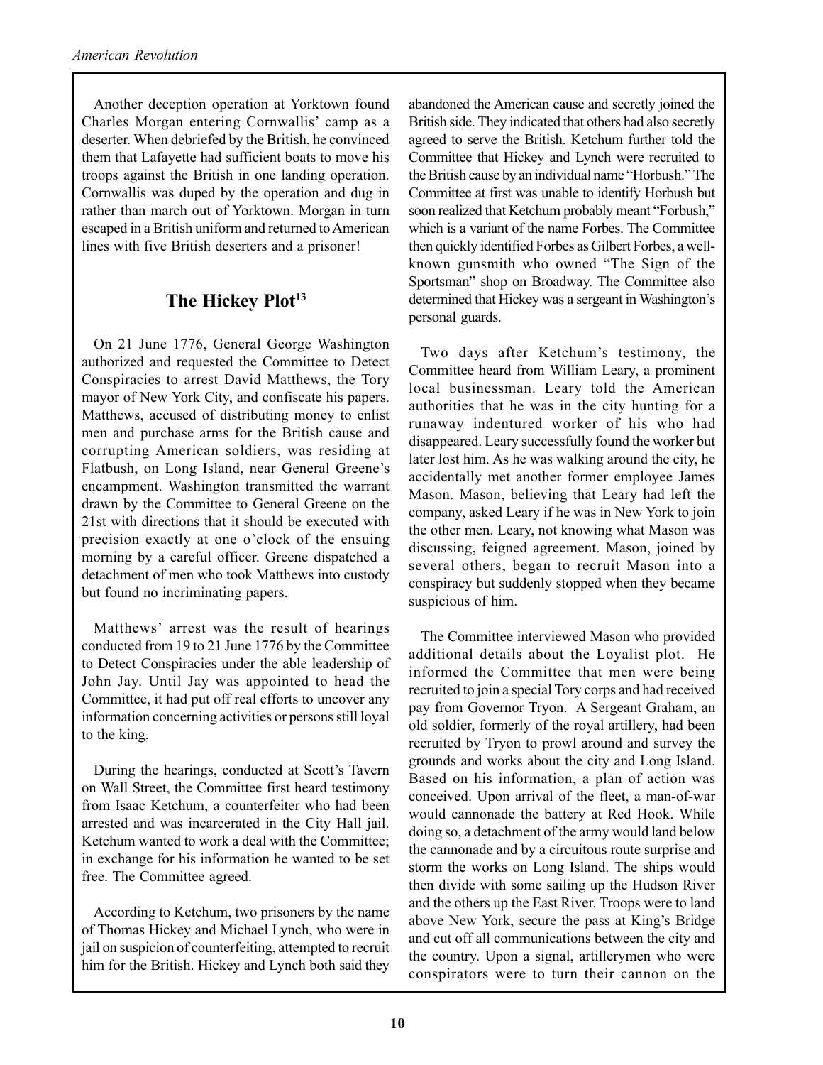Another deception operation at Yorktown found Charles Morgan entering Cornwallis' camp as a deserter. When debriefed by the British, he convinced them that Lafayette had sufficient boats to move his troops against the British in one landing operation. Cornwallis was duped by the operation and dug in rather than march out of Yorktown. Morgan in turn escaped in a British uniform and returned to American lines with five British deserters and a prisoner!

## The Hickey Plot[13]

On 21 June 1776, General George Washington authorized and requested the Committee to Detect Conspiracies to arrest David Matthews, the Tory mayor of New York City, and confiscate his papers. Matthews, accused of distributing money to enlist men and purchase arms for the British cause and corrupting American soldiers, was residing at Flatbush, on Long Island, near General Greene's encampment. Washington transmitted the warrant drawn by the Committee to General Greene on the 21st with directions that it should be executed with precision exactly at one o'clock of the ensuing morning by a careful officer. Greene dispatched a detachment of men who took Matthews into custody but found no incriminating papers.

Matthews' arrest was the result of hearings conducted from 19 to 21 June 1776 by the Committee to Detect Conspiracies under the able leadership of John Jay. Until Jay was appointed to head the Committee, it had put off real efforts to uncover any information concerning activities or persons still loyal to the king.

During the hearings, conducted at Scott's Tavern on Wall Street, the Committee first heard testimony from Isaac Ketchum, a counterfeiter who had been arrested and was incarcerated in the City Hall jail. Ketchum wanted to work a deal with the Committee; in exchange for his information he wanted to be set free. The Committee agreed.

According to Ketchum, two prisoners by the name of Thomas Hickey and Michael Lynch, who were in jail on suspicion of counterfeiting, attempted to recruit him for the British. Hickey and Lynch both said they abandoned the American cause and secretly joined the British side. They indicated that others had also secretly agreed to serve the British. Ketchum further told the Committee that Hickey and Lynch were recruited to the British cause by an individual name "Horbush." The Committee at first was unable to identify Horbush but soon realized that Ketchum probably meant "Forbush," which is a variant of the name Forbes. The Committee then quickly identified Forbes as Gilbert Forbes, a well-known gunsmith who owned "The Sign of the Sportsman" shop on Broadway. The Committee also determined that Hickey was a sergeant in Washington's personal guards.

Two days after Ketchum's testimony, the Committee heard from William Leary, a prominent local businessman. Leary told the American authorities that he was in the city hunting for a runaway indentured worker of his who had disappeared. Leary successfully found the worker but later lost him. As he was walking around the city, he accidentally met another former employee James Mason. Mason, believing that Leary had left the company, asked Leary if he was in New York to join the other men. Leary, not knowing what Mason was discussing, feigned agreement. Mason, joined by several others, began to recruit Mason into a conspiracy but suddenly stopped when they became suspicious of him.

The Committee interviewed Mason who provided additional details about the Loyalist plot. He informed the Committee that men were being recruited to join a special Tory corps and had received pay from Governor Tryon. A Sergeant Graham, an old soldier, formerly of the royal artillery, had been recruited by Tryon to prowl around and survey the grounds and works about the city and Long Island. Based on his information, a plan of action was conceived. Upon arrival of the fleet, a man-of-war would cannonade the battery at Red Hook. While doing so, a detachment of the army would land below the cannonade and by a circuitous route surprise and storm the works on Long Island. The ships would then divide with some sailing up the Hudson River and the others up the East River. Troops were to land above New York, secure the pass at King's Bridge and cut off all communications between the city and the country. Upon a signal, artillerymen who were conspirators were to turn their cannon on the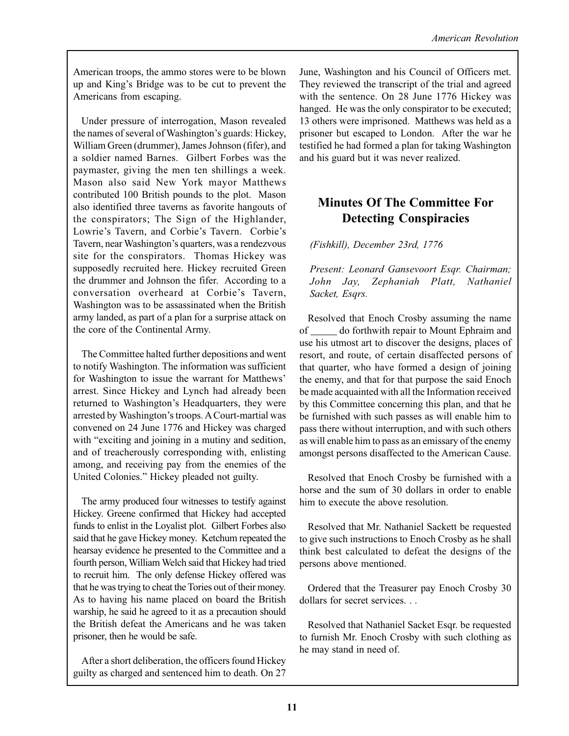American troops, the ammo stores were to be blown up and King's Bridge was to be cut to prevent the Americans from escaping.

Under pressure of interrogation, Mason revealed the names of several of Washington's guards: Hickey, William Green (drummer), James Johnson (fifer), and a soldier named Barnes. Gilbert Forbes was the paymaster, giving the men ten shillings a week. Mason also said New York mayor Matthews contributed 100 British pounds to the plot. Mason also identified three taverns as favorite hangouts of the conspirators; The Sign of the Highlander, Lowrie's Tavern, and Corbie's Tavern. Corbie's Tavern, near Washington's quarters, was a rendezvous site for the conspirators. Thomas Hickey was supposedly recruited here. Hickey recruited Green the drummer and Johnson the fifer. According to a conversation overheard at Corbie's Tavern, Washington was to be assassinated when the British army landed, as part of a plan for a surprise attack on the core of the Continental Army.

The Committee halted further depositions and went to notify Washington. The information was sufficient for Washington to issue the warrant for Matthews' arrest. Since Hickey and Lynch had already been returned to Washington's Headquarters, they were arrested by Washington's troops. A Court-martial was convened on 24 June 1776 and Hickey was charged with "exciting and joining in a mutiny and sedition, and of treacherously corresponding with, enlisting among, and receiving pay from the enemies of the United Colonies." Hickey pleaded not guilty.

The army produced four witnesses to testify against Hickey. Greene confirmed that Hickey had accepted funds to enlist in the Loyalist plot. Gilbert Forbes also said that he gave Hickey money. Ketchum repeated the hearsay evidence he presented to the Committee and a fourth person, William Welch said that Hickey had tried to recruit him. The only defense Hickey offered was that he was trying to cheat the Tories out of their money. As to having his name placed on board the British warship, he said he agreed to it as a precaution should the British defeat the Americans and he was taken prisoner, then he would be safe.

After a short deliberation, the officers found Hickey guilty as charged and sentenced him to death. On 27 June, Washington and his Council of Officers met. They reviewed the transcript of the trial and agreed with the sentence. On 28 June 1776 Hickey was hanged. He was the only conspirator to be executed; 13 others were imprisoned. Matthews was held as a prisoner but escaped to London. After the war he testified he had formed a plan for taking Washington and his guard but it was never realized.

## Minutes Of The Committee For Detecting Conspiracies

*(Fishkill), December 23rd, 1776*

*Present: Leonard Gansevoort Esqr. Chairman; John Jay, Zephaniah Platt, Nathaniel Sacket, Esqrs.*

Resolved that Enoch Crosby assuming the name of _____ do forthwith repair to Mount Ephraim and use his utmost art to discover the designs, places of resort, and route, of certain disaffected persons of that quarter, who have formed a design of joining the enemy, and that for that purpose the said Enoch be made acquainted with all the Information received by this Committee concerning this plan, and that he be furnished with such passes as will enable him to pass there without interruption, and with such others as will enable him to pass as an emissary of the enemy amongst persons disaffected to the American Cause.

Resolved that Enoch Crosby be furnished with a horse and the sum of 30 dollars in order to enable him to execute the above resolution.

Resolved that Mr. Nathaniel Sackett be requested to give such instructions to Enoch Crosby as he shall think best calculated to defeat the designs of the persons above mentioned.

Ordered that the Treasurer pay Enoch Crosby 30 dollars for secret services. . .

Resolved that Nathaniel Sacket Esqr. be requested to furnish Mr. Enoch Crosby with such clothing as he may stand in need of.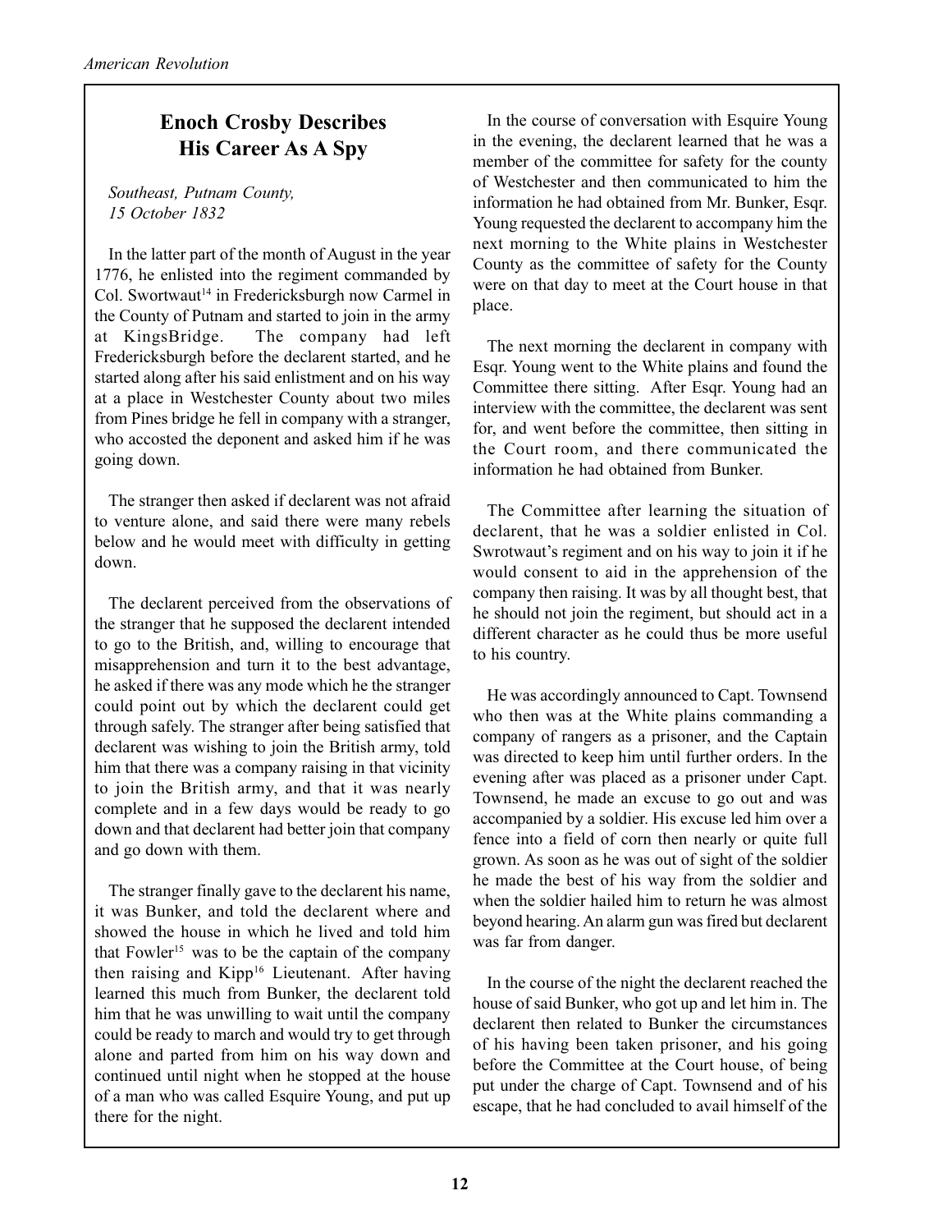## Enoch Crosby Describes His Career As A Spy

*Southeast, Putnam County,*
*15 October 1832*

In the latter part of the month of August in the year 1776, he enlisted into the regiment commanded by Col. Swortwaut[14] in Fredericksburgh now Carmel in the County of Putnam and started to join in the army at KingsBridge. The company had left Fredericksburgh before the declarent started, and he started along after his said enlistment and on his way at a place in Westchester County about two miles from Pines bridge he fell in company with a stranger, who accosted the deponent and asked him if he was going down.

The stranger then asked if declarent was not afraid to venture alone, and said there were many rebels below and he would meet with difficulty in getting down.

The declarent perceived from the observations of the stranger that he supposed the declarent intended to go to the British, and, willing to encourage that misapprehension and turn it to the best advantage, he asked if there was any mode which he the stranger could point out by which the declarent could get through safely. The stranger after being satisfied that declarent was wishing to join the British army, told him that there was a company raising in that vicinity to join the British army, and that it was nearly complete and in a few days would be ready to go down and that declarent had better join that company and go down with them.

The stranger finally gave to the declarent his name, it was Bunker, and told the declarent where and showed the house in which he lived and told him that Fowler[15] was to be the captain of the company then raising and Kipp[16] Lieutenant. After having learned this much from Bunker, the declarent told him that he was unwilling to wait until the company could be ready to march and would try to get through alone and parted from him on his way down and continued until night when he stopped at the house of a man who was called Esquire Young, and put up there for the night.

In the course of conversation with Esquire Young in the evening, the declarent learned that he was a member of the committee for safety for the county of Westchester and then communicated to him the information he had obtained from Mr. Bunker, Esqr. Young requested the declarent to accompany him the next morning to the White plains in Westchester County as the committee of safety for the County were on that day to meet at the Court house in that place.

The next morning the declarent in company with Esqr. Young went to the White plains and found the Committee there sitting. After Esqr. Young had an interview with the committee, the declarent was sent for, and went before the committee, then sitting in the Court room, and there communicated the information he had obtained from Bunker.

The Committee after learning the situation of declarent, that he was a soldier enlisted in Col. Swrotwaut's regiment and on his way to join it if he would consent to aid in the apprehension of the company then raising. It was by all thought best, that he should not join the regiment, but should act in a different character as he could thus be more useful to his country.

He was accordingly announced to Capt. Townsend who then was at the White plains commanding a company of rangers as a prisoner, and the Captain was directed to keep him until further orders. In the evening after was placed as a prisoner under Capt. Townsend, he made an excuse to go out and was accompanied by a soldier. His excuse led him over a fence into a field of corn then nearly or quite full grown. As soon as he was out of sight of the soldier he made the best of his way from the soldier and when the soldier hailed him to return he was almost beyond hearing. An alarm gun was fired but declarent was far from danger.

In the course of the night the declarent reached the house of said Bunker, who got up and let him in. The declarent then related to Bunker the circumstances of his having been taken prisoner, and his going before the Committee at the Court house, of being put under the charge of Capt. Townsend and of his escape, that he had concluded to avail himself of the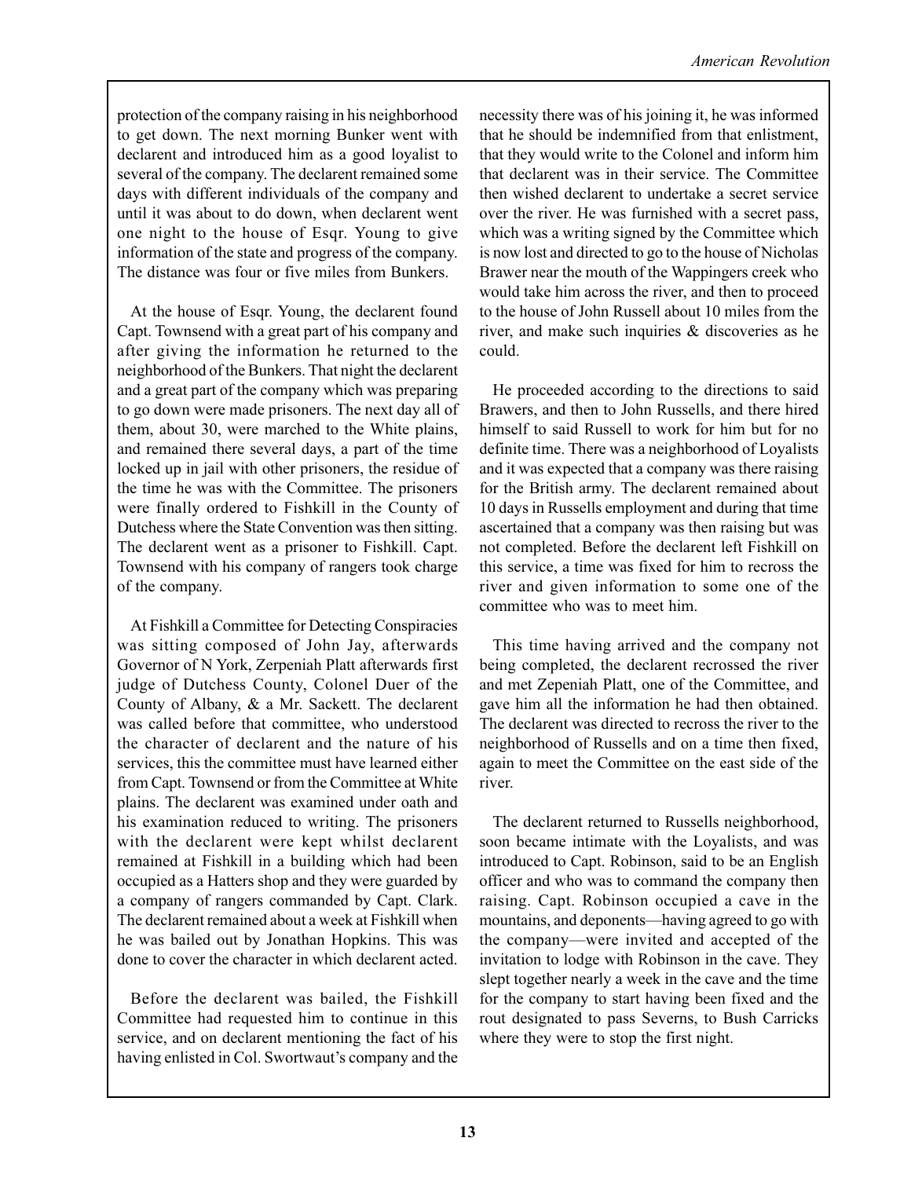protection of the company raising in his neighborhood to get down. The next morning Bunker went with declarent and introduced him as a good loyalist to several of the company. The declarent remained some days with different individuals of the company and until it was about to do down, when declarent went one night to the house of Esqr. Young to give information of the state and progress of the company. The distance was four or five miles from Bunkers.

At the house of Esqr. Young, the declarent found Capt. Townsend with a great part of his company and after giving the information he returned to the neighborhood of the Bunkers. That night the declarent and a great part of the company which was preparing to go down were made prisoners. The next day all of them, about 30, were marched to the White plains, and remained there several days, a part of the time locked up in jail with other prisoners, the residue of the time he was with the Committee. The prisoners were finally ordered to Fishkill in the County of Dutchess where the State Convention was then sitting. The declarent went as a prisoner to Fishkill. Capt. Townsend with his company of rangers took charge of the company.

At Fishkill a Committee for Detecting Conspiracies was sitting composed of John Jay, afterwards Governor of N York, Zerpeniah Platt afterwards first judge of Dutchess County, Colonel Duer of the County of Albany, & a Mr. Sackett. The declarent was called before that committee, who understood the character of declarent and the nature of his services, this the committee must have learned either from Capt. Townsend or from the Committee at White plains. The declarent was examined under oath and his examination reduced to writing. The prisoners with the declarent were kept whilst declarent remained at Fishkill in a building which had been occupied as a Hatters shop and they were guarded by a company of rangers commanded by Capt. Clark. The declarent remained about a week at Fishkill when he was bailed out by Jonathan Hopkins. This was done to cover the character in which declarent acted.

Before the declarent was bailed, the Fishkill Committee had requested him to continue in this service, and on declarent mentioning the fact of his having enlisted in Col. Swortwaut's company and the necessity there was of his joining it, he was informed that he should be indemnified from that enlistment, that they would write to the Colonel and inform him that declarent was in their service. The Committee then wished declarent to undertake a secret service over the river. He was furnished with a secret pass, which was a writing signed by the Committee which is now lost and directed to go to the house of Nicholas Brawer near the mouth of the Wappingers creek who would take him across the river, and then to proceed to the house of John Russell about 10 miles from the river, and make such inquiries & discoveries as he could.

He proceeded according to the directions to said Brawers, and then to John Russells, and there hired himself to said Russell to work for him but for no definite time. There was a neighborhood of Loyalists and it was expected that a company was there raising for the British army. The declarent remained about 10 days in Russells employment and during that time ascertained that a company was then raising but was not completed. Before the declarent left Fishkill on this service, a time was fixed for him to recross the river and given information to some one of the committee who was to meet him.

This time having arrived and the company not being completed, the declarent recrossed the river and met Zepeniah Platt, one of the Committee, and gave him all the information he had then obtained. The declarent was directed to recross the river to the neighborhood of Russells and on a time then fixed, again to meet the Committee on the east side of the river.

The declarent returned to Russells neighborhood, soon became intimate with the Loyalists, and was introduced to Capt. Robinson, said to be an English officer and who was to command the company then raising. Capt. Robinson occupied a cave in the mountains, and deponents—having agreed to go with the company—were invited and accepted of the invitation to lodge with Robinson in the cave. They slept together nearly a week in the cave and the time for the company to start having been fixed and the rout designated to pass Severns, to Bush Carricks where they were to stop the first night.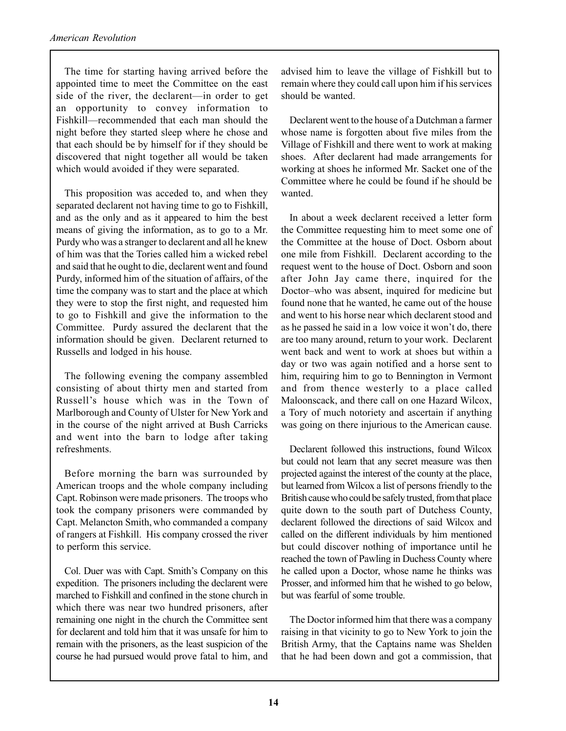The time for starting having arrived before the appointed time to meet the Committee on the east side of the river, the declarent—in order to get an opportunity to convey information to Fishkill—recommended that each man should the night before they started sleep where he chose and that each should be by himself for if they should be discovered that night together all would be taken which would avoided if they were separated.

This proposition was acceded to, and when they separated declarent not having time to go to Fishkill, and as the only and as it appeared to him the best means of giving the information, as to go to a Mr. Purdy who was a stranger to declarent and all he knew of him was that the Tories called him a wicked rebel and said that he ought to die, declarent went and found Purdy, informed him of the situation of affairs, of the time the company was to start and the place at which they were to stop the first night, and requested him to go to Fishkill and give the information to the Committee. Purdy assured the declarent that the information should be given. Declarent returned to Russells and lodged in his house.

The following evening the company assembled consisting of about thirty men and started from Russell's house which was in the Town of Marlborough and County of Ulster for New York and in the course of the night arrived at Bush Carricks and went into the barn to lodge after taking refreshments.

Before morning the barn was surrounded by American troops and the whole company including Capt. Robinson were made prisoners. The troops who took the company prisoners were commanded by Capt. Melancton Smith, who commanded a company of rangers at Fishkill. His company crossed the river to perform this service.

Col. Duer was with Capt. Smith's Company on this expedition. The prisoners including the declarent were marched to Fishkill and confined in the stone church in which there was near two hundred prisoners, after remaining one night in the church the Committee sent for declarent and told him that it was unsafe for him to remain with the prisoners, as the least suspicion of the course he had pursued would prove fatal to him, and advised him to leave the village of Fishkill but to remain where they could call upon him if his services should be wanted.

Declarent went to the house of a Dutchman a farmer whose name is forgotten about five miles from the Village of Fishkill and there went to work at making shoes. After declarent had made arrangements for working at shoes he informed Mr. Sacket one of the Committee where he could be found if he should be wanted.

In about a week declarent received a letter form the Committee requesting him to meet some one of the Committee at the house of Doct. Osborn about one mile from Fishkill. Declarent according to the request went to the house of Doct. Osborn and soon after John Jay came there, inquired for the Doctor–who was absent, inquired for medicine but found none that he wanted, he came out of the house and went to his horse near which declarent stood and as he passed he said in a low voice it won't do, there are too many around, return to your work. Declarent went back and went to work at shoes but within a day or two was again notified and a horse sent to him, requiring him to go to Bennington in Vermont and from thence westerly to a place called Maloonscack, and there call on one Hazard Wilcox, a Tory of much notoriety and ascertain if anything was going on there injurious to the American cause.

Declarent followed this instructions, found Wilcox but could not learn that any secret measure was then projected against the interest of the county at the place, but learned from Wilcox a list of persons friendly to the British cause who could be safely trusted, from that place quite down to the south part of Dutchess County, declarent followed the directions of said Wilcox and called on the different individuals by him mentioned but could discover nothing of importance until he reached the town of Pawling in Duchess County where he called upon a Doctor, whose name he thinks was Prosser, and informed him that he wished to go below, but was fearful of some trouble.

The Doctor informed him that there was a company raising in that vicinity to go to New York to join the British Army, that the Captains name was Shelden that he had been down and got a commission, that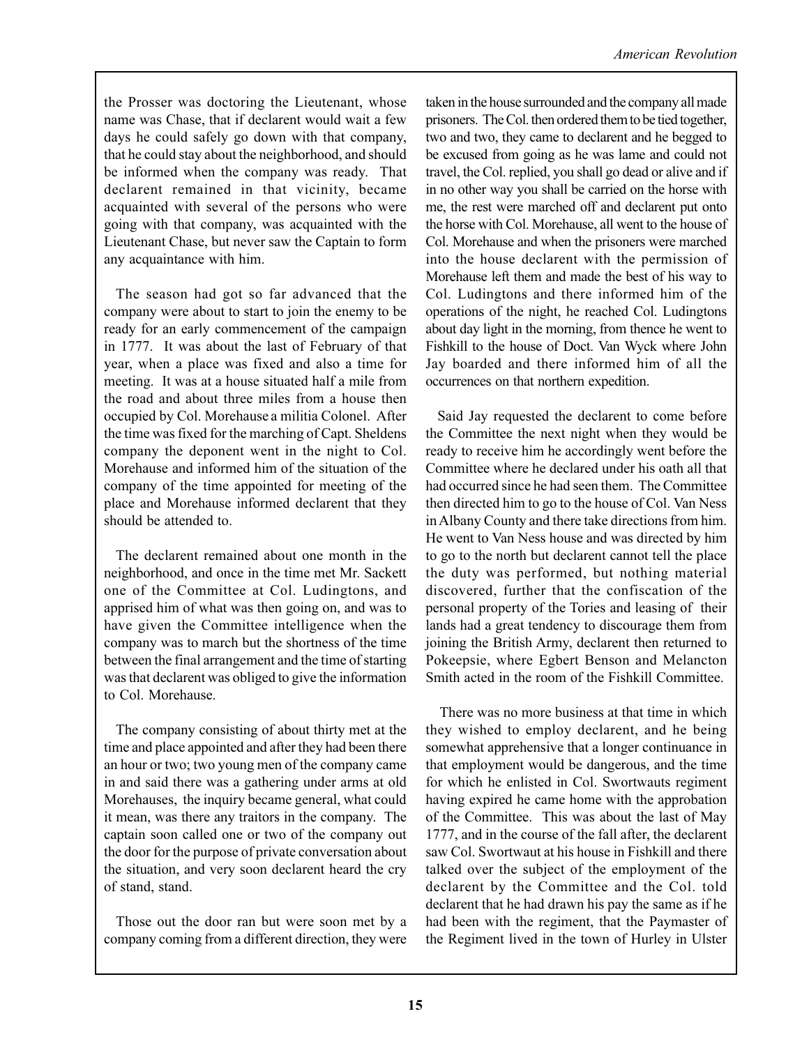the Prosser was doctoring the Lieutenant, whose name was Chase, that if declarent would wait a few days he could safely go down with that company, that he could stay about the neighborhood, and should be informed when the company was ready. That declarent remained in that vicinity, became acquainted with several of the persons who were going with that company, was acquainted with the Lieutenant Chase, but never saw the Captain to form any acquaintance with him.

The season had got so far advanced that the company were about to start to join the enemy to be ready for an early commencement of the campaign in 1777. It was about the last of February of that year, when a place was fixed and also a time for meeting. It was at a house situated half a mile from the road and about three miles from a house then occupied by Col. Morehause a militia Colonel. After the time was fixed for the marching of Capt. Sheldens company the deponent went in the night to Col. Morehause and informed him of the situation of the company of the time appointed for meeting of the place and Morehause informed declarent that they should be attended to.

The declarent remained about one month in the neighborhood, and once in the time met Mr. Sackett one of the Committee at Col. Ludingtons, and apprised him of what was then going on, and was to have given the Committee intelligence when the company was to march but the shortness of the time between the final arrangement and the time of starting was that declarent was obliged to give the information to Col. Morehause.

The company consisting of about thirty met at the time and place appointed and after they had been there an hour or two; two young men of the company came in and said there was a gathering under arms at old Morehauses, the inquiry became general, what could it mean, was there any traitors in the company. The captain soon called one or two of the company out the door for the purpose of private conversation about the situation, and very soon declarent heard the cry of stand, stand.

Those out the door ran but were soon met by a company coming from a different direction, they were taken in the house surrounded and the company all made prisoners. The Col. then ordered them to be tied together, two and two, they came to declarent and he begged to be excused from going as he was lame and could not travel, the Col. replied, you shall go dead or alive and if in no other way you shall be carried on the horse with me, the rest were marched off and declarent put onto the horse with Col. Morehause, all went to the house of Col. Morehause and when the prisoners were marched into the house declarent with the permission of Morehause left them and made the best of his way to Col. Ludingtons and there informed him of the operations of the night, he reached Col. Ludingtons about day light in the morning, from thence he went to Fishkill to the house of Doct. Van Wyck where John Jay boarded and there informed him of all the occurrences on that northern expedition.

Said Jay requested the declarent to come before the Committee the next night when they would be ready to receive him he accordingly went before the Committee where he declared under his oath all that had occurred since he had seen them. The Committee then directed him to go to the house of Col. Van Ness in Albany County and there take directions from him. He went to Van Ness house and was directed by him to go to the north but declarent cannot tell the place the duty was performed, but nothing material discovered, further that the confiscation of the personal property of the Tories and leasing of their lands had a great tendency to discourage them from joining the British Army, declarent then returned to Pokeepsie, where Egbert Benson and Melancton Smith acted in the room of the Fishkill Committee.

There was no more business at that time in which they wished to employ declarent, and he being somewhat apprehensive that a longer continuance in that employment would be dangerous, and the time for which he enlisted in Col. Swortwauts regiment having expired he came home with the approbation of the Committee. This was about the last of May 1777, and in the course of the fall after, the declarent saw Col. Swortwaut at his house in Fishkill and there talked over the subject of the employment of the declarent by the Committee and the Col. told declarent that he had drawn his pay the same as if he had been with the regiment, that the Paymaster of the Regiment lived in the town of Hurley in Ulster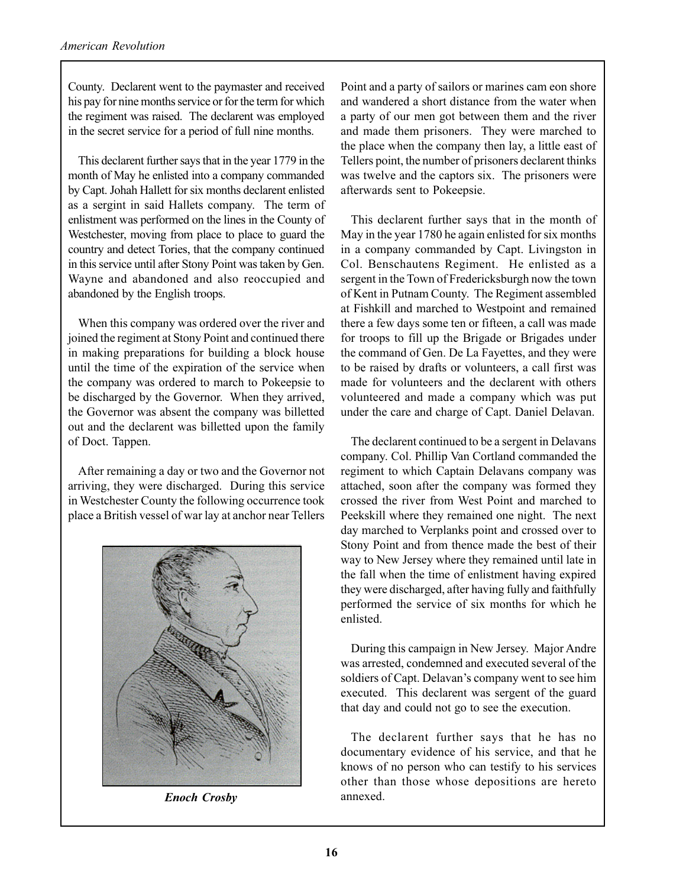County. Declarent went to the paymaster and received his pay for nine months service or for the term for which the regiment was raised. The declarent was employed in the secret service for a period of full nine months.

This declarent further says that in the year 1779 in the month of May he enlisted into a company commanded by Capt. Johah Hallett for six months declarent enlisted as a sergint in said Hallets company. The term of enlistment was performed on the lines in the County of Westchester, moving from place to place to guard the country and detect Tories, that the company continued in this service until after Stony Point was taken by Gen. Wayne and abandoned and also reoccupied and abandoned by the English troops.

When this company was ordered over the river and joined the regiment at Stony Point and continued there in making preparations for building a block house until the time of the expiration of the service when the company was ordered to march to Pokeepsie to be discharged by the Governor. When they arrived, the Governor was absent the company was billetted out and the declarent was billetted upon the family of Doct. Tappen.

After remaining a day or two and the Governor not arriving, they were discharged. During this service in Westchester County the following occurrence took place a British vessel of war lay at anchor near Tellers Point and a party of sailors or marines cam eon shore and wandered a short distance from the water when a party of our men got between them and the river and made them prisoners. They were marched to the place when the company then lay, a little east of Tellers point, the number of prisoners declarent thinks was twelve and the captors six. The prisoners were afterwards sent to Pokeepsie.

***Enoch Crosby***

This declarent further says that in the month of May in the year 1780 he again enlisted for six months in a company commanded by Capt. Livingston in Col. Benschautens Regiment. He enlisted as a sergent in the Town of Fredericksburgh now the town of Kent in Putnam County. The Regiment assembled at Fishkill and marched to Westpoint and remained there a few days some ten or fifteen, a call was made for troops to fill up the Brigade or Brigades under the command of Gen. De La Fayettes, and they were to be raised by drafts or volunteers, a call first was made for volunteers and the declarent with others volunteered and made a company which was put under the care and charge of Capt. Daniel Delavan.

The declarent continued to be a sergent in Delavans company. Col. Phillip Van Cortland commanded the regiment to which Captain Delavans company was attached, soon after the company was formed they crossed the river from West Point and marched to Peekskill where they remained one night. The next day marched to Verplanks point and crossed over to Stony Point and from thence made the best of their way to New Jersey where they remained until late in the fall when the time of enlistment having expired they were discharged, after having fully and faithfully performed the service of six months for which he enlisted.

During this campaign in New Jersey. Major Andre was arrested, condemned and executed several of the soldiers of Capt. Delavan's company went to see him executed. This declarent was sergent of the guard that day and could not go to see the execution.

The declarent further says that he has no documentary evidence of his service, and that he knows of no person who can testify to his services other than those whose depositions are hereto annexed.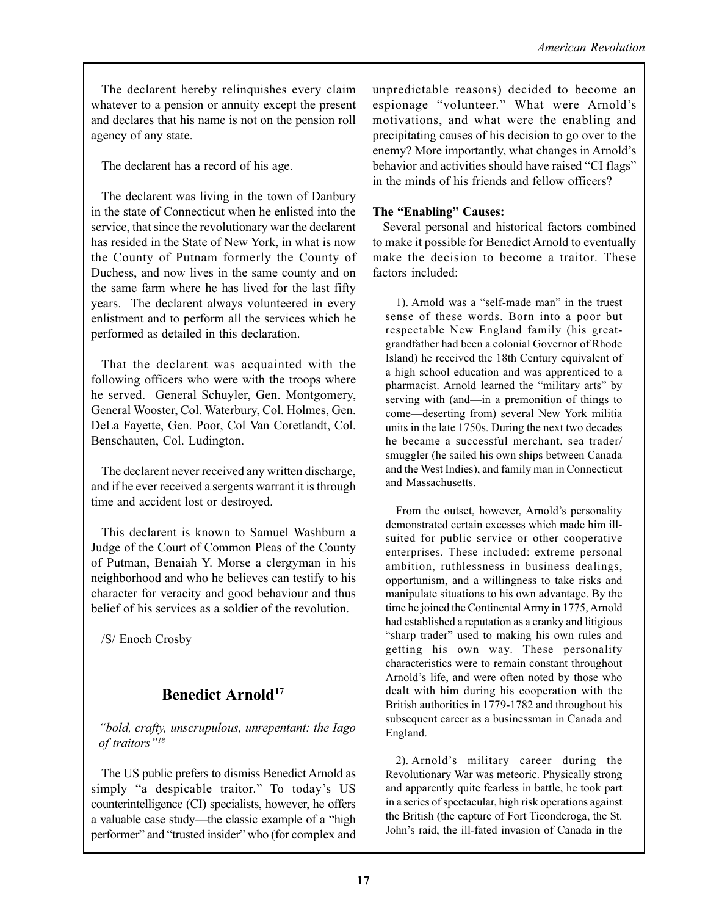The declarent hereby relinquishes every claim whatever to a pension or annuity except the present and declares that his name is not on the pension roll agency of any state.

The declarent has a record of his age.

The declarent was living in the town of Danbury in the state of Connecticut when he enlisted into the service, that since the revolutionary war the declarent has resided in the State of New York, in what is now the County of Putnam formerly the County of Duchess, and now lives in the same county and on the same farm where he has lived for the last fifty years. The declarent always volunteered in every enlistment and to perform all the services which he performed as detailed in this declaration.

That the declarent was acquainted with the following officers who were with the troops where he served. General Schuyler, Gen. Montgomery, General Wooster, Col. Waterbury, Col. Holmes, Gen. DeLa Fayette, Gen. Poor, Col Van Coretlandt, Col. Benschauten, Col. Ludington.

The declarent never received any written discharge, and if he ever received a sergents warrant it is through time and accident lost or destroyed.

This declarent is known to Samuel Washburn a Judge of the Court of Common Pleas of the County of Putman, Benaiah Y. Morse a clergyman in his neighborhood and who he believes can testify to his character for veracity and good behaviour and thus belief of his services as a soldier of the revolution.

/S/ Enoch Crosby

## Benedict Arnold[17]

*"bold, crafty, unscrupulous, unrepentant: the Iago of traitors"[18]*

The US public prefers to dismiss Benedict Arnold as simply "a despicable traitor." To today's US counterintelligence (CI) specialists, however, he offers a valuable case study—the classic example of a "high performer" and "trusted insider" who (for complex and unpredictable reasons) decided to become an espionage "volunteer." What were Arnold's motivations, and what were the enabling and precipitating causes of his decision to go over to the enemy? More importantly, what changes in Arnold's behavior and activities should have raised "CI flags" in the minds of his friends and fellow officers?

**The "Enabling" Causes:**

Several personal and historical factors combined to make it possible for Benedict Arnold to eventually make the decision to become a traitor. These factors included:

1). Arnold was a "self-made man" in the truest sense of these words. Born into a poor but respectable New England family (his great-grandfather had been a colonial Governor of Rhode Island) he received the 18th Century equivalent of a high school education and was apprenticed to a pharmacist. Arnold learned the "military arts" by serving with (and—in a premonition of things to come—deserting from) several New York militia units in the late 1750s. During the next two decades he became a successful merchant, sea trader/ smuggler (he sailed his own ships between Canada and the West Indies), and family man in Connecticut and Massachusetts.

From the outset, however, Arnold's personality demonstrated certain excesses which made him ill-suited for public service or other cooperative enterprises. These included: extreme personal ambition, ruthlessness in business dealings, opportunism, and a willingness to take risks and manipulate situations to his own advantage. By the time he joined the Continental Army in 1775, Arnold had established a reputation as a cranky and litigious "sharp trader" used to making his own rules and getting his own way. These personality characteristics were to remain constant throughout Arnold's life, and were often noted by those who dealt with him during his cooperation with the British authorities in 1779-1782 and throughout his subsequent career as a businessman in Canada and England.

2). Arnold's military career during the Revolutionary War was meteoric. Physically strong and apparently quite fearless in battle, he took part in a series of spectacular, high risk operations against the British (the capture of Fort Ticonderoga, the St. John's raid, the ill-fated invasion of Canada in the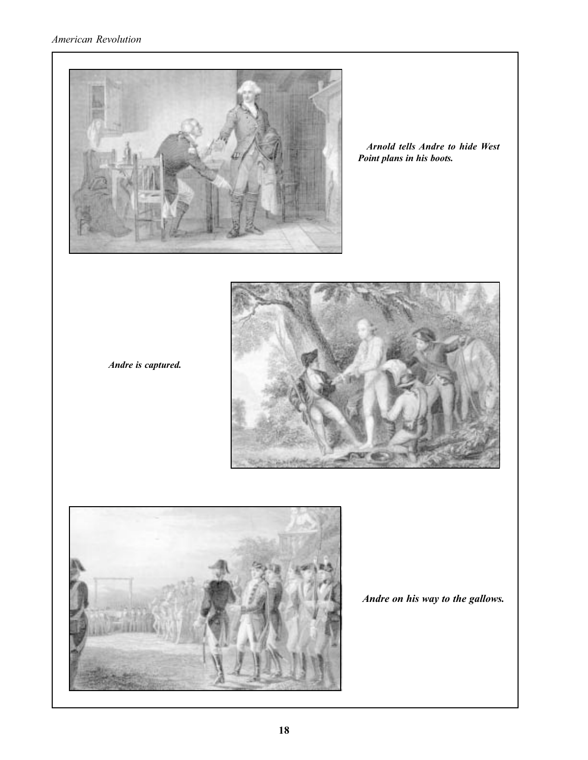*Arnold tells Andre to hide West Point plans in his boots.*

*Andre is captured.*

*Andre on his way to the gallows.*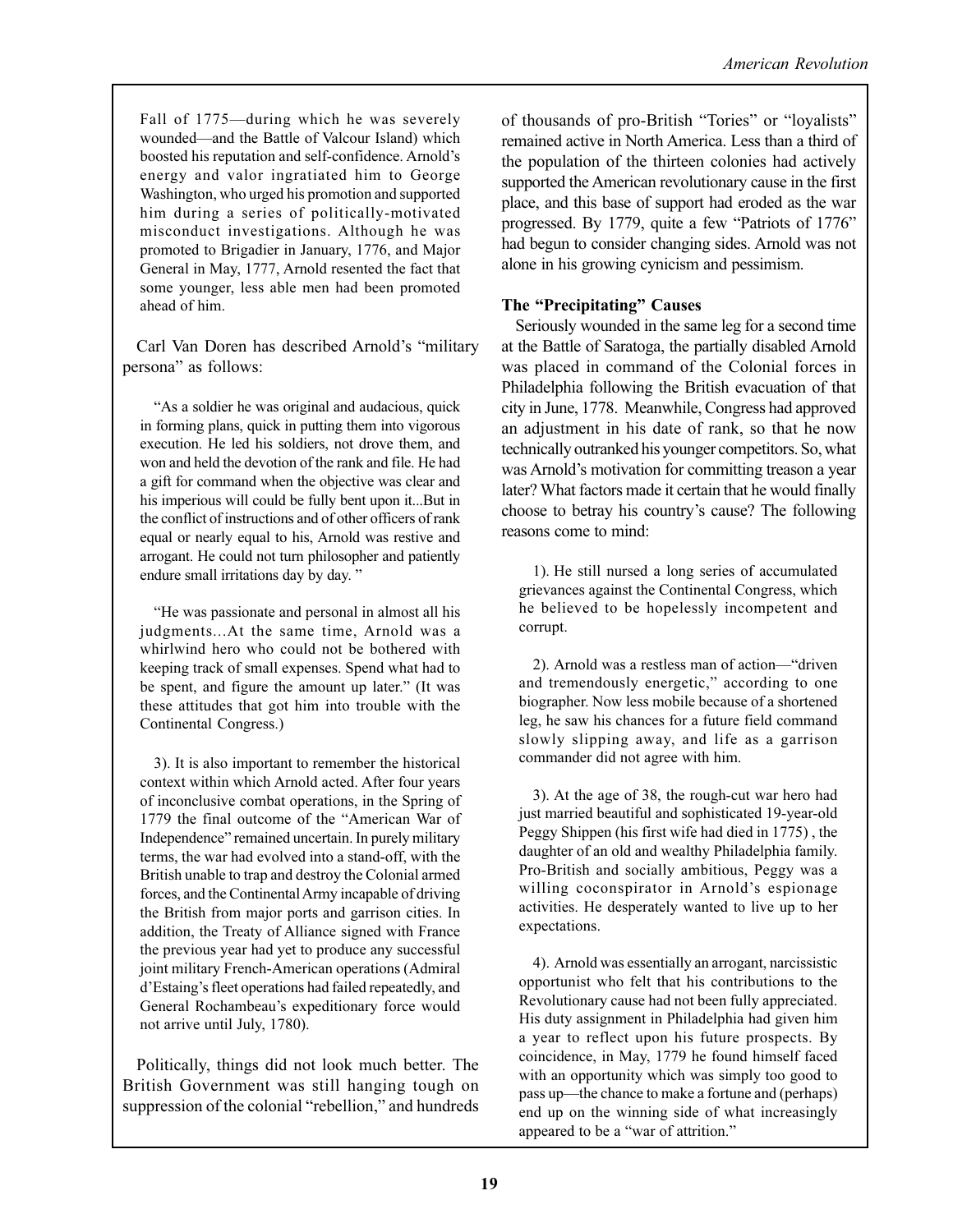Fall of 1775—during which he was severely wounded—and the Battle of Valcour Island) which boosted his reputation and self-confidence. Arnold's energy and valor ingratiated him to George Washington, who urged his promotion and supported him during a series of politically-motivated misconduct investigations. Although he was promoted to Brigadier in January, 1776, and Major General in May, 1777, Arnold resented the fact that some younger, less able men had been promoted ahead of him.

Carl Van Doren has described Arnold's "military persona" as follows:

> "As a soldier he was original and audacious, quick in forming plans, quick in putting them into vigorous execution. He led his soldiers, not drove them, and won and held the devotion of the rank and file. He had a gift for command when the objective was clear and his imperious will could be fully bent upon it...But in the conflict of instructions and of other officers of rank equal or nearly equal to his, Arnold was restive and arrogant. He could not turn philosopher and patiently endure small irritations day by day."
>
> "He was passionate and personal in almost all his judgments...At the same time, Arnold was a whirlwind hero who could not be bothered with keeping track of small expenses. Spend what had to be spent, and figure the amount up later." (It was these attitudes that got him into trouble with the Continental Congress.)

3). It is also important to remember the historical context within which Arnold acted. After four years of inconclusive combat operations, in the Spring of 1779 the final outcome of the "American War of Independence" remained uncertain. In purely military terms, the war had evolved into a stand-off, with the British unable to trap and destroy the Colonial armed forces, and the Continental Army incapable of driving the British from major ports and garrison cities. In addition, the Treaty of Alliance signed with France the previous year had yet to produce any successful joint military French-American operations (Admiral d'Estaing's fleet operations had failed repeatedly, and General Rochambeau's expeditionary force would not arrive until July, 1780).

Politically, things did not look much better. The British Government was still hanging tough on suppression of the colonial "rebellion," and hundreds of thousands of pro-British "Tories" or "loyalists" remained active in North America. Less than a third of the population of the thirteen colonies had actively supported the American revolutionary cause in the first place, and this base of support had eroded as the war progressed. By 1779, quite a few "Patriots of 1776" had begun to consider changing sides. Arnold was not alone in his growing cynicism and pessimism.

**The "Precipitating" Causes**

Seriously wounded in the same leg for a second time at the Battle of Saratoga, the partially disabled Arnold was placed in command of the Colonial forces in Philadelphia following the British evacuation of that city in June, 1778. Meanwhile, Congress had approved an adjustment in his date of rank, so that he now technically outranked his younger competitors. So, what was Arnold's motivation for committing treason a year later? What factors made it certain that he would finally choose to betray his country's cause? The following reasons come to mind:

1). He still nursed a long series of accumulated grievances against the Continental Congress, which he believed to be hopelessly incompetent and corrupt.

2). Arnold was a restless man of action—"driven and tremendously energetic," according to one biographer. Now less mobile because of a shortened leg, he saw his chances for a future field command slowly slipping away, and life as a garrison commander did not agree with him.

3). At the age of 38, the rough-cut war hero had just married beautiful and sophisticated 19-year-old Peggy Shippen (his first wife had died in 1775) , the daughter of an old and wealthy Philadelphia family. Pro-British and socially ambitious, Peggy was a willing coconspirator in Arnold's espionage activities. He desperately wanted to live up to her expectations.

4). Arnold was essentially an arrogant, narcissistic opportunist who felt that his contributions to the Revolutionary cause had not been fully appreciated. His duty assignment in Philadelphia had given him a year to reflect upon his future prospects. By coincidence, in May, 1779 he found himself faced with an opportunity which was simply too good to pass up—the chance to make a fortune and (perhaps) end up on the winning side of what increasingly appeared to be a "war of attrition."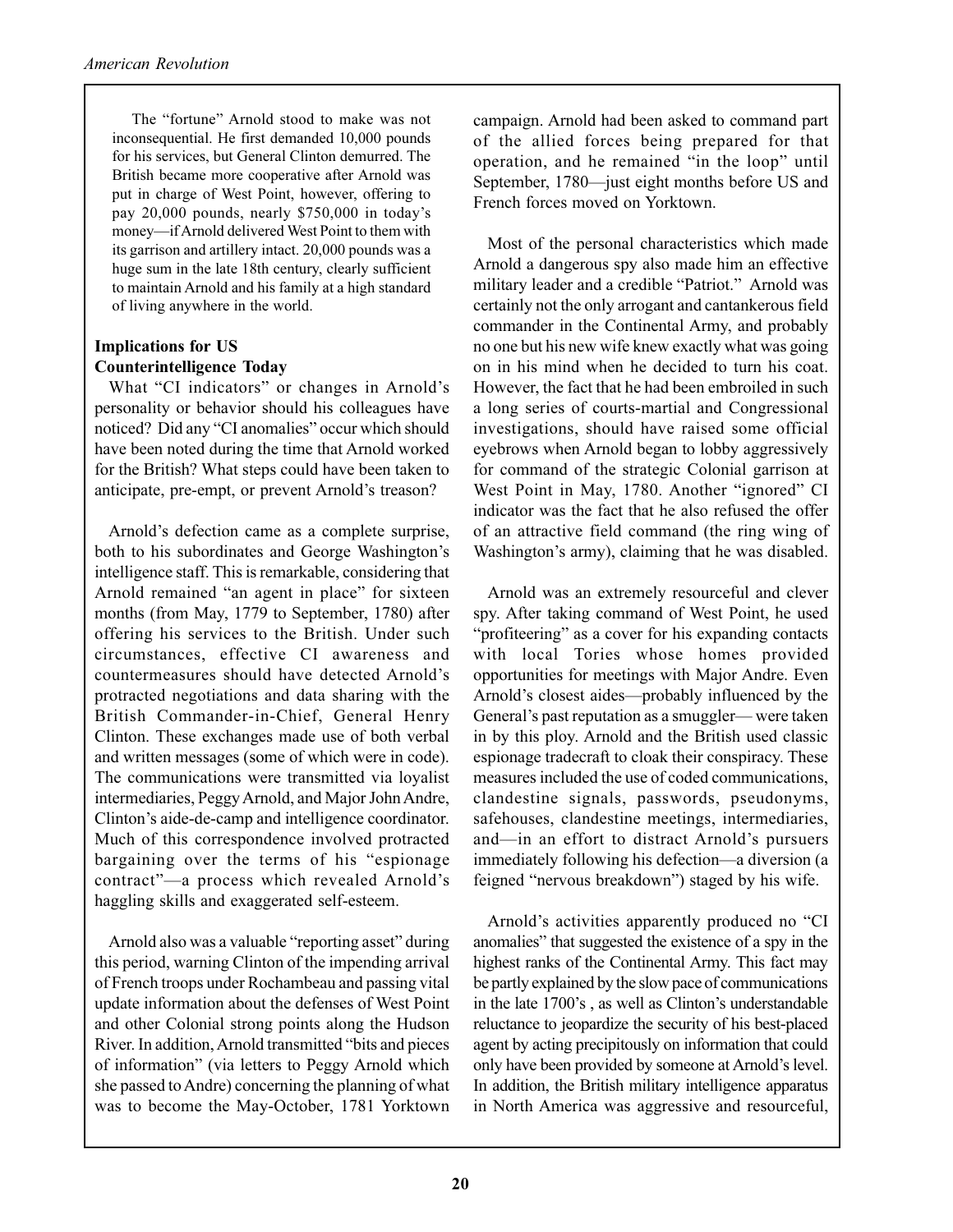The "fortune" Arnold stood to make was not inconsequential. He first demanded 10,000 pounds for his services, but General Clinton demurred. The British became more cooperative after Arnold was put in charge of West Point, however, offering to pay 20,000 pounds, nearly $750,000 in today's money—if Arnold delivered West Point to them with its garrison and artillery intact. 20,000 pounds was a huge sum in the late 18th century, clearly sufficient to maintain Arnold and his family at a high standard of living anywhere in the world.

### Implications for US Counterintelligence Today

What "CI indicators" or changes in Arnold's personality or behavior should his colleagues have noticed? Did any "CI anomalies" occur which should have been noted during the time that Arnold worked for the British? What steps could have been taken to anticipate, pre-empt, or prevent Arnold's treason?

Arnold's defection came as a complete surprise, both to his subordinates and George Washington's intelligence staff. This is remarkable, considering that Arnold remained "an agent in place" for sixteen months (from May, 1779 to September, 1780) after offering his services to the British. Under such circumstances, effective CI awareness and countermeasures should have detected Arnold's protracted negotiations and data sharing with the British Commander-in-Chief, General Henry Clinton. These exchanges made use of both verbal and written messages (some of which were in code). The communications were transmitted via loyalist intermediaries, Peggy Arnold, and Major John Andre, Clinton's aide-de-camp and intelligence coordinator. Much of this correspondence involved protracted bargaining over the terms of his "espionage contract"—a process which revealed Arnold's haggling skills and exaggerated self-esteem.

Arnold also was a valuable "reporting asset" during this period, warning Clinton of the impending arrival of French troops under Rochambeau and passing vital update information about the defenses of West Point and other Colonial strong points along the Hudson River. In addition, Arnold transmitted "bits and pieces of information" (via letters to Peggy Arnold which she passed to Andre) concerning the planning of what was to become the May-October, 1781 Yorktown campaign. Arnold had been asked to command part of the allied forces being prepared for that operation, and he remained "in the loop" until September, 1780—just eight months before US and French forces moved on Yorktown.

Most of the personal characteristics which made Arnold a dangerous spy also made him an effective military leader and a credible "Patriot." Arnold was certainly not the only arrogant and cantankerous field commander in the Continental Army, and probably no one but his new wife knew exactly what was going on in his mind when he decided to turn his coat. However, the fact that he had been embroiled in such a long series of courts-martial and Congressional investigations, should have raised some official eyebrows when Arnold began to lobby aggressively for command of the strategic Colonial garrison at West Point in May, 1780. Another "ignored" CI indicator was the fact that he also refused the offer of an attractive field command (the ring wing of Washington's army), claiming that he was disabled.

Arnold was an extremely resourceful and clever spy. After taking command of West Point, he used "profiteering" as a cover for his expanding contacts with local Tories whose homes provided opportunities for meetings with Major Andre. Even Arnold's closest aides—probably influenced by the General's past reputation as a smuggler— were taken in by this ploy. Arnold and the British used classic espionage tradecraft to cloak their conspiracy. These measures included the use of coded communications, clandestine signals, passwords, pseudonyms, safehouses, clandestine meetings, intermediaries, and—in an effort to distract Arnold's pursuers immediately following his defection—a diversion (a feigned "nervous breakdown") staged by his wife.

Arnold's activities apparently produced no "CI anomalies" that suggested the existence of a spy in the highest ranks of the Continental Army. This fact may be partly explained by the slow pace of communications in the late 1700's , as well as Clinton's understandable reluctance to jeopardize the security of his best-placed agent by acting precipitously on information that could only have been provided by someone at Arnold's level. In addition, the British military intelligence apparatus in North America was aggressive and resourceful,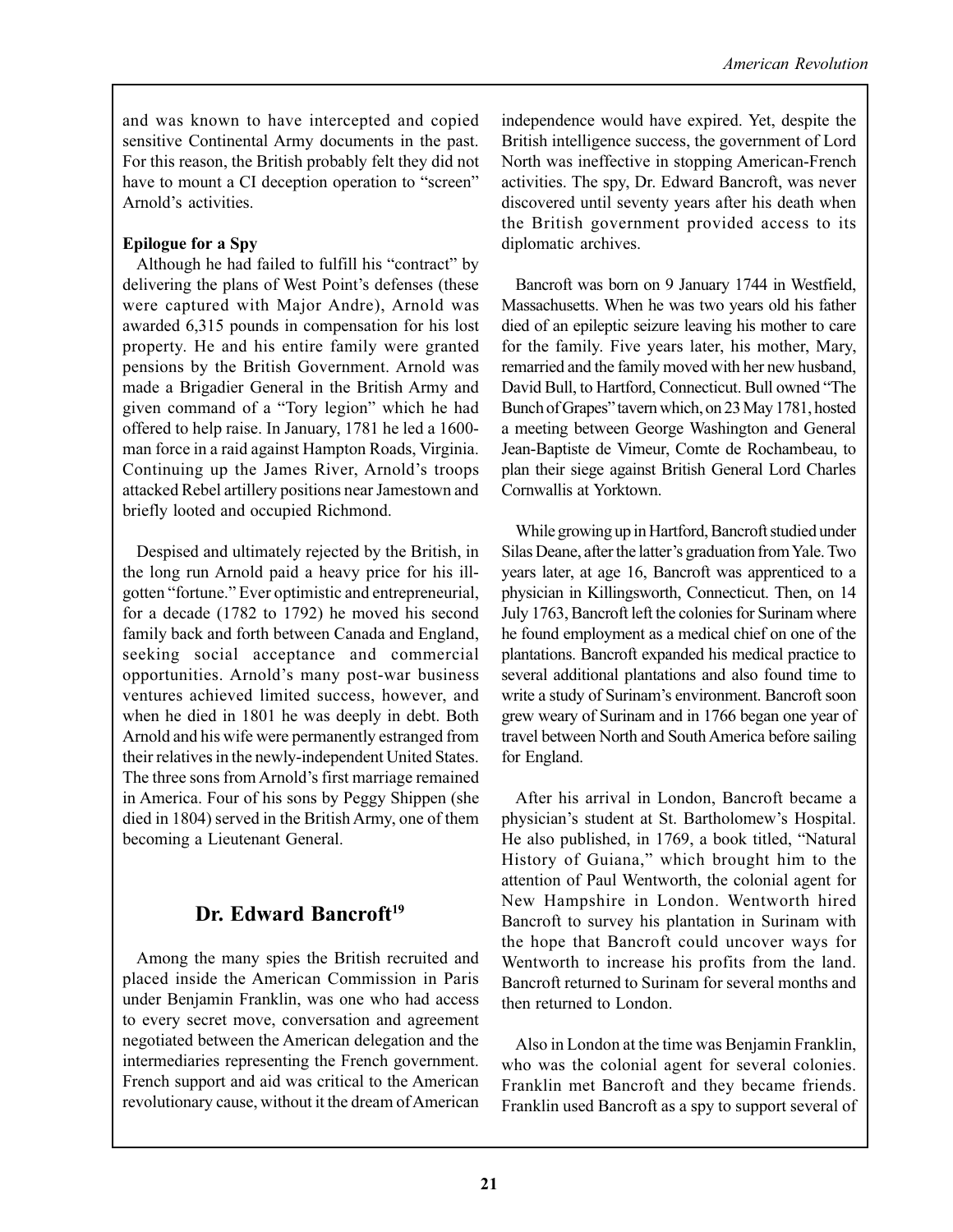and was known to have intercepted and copied sensitive Continental Army documents in the past. For this reason, the British probably felt they did not have to mount a CI deception operation to "screen" Arnold's activities.

**Epilogue for a Spy**

Although he had failed to fulfill his "contract" by delivering the plans of West Point's defenses (these were captured with Major Andre), Arnold was awarded 6,315 pounds in compensation for his lost property. He and his entire family were granted pensions by the British Government. Arnold was made a Brigadier General in the British Army and given command of a "Tory legion" which he had offered to help raise. In January, 1781 he led a 1600-man force in a raid against Hampton Roads, Virginia. Continuing up the James River, Arnold's troops attacked Rebel artillery positions near Jamestown and briefly looted and occupied Richmond.

Despised and ultimately rejected by the British, in the long run Arnold paid a heavy price for his ill-gotten "fortune." Ever optimistic and entrepreneurial, for a decade (1782 to 1792) he moved his second family back and forth between Canada and England, seeking social acceptance and commercial opportunities. Arnold's many post-war business ventures achieved limited success, however, and when he died in 1801 he was deeply in debt. Both Arnold and his wife were permanently estranged from their relatives in the newly-independent United States. The three sons from Arnold's first marriage remained in America. Four of his sons by Peggy Shippen (she died in 1804) served in the British Army, one of them becoming a Lieutenant General.

## Dr. Edward Bancroft[19]

Among the many spies the British recruited and placed inside the American Commission in Paris under Benjamin Franklin, was one who had access to every secret move, conversation and agreement negotiated between the American delegation and the intermediaries representing the French government. French support and aid was critical to the American revolutionary cause, without it the dream of American independence would have expired. Yet, despite the British intelligence success, the government of Lord North was ineffective in stopping American-French activities. The spy, Dr. Edward Bancroft, was never discovered until seventy years after his death when the British government provided access to its diplomatic archives.

Bancroft was born on 9 January 1744 in Westfield, Massachusetts. When he was two years old his father died of an epileptic seizure leaving his mother to care for the family. Five years later, his mother, Mary, remarried and the family moved with her new husband, David Bull, to Hartford, Connecticut. Bull owned "The Bunch of Grapes" tavern which, on 23 May 1781, hosted a meeting between George Washington and General Jean-Baptiste de Vimeur, Comte de Rochambeau, to plan their siege against British General Lord Charles Cornwallis at Yorktown.

While growing up in Hartford, Bancroft studied under Silas Deane, after the latter's graduation from Yale. Two years later, at age 16, Bancroft was apprenticed to a physician in Killingsworth, Connecticut. Then, on 14 July 1763, Bancroft left the colonies for Surinam where he found employment as a medical chief on one of the plantations. Bancroft expanded his medical practice to several additional plantations and also found time to write a study of Surinam's environment. Bancroft soon grew weary of Surinam and in 1766 began one year of travel between North and South America before sailing for England.

After his arrival in London, Bancroft became a physician's student at St. Bartholomew's Hospital. He also published, in 1769, a book titled, "Natural History of Guiana," which brought him to the attention of Paul Wentworth, the colonial agent for New Hampshire in London. Wentworth hired Bancroft to survey his plantation in Surinam with the hope that Bancroft could uncover ways for Wentworth to increase his profits from the land. Bancroft returned to Surinam for several months and then returned to London.

Also in London at the time was Benjamin Franklin, who was the colonial agent for several colonies. Franklin met Bancroft and they became friends. Franklin used Bancroft as a spy to support several of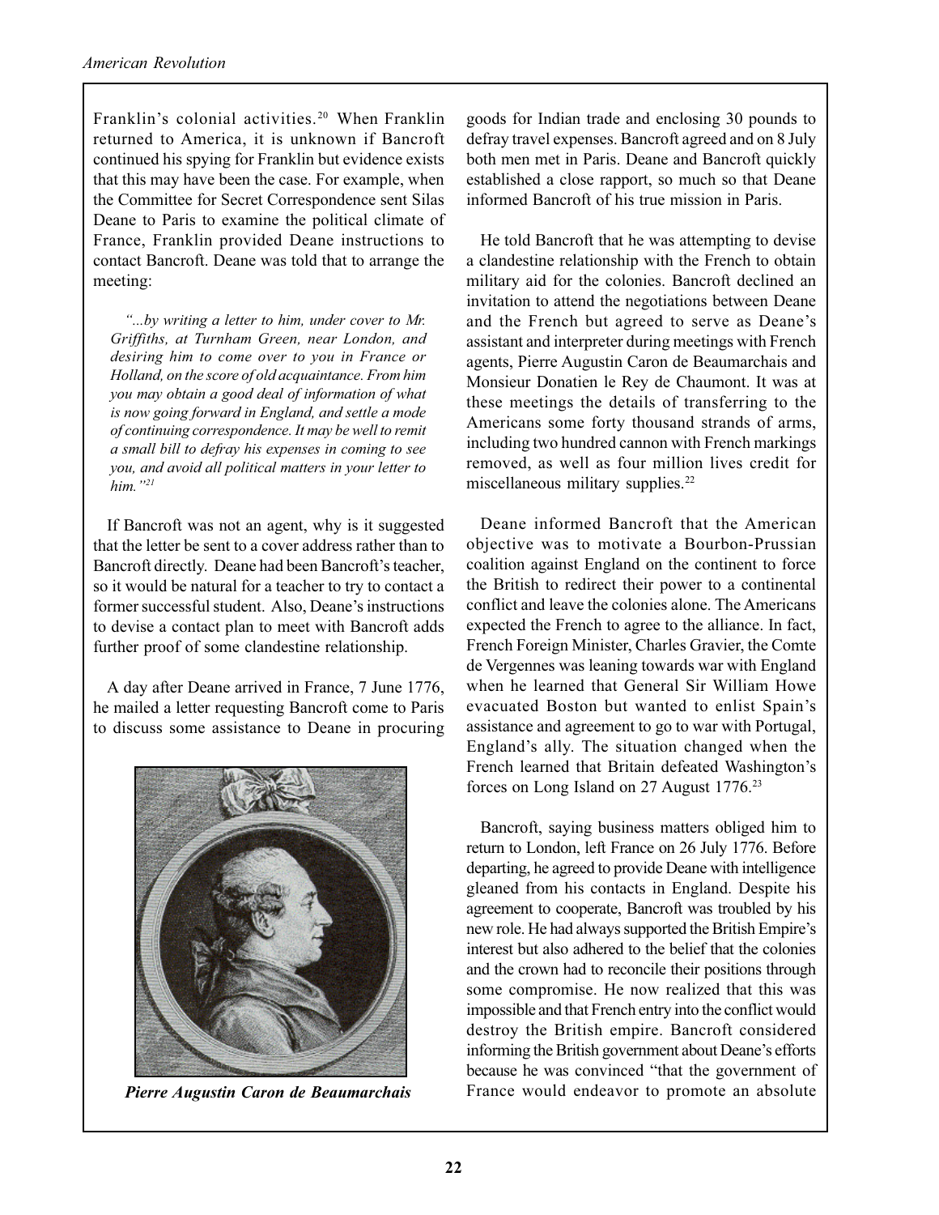Franklin's colonial activities.[20] When Franklin returned to America, it is unknown if Bancroft continued his spying for Franklin but evidence exists that this may have been the case. For example, when the Committee for Secret Correspondence sent Silas Deane to Paris to examine the political climate of France, Franklin provided Deane instructions to contact Bancroft. Deane was told that to arrange the meeting:

> *"...by writing a letter to him, under cover to Mr. Griffiths, at Turnham Green, near London, and desiring him to come over to you in France or Holland, on the score of old acquaintance. From him you may obtain a good deal of information of what is now going forward in England, and settle a mode of continuing correspondence. It may be well to remit a small bill to defray his expenses in coming to see you, and avoid all political matters in your letter to him."[21]*

If Bancroft was not an agent, why is it suggested that the letter be sent to a cover address rather than to Bancroft directly. Deane had been Bancroft's teacher, so it would be natural for a teacher to try to contact a former successful student. Also, Deane's instructions to devise a contact plan to meet with Bancroft adds further proof of some clandestine relationship.

A day after Deane arrived in France, 7 June 1776, he mailed a letter requesting Bancroft come to Paris to discuss some assistance to Deane in procuring goods for Indian trade and enclosing 30 pounds to defray travel expenses. Bancroft agreed and on 8 July both men met in Paris. Deane and Bancroft quickly established a close rapport, so much so that Deane informed Bancroft of his true mission in Paris.

*Pierre Augustin Caron de Beaumarchais*

He told Bancroft that he was attempting to devise a clandestine relationship with the French to obtain military aid for the colonies. Bancroft declined an invitation to attend the negotiations between Deane and the French but agreed to serve as Deane's assistant and interpreter during meetings with French agents, Pierre Augustin Caron de Beaumarchais and Monsieur Donatien le Rey de Chaumont. It was at these meetings the details of transferring to the Americans some forty thousand strands of arms, including two hundred cannon with French markings removed, as well as four million lives credit for miscellaneous military supplies.[22]

Deane informed Bancroft that the American objective was to motivate a Bourbon-Prussian coalition against England on the continent to force the British to redirect their power to a continental conflict and leave the colonies alone. The Americans expected the French to agree to the alliance. In fact, French Foreign Minister, Charles Gravier, the Comte de Vergennes was leaning towards war with England when he learned that General Sir William Howe evacuated Boston but wanted to enlist Spain's assistance and agreement to go to war with Portugal, England's ally. The situation changed when the French learned that Britain defeated Washington's forces on Long Island on 27 August 1776.[23]

Bancroft, saying business matters obliged him to return to London, left France on 26 July 1776. Before departing, he agreed to provide Deane with intelligence gleaned from his contacts in England. Despite his agreement to cooperate, Bancroft was troubled by his new role. He had always supported the British Empire's interest but also adhered to the belief that the colonies and the crown had to reconcile their positions through some compromise. He now realized that this was impossible and that French entry into the conflict would destroy the British empire. Bancroft considered informing the British government about Deane's efforts because he was convinced "that the government of France would endeavor to promote an absolute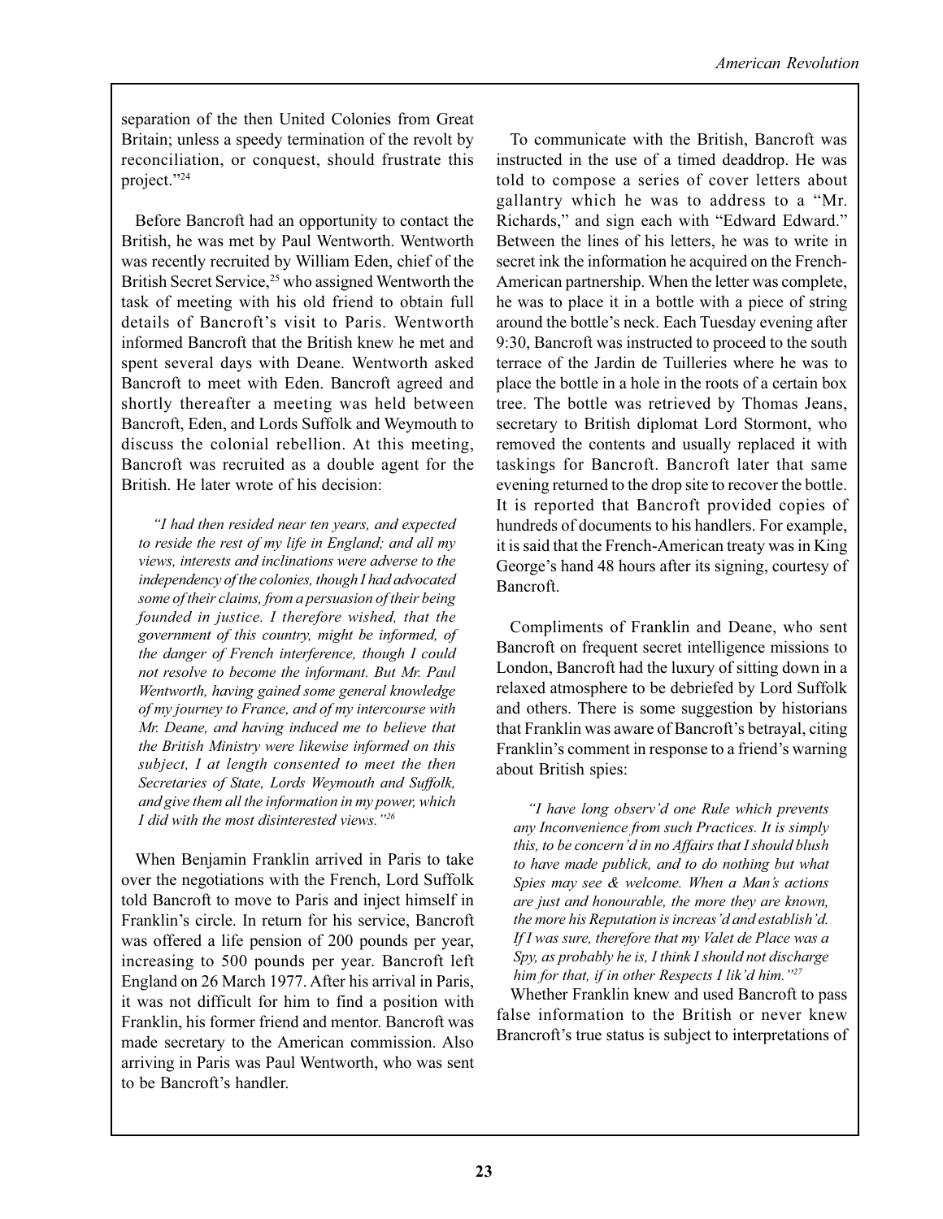separation of the then United Colonies from Great Britain; unless a speedy termination of the revolt by reconciliation, or conquest, should frustrate this project."[24]

Before Bancroft had an opportunity to contact the British, he was met by Paul Wentworth. Wentworth was recently recruited by William Eden, chief of the British Secret Service,[25] who assigned Wentworth the task of meeting with his old friend to obtain full details of Bancroft's visit to Paris. Wentworth informed Bancroft that the British knew he met and spent several days with Deane. Wentworth asked Bancroft to meet with Eden. Bancroft agreed and shortly thereafter a meeting was held between Bancroft, Eden, and Lords Suffolk and Weymouth to discuss the colonial rebellion. At this meeting, Bancroft was recruited as a double agent for the British. He later wrote of his decision:

> *"I had then resided near ten years, and expected to reside the rest of my life in England; and all my views, interests and inclinations were adverse to the independency of the colonies, though I had advocated some of their claims, from a persuasion of their being founded in justice. I therefore wished, that the government of this country, might be informed, of the danger of French interference, though I could not resolve to become the informant. But Mr. Paul Wentworth, having gained some general knowledge of my journey to France, and of my intercourse with Mr. Deane, and having induced me to believe that the British Ministry were likewise informed on this subject, I at length consented to meet the then Secretaries of State, Lords Weymouth and Suffolk, and give them all the information in my power, which I did with the most disinterested views."*[26]

When Benjamin Franklin arrived in Paris to take over the negotiations with the French, Lord Suffolk told Bancroft to move to Paris and inject himself in Franklin's circle. In return for his service, Bancroft was offered a life pension of 200 pounds per year, increasing to 500 pounds per year. Bancroft left England on 26 March 1977. After his arrival in Paris, it was not difficult for him to find a position with Franklin, his former friend and mentor. Bancroft was made secretary to the American commission. Also arriving in Paris was Paul Wentworth, who was sent to be Bancroft's handler.

To communicate with the British, Bancroft was instructed in the use of a timed deaddrop. He was told to compose a series of cover letters about gallantry which he was to address to a "Mr. Richards," and sign each with "Edward Edward." Between the lines of his letters, he was to write in secret ink the information he acquired on the French-American partnership. When the letter was complete, he was to place it in a bottle with a piece of string around the bottle's neck. Each Tuesday evening after 9:30, Bancroft was instructed to proceed to the south terrace of the Jardin de Tuilleries where he was to place the bottle in a hole in the roots of a certain box tree. The bottle was retrieved by Thomas Jeans, secretary to British diplomat Lord Stormont, who removed the contents and usually replaced it with taskings for Bancroft. Bancroft later that same evening returned to the drop site to recover the bottle. It is reported that Bancroft provided copies of hundreds of documents to his handlers. For example, it is said that the French-American treaty was in King George's hand 48 hours after its signing, courtesy of Bancroft.

Compliments of Franklin and Deane, who sent Bancroft on frequent secret intelligence missions to London, Bancroft had the luxury of sitting down in a relaxed atmosphere to be debriefed by Lord Suffolk and others. There is some suggestion by historians that Franklin was aware of Bancroft's betrayal, citing Franklin's comment in response to a friend's warning about British spies:

> *"I have long observ'd one Rule which prevents any Inconvenience from such Practices. It is simply this, to be concern'd in no Affairs that I should blush to have made publick, and to do nothing but what Spies may see & welcome. When a Man's actions are just and honourable, the more they are known, the more his Reputation is increas'd and establish'd. If I was sure, therefore that my Valet de Place was a Spy, as probably he is, I think I should not discharge him for that, if in other Respects I lik'd him."*[27]

Whether Franklin knew and used Bancroft to pass false information to the British or never knew Brancroft's true status is subject to interpretations of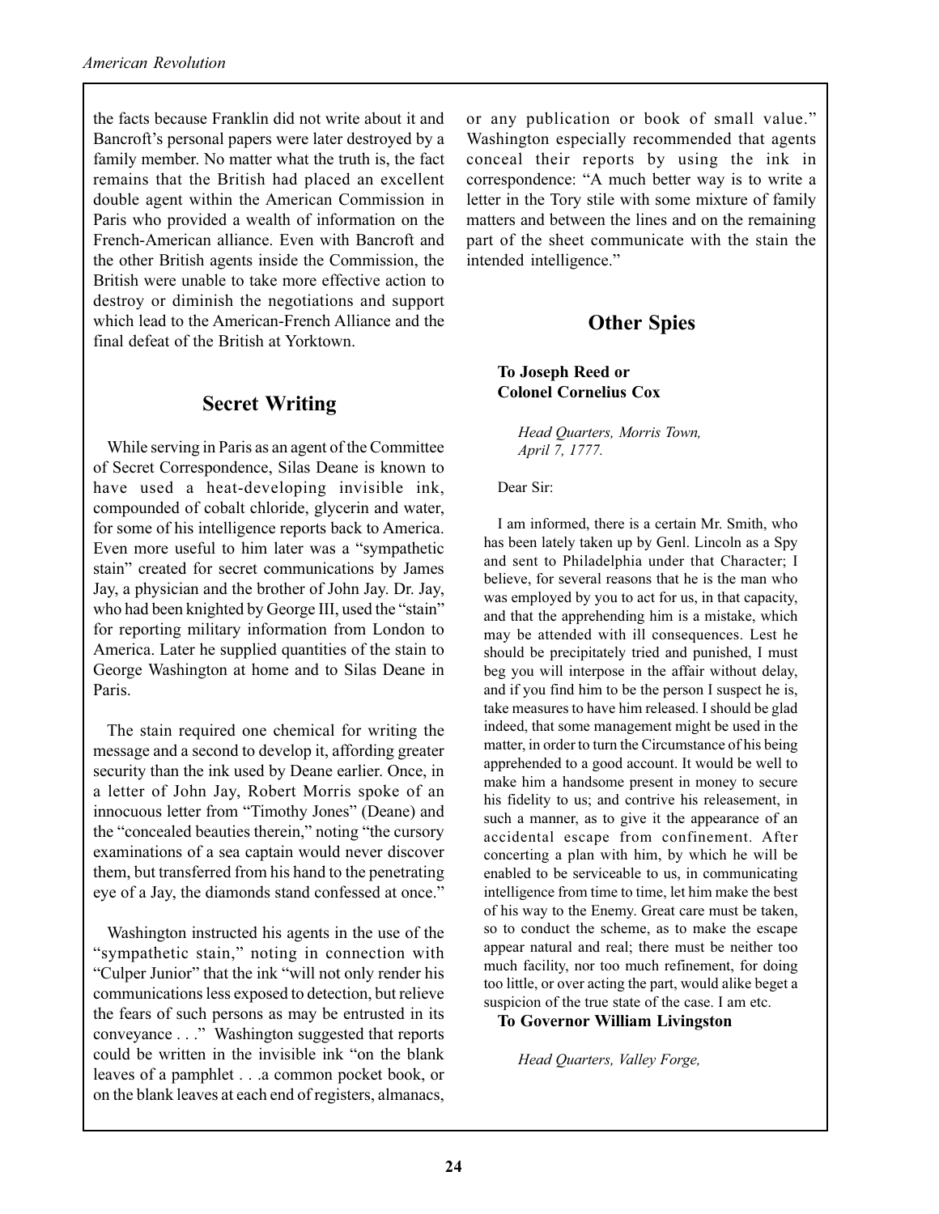the facts because Franklin did not write about it and Bancroft's personal papers were later destroyed by a family member. No matter what the truth is, the fact remains that the British had placed an excellent double agent within the American Commission in Paris who provided a wealth of information on the French-American alliance. Even with Bancroft and the other British agents inside the Commission, the British were unable to take more effective action to destroy or diminish the negotiations and support which lead to the American-French Alliance and the final defeat of the British at Yorktown.

## Secret Writing

While serving in Paris as an agent of the Committee of Secret Correspondence, Silas Deane is known to have used a heat-developing invisible ink, compounded of cobalt chloride, glycerin and water, for some of his intelligence reports back to America. Even more useful to him later was a "sympathetic stain" created for secret communications by James Jay, a physician and the brother of John Jay. Dr. Jay, who had been knighted by George III, used the "stain" for reporting military information from London to America. Later he supplied quantities of the stain to George Washington at home and to Silas Deane in Paris.

The stain required one chemical for writing the message and a second to develop it, affording greater security than the ink used by Deane earlier. Once, in a letter of John Jay, Robert Morris spoke of an innocuous letter from "Timothy Jones" (Deane) and the "concealed beauties therein," noting "the cursory examinations of a sea captain would never discover them, but transferred from his hand to the penetrating eye of a Jay, the diamonds stand confessed at once."

Washington instructed his agents in the use of the "sympathetic stain," noting in connection with "Culper Junior" that the ink "will not only render his communications less exposed to detection, but relieve the fears of such persons as may be entrusted in its conveyance . . ." Washington suggested that reports could be written in the invisible ink "on the blank leaves of a pamphlet . . .a common pocket book, or on the blank leaves at each end of registers, almanacs, or any publication or book of small value." Washington especially recommended that agents conceal their reports by using the ink in correspondence: "A much better way is to write a letter in the Tory stile with some mixture of family matters and between the lines and on the remaining part of the sheet communicate with the stain the intended intelligence."

## Other Spies

**To Joseph Reed or Colonel Cornelius Cox**

*Head Quarters, Morris Town, April 7, 1777.*

Dear Sir:

I am informed, there is a certain Mr. Smith, who has been lately taken up by Genl. Lincoln as a Spy and sent to Philadelphia under that Character; I believe, for several reasons that he is the man who was employed by you to act for us, in that capacity, and that the apprehending him is a mistake, which may be attended with ill consequences. Lest he should be precipitately tried and punished, I must beg you will interpose in the affair without delay, and if you find him to be the person I suspect he is, take measures to have him released. I should be glad indeed, that some management might be used in the matter, in order to turn the Circumstance of his being apprehended to a good account. It would be well to make him a handsome present in money to secure his fidelity to us; and contrive his releasement, in such a manner, as to give it the appearance of an accidental escape from confinement. After concerting a plan with him, by which he will be enabled to be serviceable to us, in communicating intelligence from time to time, let him make the best of his way to the Enemy. Great care must be taken, so to conduct the scheme, as to make the escape appear natural and real; there must be neither too much facility, nor too much refinement, for doing too little, or over acting the part, would alike beget a suspicion of the true state of the case. I am etc.

**To Governor William Livingston**

*Head Quarters, Valley Forge,*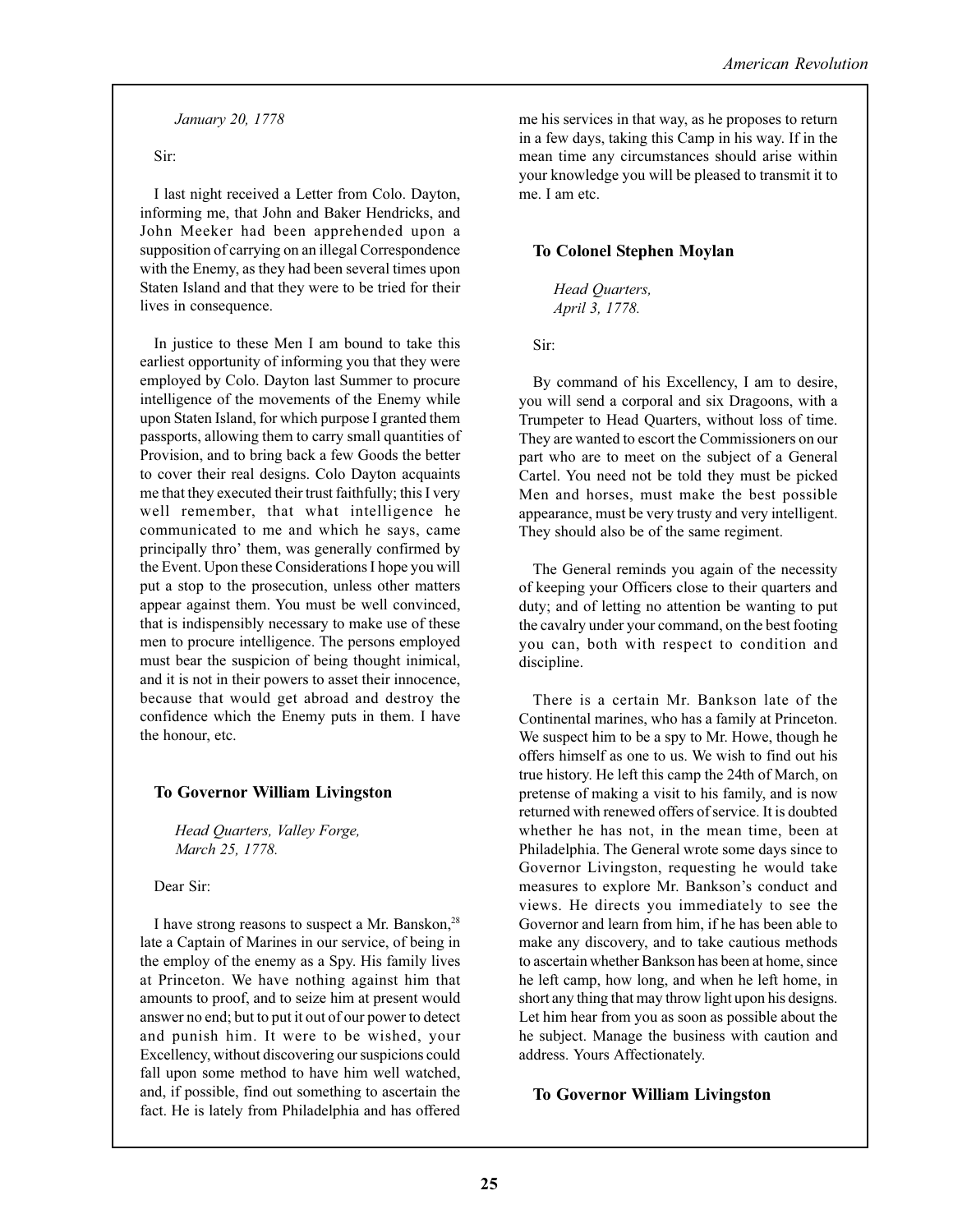*January 20, 1778*

Sir:

I last night received a Letter from Colo. Dayton, informing me, that John and Baker Hendricks, and John Meeker had been apprehended upon a supposition of carrying on an illegal Correspondence with the Enemy, as they had been several times upon Staten Island and that they were to be tried for their lives in consequence.

In justice to these Men I am bound to take this earliest opportunity of informing you that they were employed by Colo. Dayton last Summer to procure intelligence of the movements of the Enemy while upon Staten Island, for which purpose I granted them passports, allowing them to carry small quantities of Provision, and to bring back a few Goods the better to cover their real designs. Colo Dayton acquaints me that they executed their trust faithfully; this I very well remember, that what intelligence he communicated to me and which he says, came principally thro' them, was generally confirmed by the Event. Upon these Considerations I hope you will put a stop to the prosecution, unless other matters appear against them. You must be well convinced, that is indispensibly necessary to make use of these men to procure intelligence. The persons employed must bear the suspicion of being thought inimical, and it is not in their powers to asset their innocence, because that would get abroad and destroy the confidence which the Enemy puts in them. I have the honour, etc.

### To Governor William Livingston

*Head Quarters, Valley Forge,*
*March 25, 1778.*

Dear Sir:

I have strong reasons to suspect a Mr. Banskon,[28] late a Captain of Marines in our service, of being in the employ of the enemy as a Spy. His family lives at Princeton. We have nothing against him that amounts to proof, and to seize him at present would answer no end; but to put it out of our power to detect and punish him. It were to be wished, your Excellency, without discovering our suspicions could fall upon some method to have him well watched, and, if possible, find out something to ascertain the fact. He is lately from Philadelphia and has offered me his services in that way, as he proposes to return in a few days, taking this Camp in his way. If in the mean time any circumstances should arise within your knowledge you will be pleased to transmit it to me. I am etc.

### To Colonel Stephen Moylan

*Head Quarters,*
*April 3, 1778.*

Sir:

By command of his Excellency, I am to desire, you will send a corporal and six Dragoons, with a Trumpeter to Head Quarters, without loss of time. They are wanted to escort the Commissioners on our part who are to meet on the subject of a General Cartel. You need not be told they must be picked Men and horses, must make the best possible appearance, must be very trusty and very intelligent. They should also be of the same regiment.

The General reminds you again of the necessity of keeping your Officers close to their quarters and duty; and of letting no attention be wanting to put the cavalry under your command, on the best footing you can, both with respect to condition and discipline.

There is a certain Mr. Bankson late of the Continental marines, who has a family at Princeton. We suspect him to be a spy to Mr. Howe, though he offers himself as one to us. We wish to find out his true history. He left this camp the 24th of March, on pretense of making a visit to his family, and is now returned with renewed offers of service. It is doubted whether he has not, in the mean time, been at Philadelphia. The General wrote some days since to Governor Livingston, requesting he would take measures to explore Mr. Bankson's conduct and views. He directs you immediately to see the Governor and learn from him, if he has been able to make any discovery, and to take cautious methods to ascertain whether Bankson has been at home, since he left camp, how long, and when he left home, in short any thing that may throw light upon his designs. Let him hear from you as soon as possible about the he subject. Manage the business with caution and address. Yours Affectionately.

### To Governor William Livingston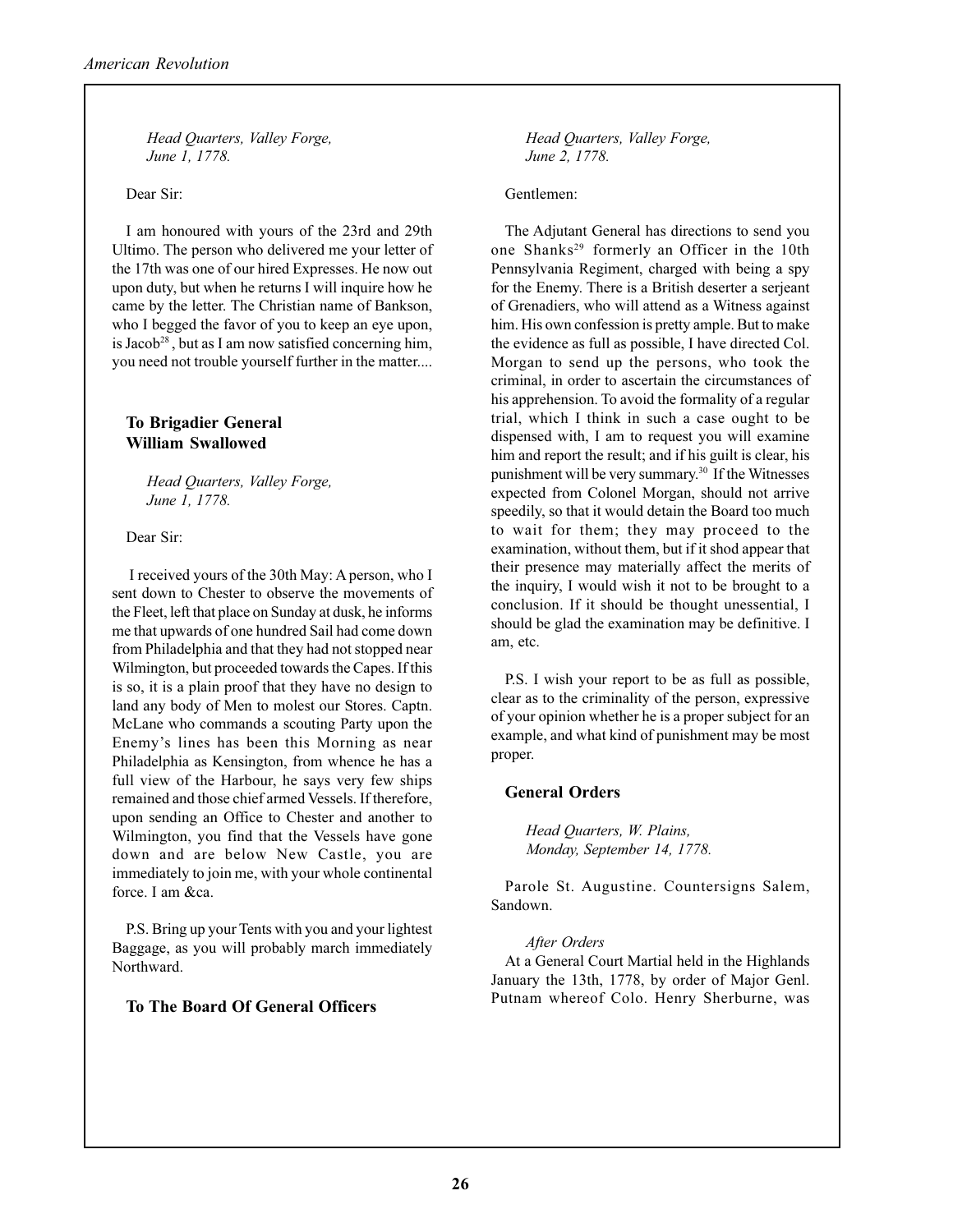*Head Quarters, Valley Forge,*
*June 1, 1778.*

Dear Sir:

I am honoured with yours of the 23rd and 29th Ultimo. The person who delivered me your letter of the 17th was one of our hired Expresses. He now out upon duty, but when he returns I will inquire how he came by the letter. The Christian name of Bankson, who I begged the favor of you to keep an eye upon, is Jacob[28], but as I am now satisfied concerning him, you need not trouble yourself further in the matter....

## To Brigadier General William Swallowed

*Head Quarters, Valley Forge,*
*June 1, 1778.*

Dear Sir:

I received yours of the 30th May: A person, who I sent down to Chester to observe the movements of the Fleet, left that place on Sunday at dusk, he informs me that upwards of one hundred Sail had come down from Philadelphia and that they had not stopped near Wilmington, but proceeded towards the Capes. If this is so, it is a plain proof that they have no design to land any body of Men to molest our Stores. Captn. McLane who commands a scouting Party upon the Enemy's lines has been this Morning as near Philadelphia as Kensington, from whence he has a full view of the Harbour, he says very few ships remained and those chief armed Vessels. If therefore, upon sending an Office to Chester and another to Wilmington, you find that the Vessels have gone down and are below New Castle, you are immediately to join me, with your whole continental force. I am &ca.

P.S. Bring up your Tents with you and your lightest Baggage, as you will probably march immediately Northward.

## To The Board Of General Officers

*Head Quarters, Valley Forge,*
*June 2, 1778.*

Gentlemen:

The Adjutant General has directions to send you one Shanks[29] formerly an Officer in the 10th Pennsylvania Regiment, charged with being a spy for the Enemy. There is a British deserter a serjeant of Grenadiers, who will attend as a Witness against him. His own confession is pretty ample. But to make the evidence as full as possible, I have directed Col. Morgan to send up the persons, who took the criminal, in order to ascertain the circumstances of his apprehension. To avoid the formality of a regular trial, which I think in such a case ought to be dispensed with, I am to request you will examine him and report the result; and if his guilt is clear, his punishment will be very summary.[30] If the Witnesses expected from Colonel Morgan, should not arrive speedily, so that it would detain the Board too much to wait for them; they may proceed to the examination, without them, but if it shod appear that their presence may materially affect the merits of the inquiry, I would wish it not to be brought to a conclusion. If it should be thought unessential, I should be glad the examination may be definitive. I am, etc.

P.S. I wish your report to be as full as possible, clear as to the criminality of the person, expressive of your opinion whether he is a proper subject for an example, and what kind of punishment may be most proper.

## General Orders

*Head Quarters, W. Plains,*
*Monday, September 14, 1778.*

Parole St. Augustine. Countersigns Salem, Sandown.

*After Orders*

At a General Court Martial held in the Highlands January the 13th, 1778, by order of Major Genl. Putnam whereof Colo. Henry Sherburne, was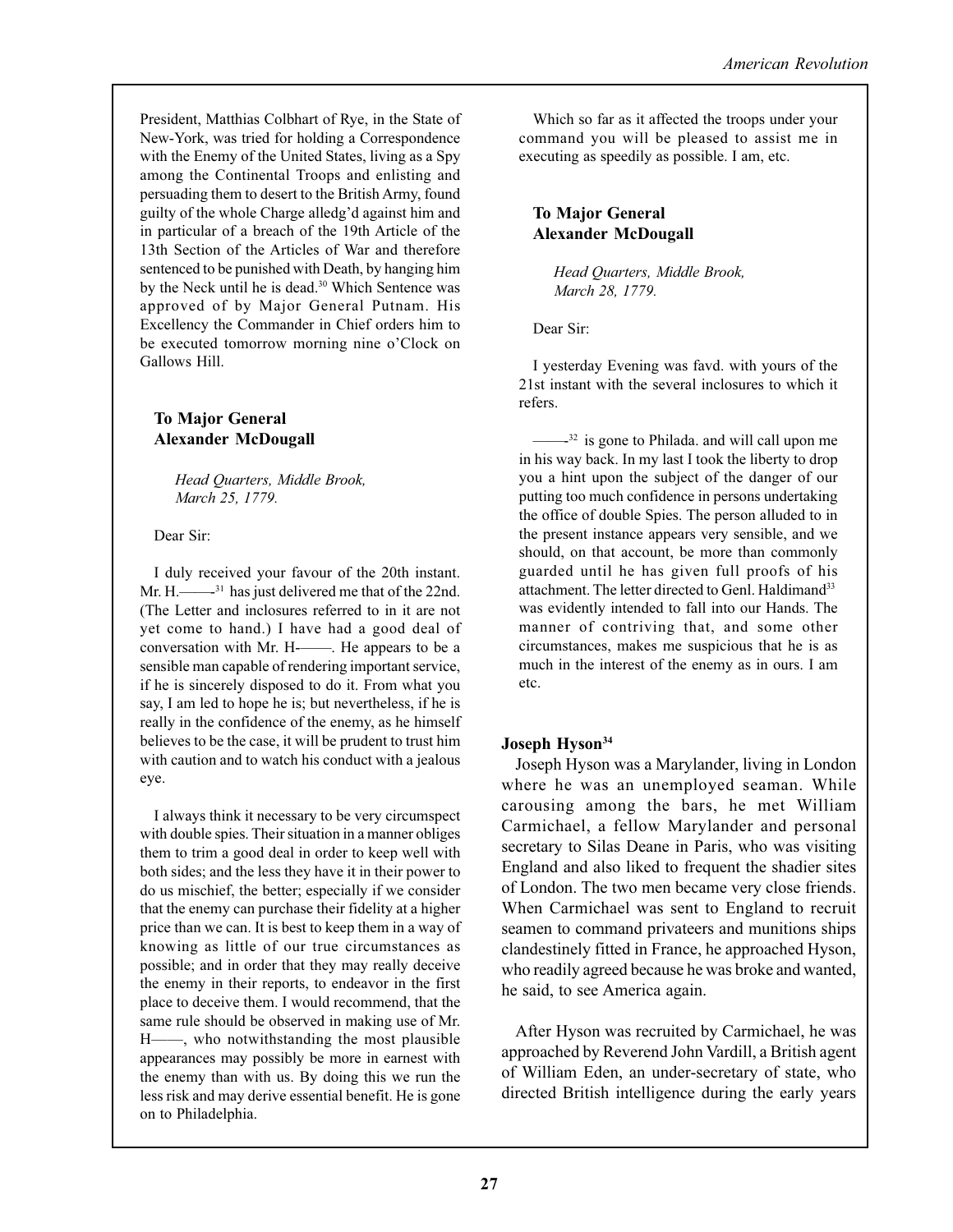President, Matthias Colbhart of Rye, in the State of New-York, was tried for holding a Correspondence with the Enemy of the United States, living as a Spy among the Continental Troops and enlisting and persuading them to desert to the British Army, found guilty of the whole Charge alledg'd against him and in particular of a breach of the 19th Article of the 13th Section of the Articles of War and therefore sentenced to be punished with Death, by hanging him by the Neck until he is dead.[30] Which Sentence was approved of by Major General Putnam. His Excellency the Commander in Chief orders him to be executed tomorrow morning nine o'Clock on Gallows Hill.

### To Major General Alexander McDougall

*Head Quarters, Middle Brook, March 25, 1779.*

Dear Sir:

I duly received your favour of the 20th instant. Mr. H.——[31] has just delivered me that of the 22nd. (The Letter and inclosures referred to in it are not yet come to hand.) I have had a good deal of conversation with Mr. H-——. He appears to be a sensible man capable of rendering important service, if he is sincerely disposed to do it. From what you say, I am led to hope he is; but nevertheless, if he is really in the confidence of the enemy, as he himself believes to be the case, it will be prudent to trust him with caution and to watch his conduct with a jealous eye.

I always think it necessary to be very circumspect with double spies. Their situation in a manner obliges them to trim a good deal in order to keep well with both sides; and the less they have it in their power to do us mischief, the better; especially if we consider that the enemy can purchase their fidelity at a higher price than we can. It is best to keep them in a way of knowing as little of our true circumstances as possible; and in order that they may really deceive the enemy in their reports, to endeavor in the first place to deceive them. I would recommend, that the same rule should be observed in making use of Mr. H——, who notwithstanding the most plausible appearances may possibly be more in earnest with the enemy than with us. By doing this we run the less risk and may derive essential benefit. He is gone on to Philadelphia.

Which so far as it affected the troops under your command you will be pleased to assist me in executing as speedily as possible. I am, etc.

### To Major General Alexander McDougall

*Head Quarters, Middle Brook, March 28, 1779.*

Dear Sir:

I yesterday Evening was favd. with yours of the 21st instant with the several inclosures to which it refers.

——[32] is gone to Philada. and will call upon me in his way back. In my last I took the liberty to drop you a hint upon the subject of the danger of our putting too much confidence in persons undertaking the office of double Spies. The person alluded to in the present instance appears very sensible, and we should, on that account, be more than commonly guarded until he has given full proofs of his attachment. The letter directed to Genl. Haldimand[33] was evidently intended to fall into our Hands. The manner of contriving that, and some other circumstances, makes me suspicious that he is as much in the interest of the enemy as in ours. I am etc.

### Joseph Hyson[34]

Joseph Hyson was a Marylander, living in London where he was an unemployed seaman. While carousing among the bars, he met William Carmichael, a fellow Marylander and personal secretary to Silas Deane in Paris, who was visiting England and also liked to frequent the shadier sites of London. The two men became very close friends. When Carmichael was sent to England to recruit seamen to command privateers and munitions ships clandestinely fitted in France, he approached Hyson, who readily agreed because he was broke and wanted, he said, to see America again.

After Hyson was recruited by Carmichael, he was approached by Reverend John Vardill, a British agent of William Eden, an under-secretary of state, who directed British intelligence during the early years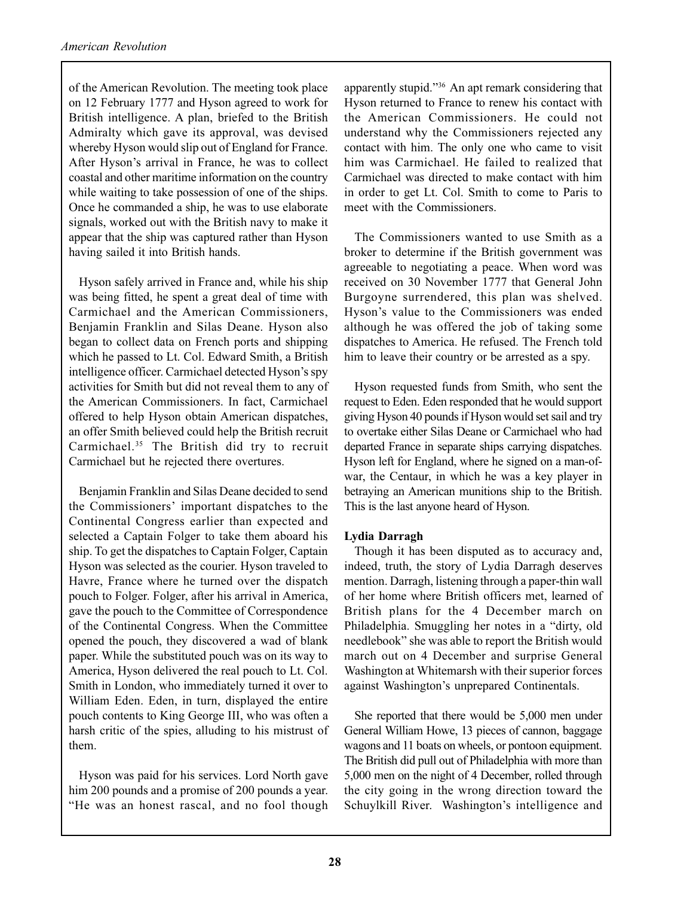of the American Revolution. The meeting took place on 12 February 1777 and Hyson agreed to work for British intelligence. A plan, briefed to the British Admiralty which gave its approval, was devised whereby Hyson would slip out of England for France. After Hyson's arrival in France, he was to collect coastal and other maritime information on the country while waiting to take possession of one of the ships. Once he commanded a ship, he was to use elaborate signals, worked out with the British navy to make it appear that the ship was captured rather than Hyson having sailed it into British hands.

Hyson safely arrived in France and, while his ship was being fitted, he spent a great deal of time with Carmichael and the American Commissioners, Benjamin Franklin and Silas Deane. Hyson also began to collect data on French ports and shipping which he passed to Lt. Col. Edward Smith, a British intelligence officer. Carmichael detected Hyson's spy activities for Smith but did not reveal them to any of the American Commissioners. In fact, Carmichael offered to help Hyson obtain American dispatches, an offer Smith believed could help the British recruit Carmichael.[35] The British did try to recruit Carmichael but he rejected there overtures.

Benjamin Franklin and Silas Deane decided to send the Commissioners' important dispatches to the Continental Congress earlier than expected and selected a Captain Folger to take them aboard his ship. To get the dispatches to Captain Folger, Captain Hyson was selected as the courier. Hyson traveled to Havre, France where he turned over the dispatch pouch to Folger. Folger, after his arrival in America, gave the pouch to the Committee of Correspondence of the Continental Congress. When the Committee opened the pouch, they discovered a wad of blank paper. While the substituted pouch was on its way to America, Hyson delivered the real pouch to Lt. Col. Smith in London, who immediately turned it over to William Eden. Eden, in turn, displayed the entire pouch contents to King George III, who was often a harsh critic of the spies, alluding to his mistrust of them.

Hyson was paid for his services. Lord North gave him 200 pounds and a promise of 200 pounds a year. "He was an honest rascal, and no fool though apparently stupid."[36] An apt remark considering that Hyson returned to France to renew his contact with the American Commissioners. He could not understand why the Commissioners rejected any contact with him. The only one who came to visit him was Carmichael. He failed to realized that Carmichael was directed to make contact with him in order to get Lt. Col. Smith to come to Paris to meet with the Commissioners.

The Commissioners wanted to use Smith as a broker to determine if the British government was agreeable to negotiating a peace. When word was received on 30 November 1777 that General John Burgoyne surrendered, this plan was shelved. Hyson's value to the Commissioners was ended although he was offered the job of taking some dispatches to America. He refused. The French told him to leave their country or be arrested as a spy.

Hyson requested funds from Smith, who sent the request to Eden. Eden responded that he would support giving Hyson 40 pounds if Hyson would set sail and try to overtake either Silas Deane or Carmichael who had departed France in separate ships carrying dispatches. Hyson left for England, where he signed on a man-of-war, the Centaur, in which he was a key player in betraying an American munitions ship to the British. This is the last anyone heard of Hyson.

**Lydia Darragh**

Though it has been disputed as to accuracy and, indeed, truth, the story of Lydia Darragh deserves mention. Darragh, listening through a paper-thin wall of her home where British officers met, learned of British plans for the 4 December march on Philadelphia. Smuggling her notes in a "dirty, old needlebook" she was able to report the British would march out on 4 December and surprise General Washington at Whitemarsh with their superior forces against Washington's unprepared Continentals.

She reported that there would be 5,000 men under General William Howe, 13 pieces of cannon, baggage wagons and 11 boats on wheels, or pontoon equipment. The British did pull out of Philadelphia with more than 5,000 men on the night of 4 December, rolled through the city going in the wrong direction toward the Schuylkill River. Washington's intelligence and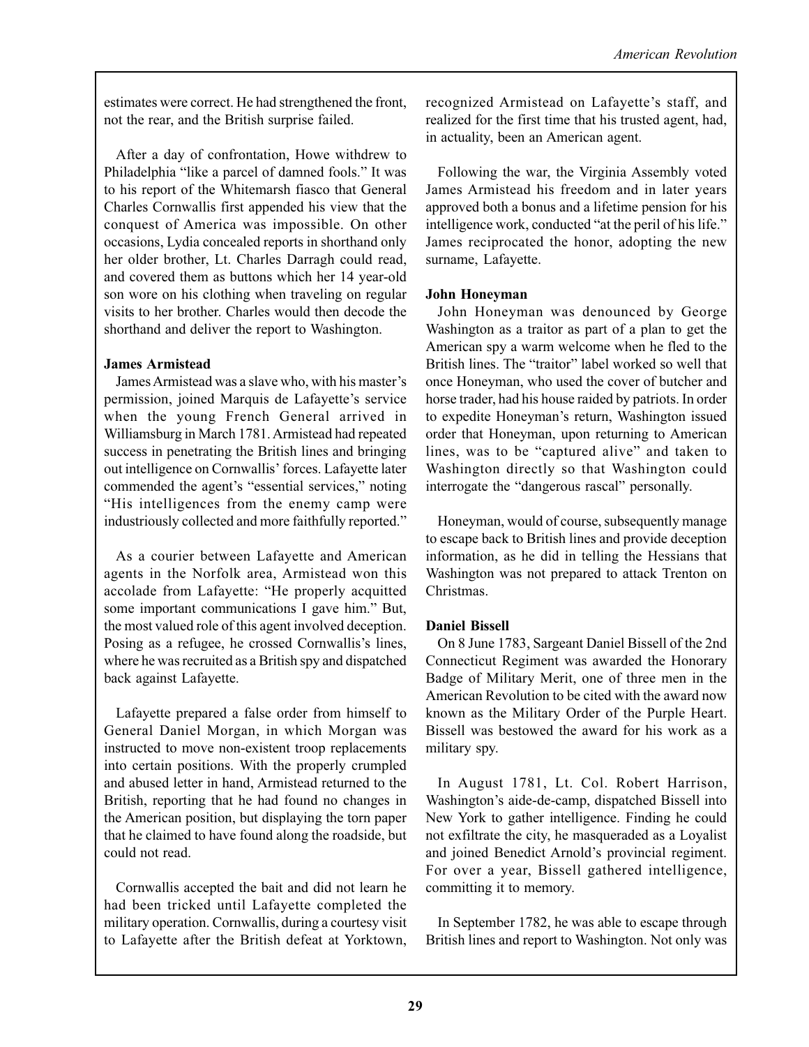estimates were correct. He had strengthened the front, not the rear, and the British surprise failed.

After a day of confrontation, Howe withdrew to Philadelphia "like a parcel of damned fools." It was to his report of the Whitemarsh fiasco that General Charles Cornwallis first appended his view that the conquest of America was impossible. On other occasions, Lydia concealed reports in shorthand only her older brother, Lt. Charles Darragh could read, and covered them as buttons which her 14 year-old son wore on his clothing when traveling on regular visits to her brother. Charles would then decode the shorthand and deliver the report to Washington.

**James Armistead**

James Armistead was a slave who, with his master's permission, joined Marquis de Lafayette's service when the young French General arrived in Williamsburg in March 1781. Armistead had repeated success in penetrating the British lines and bringing out intelligence on Cornwallis' forces. Lafayette later commended the agent's "essential services," noting "His intelligences from the enemy camp were industriously collected and more faithfully reported."

As a courier between Lafayette and American agents in the Norfolk area, Armistead won this accolade from Lafayette: "He properly acquitted some important communications I gave him." But, the most valued role of this agent involved deception. Posing as a refugee, he crossed Cornwallis's lines, where he was recruited as a British spy and dispatched back against Lafayette.

Lafayette prepared a false order from himself to General Daniel Morgan, in which Morgan was instructed to move non-existent troop replacements into certain positions. With the properly crumpled and abused letter in hand, Armistead returned to the British, reporting that he had found no changes in the American position, but displaying the torn paper that he claimed to have found along the roadside, but could not read.

Cornwallis accepted the bait and did not learn he had been tricked until Lafayette completed the military operation. Cornwallis, during a courtesy visit to Lafayette after the British defeat at Yorktown, recognized Armistead on Lafayette's staff, and realized for the first time that his trusted agent, had, in actuality, been an American agent.

Following the war, the Virginia Assembly voted James Armistead his freedom and in later years approved both a bonus and a lifetime pension for his intelligence work, conducted "at the peril of his life." James reciprocated the honor, adopting the new surname, Lafayette.

**John Honeyman**

John Honeyman was denounced by George Washington as a traitor as part of a plan to get the American spy a warm welcome when he fled to the British lines. The "traitor" label worked so well that once Honeyman, who used the cover of butcher and horse trader, had his house raided by patriots. In order to expedite Honeyman's return, Washington issued order that Honeyman, upon returning to American lines, was to be "captured alive" and taken to Washington directly so that Washington could interrogate the "dangerous rascal" personally.

Honeyman, would of course, subsequently manage to escape back to British lines and provide deception information, as he did in telling the Hessians that Washington was not prepared to attack Trenton on Christmas.

**Daniel Bissell**

On 8 June 1783, Sargeant Daniel Bissell of the 2nd Connecticut Regiment was awarded the Honorary Badge of Military Merit, one of three men in the American Revolution to be cited with the award now known as the Military Order of the Purple Heart. Bissell was bestowed the award for his work as a military spy.

In August 1781, Lt. Col. Robert Harrison, Washington's aide-de-camp, dispatched Bissell into New York to gather intelligence. Finding he could not exfiltrate the city, he masqueraded as a Loyalist and joined Benedict Arnold's provincial regiment. For over a year, Bissell gathered intelligence, committing it to memory.

In September 1782, he was able to escape through British lines and report to Washington. Not only was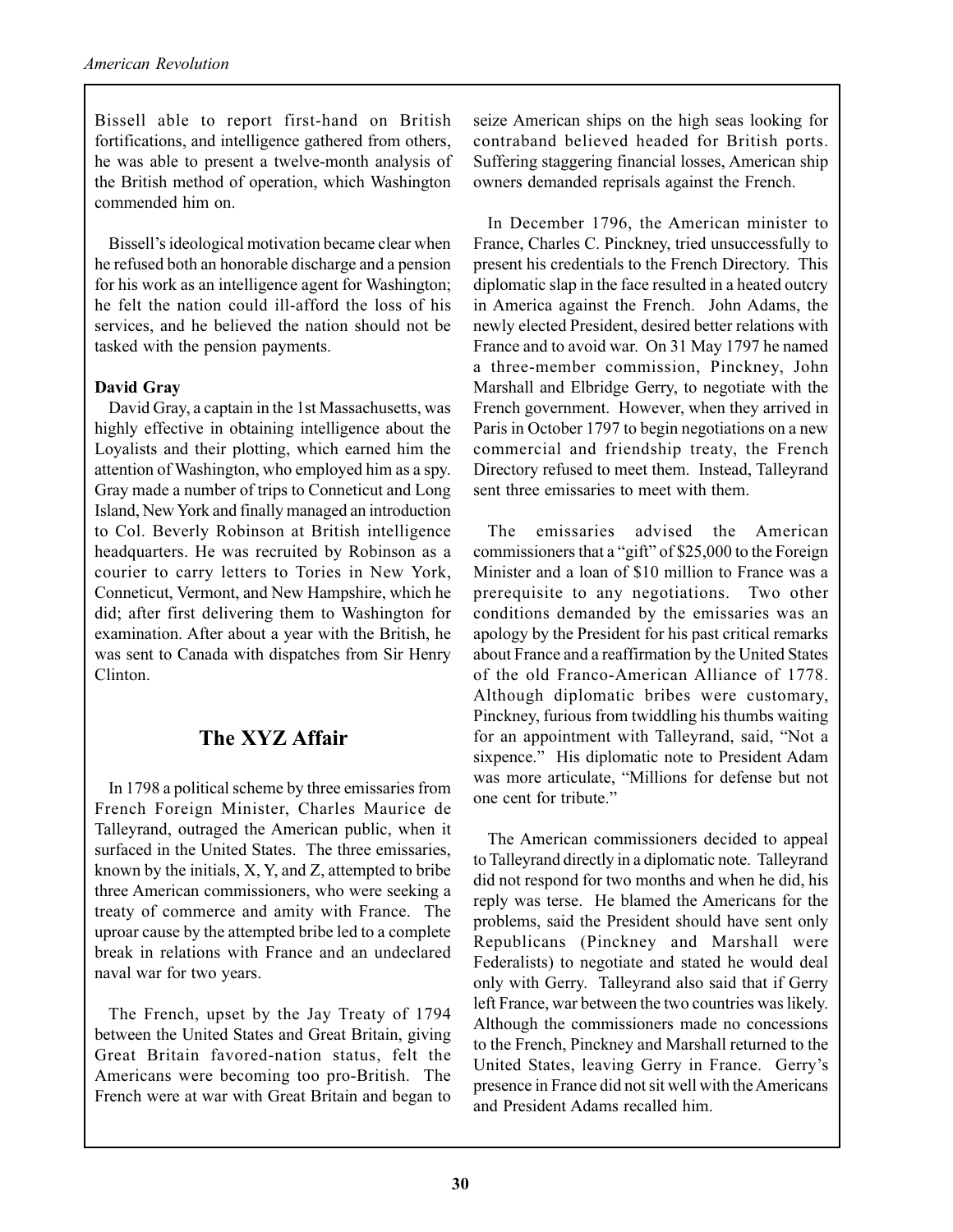Bissell able to report first-hand on British fortifications, and intelligence gathered from others, he was able to present a twelve-month analysis of the British method of operation, which Washington commended him on.

Bissell's ideological motivation became clear when he refused both an honorable discharge and a pension for his work as an intelligence agent for Washington; he felt the nation could ill-afford the loss of his services, and he believed the nation should not be tasked with the pension payments.

**David Gray**

David Gray, a captain in the 1st Massachusetts, was highly effective in obtaining intelligence about the Loyalists and their plotting, which earned him the attention of Washington, who employed him as a spy. Gray made a number of trips to Conneticut and Long Island, New York and finally managed an introduction to Col. Beverly Robinson at British intelligence headquarters. He was recruited by Robinson as a courier to carry letters to Tories in New York, Conneticut, Vermont, and New Hampshire, which he did; after first delivering them to Washington for examination. After about a year with the British, he was sent to Canada with dispatches from Sir Henry Clinton.

## The XYZ Affair

In 1798 a political scheme by three emissaries from French Foreign Minister, Charles Maurice de Talleyrand, outraged the American public, when it surfaced in the United States. The three emissaries, known by the initials, X, Y, and Z, attempted to bribe three American commissioners, who were seeking a treaty of commerce and amity with France. The uproar cause by the attempted bribe led to a complete break in relations with France and an undeclared naval war for two years.

The French, upset by the Jay Treaty of 1794 between the United States and Great Britain, giving Great Britain favored-nation status, felt the Americans were becoming too pro-British. The French were at war with Great Britain and began to seize American ships on the high seas looking for contraband believed headed for British ports. Suffering staggering financial losses, American ship owners demanded reprisals against the French.

In December 1796, the American minister to France, Charles C. Pinckney, tried unsuccessfully to present his credentials to the French Directory. This diplomatic slap in the face resulted in a heated outcry in America against the French. John Adams, the newly elected President, desired better relations with France and to avoid war. On 31 May 1797 he named a three-member commission, Pinckney, John Marshall and Elbridge Gerry, to negotiate with the French government. However, when they arrived in Paris in October 1797 to begin negotiations on a new commercial and friendship treaty, the French Directory refused to meet them. Instead, Talleyrand sent three emissaries to meet with them.

The emissaries advised the American commissioners that a "gift" of $25,000 to the Foreign Minister and a loan of $10 million to France was a prerequisite to any negotiations. Two other conditions demanded by the emissaries was an apology by the President for his past critical remarks about France and a reaffirmation by the United States of the old Franco-American Alliance of 1778. Although diplomatic bribes were customary, Pinckney, furious from twiddling his thumbs waiting for an appointment with Talleyrand, said, "Not a sixpence." His diplomatic note to President Adam was more articulate, "Millions for defense but not one cent for tribute."

The American commissioners decided to appeal to Talleyrand directly in a diplomatic note. Talleyrand did not respond for two months and when he did, his reply was terse. He blamed the Americans for the problems, said the President should have sent only Republicans (Pinckney and Marshall were Federalists) to negotiate and stated he would deal only with Gerry. Talleyrand also said that if Gerry left France, war between the two countries was likely. Although the commissioners made no concessions to the French, Pinckney and Marshall returned to the United States, leaving Gerry in France. Gerry's presence in France did not sit well with the Americans and President Adams recalled him.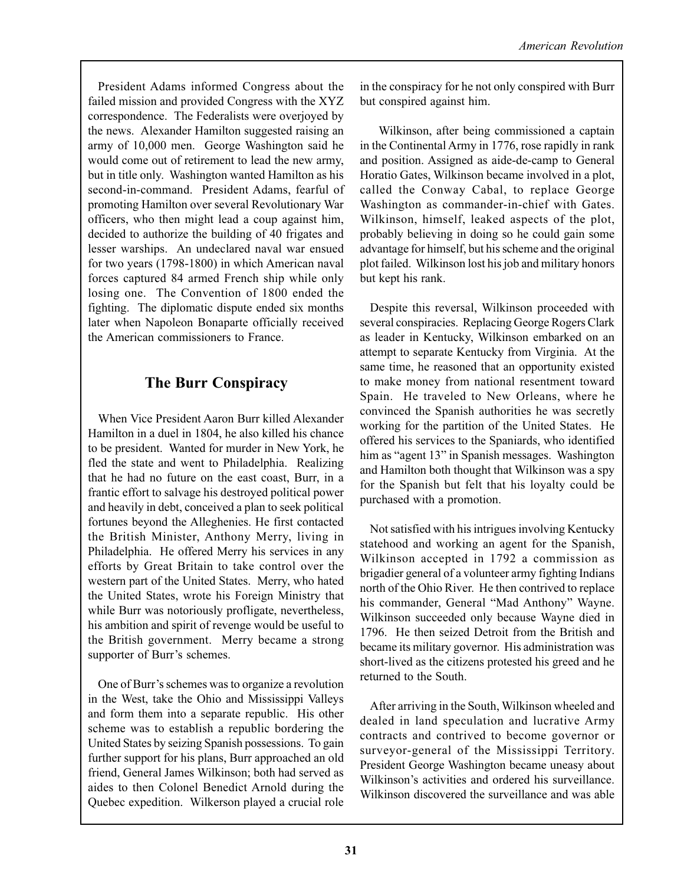President Adams informed Congress about the failed mission and provided Congress with the XYZ correspondence. The Federalists were overjoyed by the news. Alexander Hamilton suggested raising an army of 10,000 men. George Washington said he would come out of retirement to lead the new army, but in title only. Washington wanted Hamilton as his second-in-command. President Adams, fearful of promoting Hamilton over several Revolutionary War officers, who then might lead a coup against him, decided to authorize the building of 40 frigates and lesser warships. An undeclared naval war ensued for two years (1798-1800) in which American naval forces captured 84 armed French ship while only losing one. The Convention of 1800 ended the fighting. The diplomatic dispute ended six months later when Napoleon Bonaparte officially received the American commissioners to France.

## The Burr Conspiracy

When Vice President Aaron Burr killed Alexander Hamilton in a duel in 1804, he also killed his chance to be president. Wanted for murder in New York, he fled the state and went to Philadelphia. Realizing that he had no future on the east coast, Burr, in a frantic effort to salvage his destroyed political power and heavily in debt, conceived a plan to seek political fortunes beyond the Alleghenies. He first contacted the British Minister, Anthony Merry, living in Philadelphia. He offered Merry his services in any efforts by Great Britain to take control over the western part of the United States. Merry, who hated the United States, wrote his Foreign Ministry that while Burr was notoriously profligate, nevertheless, his ambition and spirit of revenge would be useful to the British government. Merry became a strong supporter of Burr's schemes.

One of Burr's schemes was to organize a revolution in the West, take the Ohio and Mississippi Valleys and form them into a separate republic. His other scheme was to establish a republic bordering the United States by seizing Spanish possessions. To gain further support for his plans, Burr approached an old friend, General James Wilkinson; both had served as aides to then Colonel Benedict Arnold during the Quebec expedition. Wilkerson played a crucial role in the conspiracy for he not only conspired with Burr but conspired against him.

Wilkinson, after being commissioned a captain in the Continental Army in 1776, rose rapidly in rank and position. Assigned as aide-de-camp to General Horatio Gates, Wilkinson became involved in a plot, called the Conway Cabal, to replace George Washington as commander-in-chief with Gates. Wilkinson, himself, leaked aspects of the plot, probably believing in doing so he could gain some advantage for himself, but his scheme and the original plot failed. Wilkinson lost his job and military honors but kept his rank.

Despite this reversal, Wilkinson proceeded with several conspiracies. Replacing George Rogers Clark as leader in Kentucky, Wilkinson embarked on an attempt to separate Kentucky from Virginia. At the same time, he reasoned that an opportunity existed to make money from national resentment toward Spain. He traveled to New Orleans, where he convinced the Spanish authorities he was secretly working for the partition of the United States. He offered his services to the Spaniards, who identified him as "agent 13" in Spanish messages. Washington and Hamilton both thought that Wilkinson was a spy for the Spanish but felt that his loyalty could be purchased with a promotion.

Not satisfied with his intrigues involving Kentucky statehood and working an agent for the Spanish, Wilkinson accepted in 1792 a commission as brigadier general of a volunteer army fighting Indians north of the Ohio River. He then contrived to replace his commander, General "Mad Anthony" Wayne. Wilkinson succeeded only because Wayne died in 1796. He then seized Detroit from the British and became its military governor. His administration was short-lived as the citizens protested his greed and he returned to the South.

After arriving in the South, Wilkinson wheeled and dealed in land speculation and lucrative Army contracts and contrived to become governor or surveyor-general of the Mississippi Territory. President George Washington became uneasy about Wilkinson's activities and ordered his surveillance. Wilkinson discovered the surveillance and was able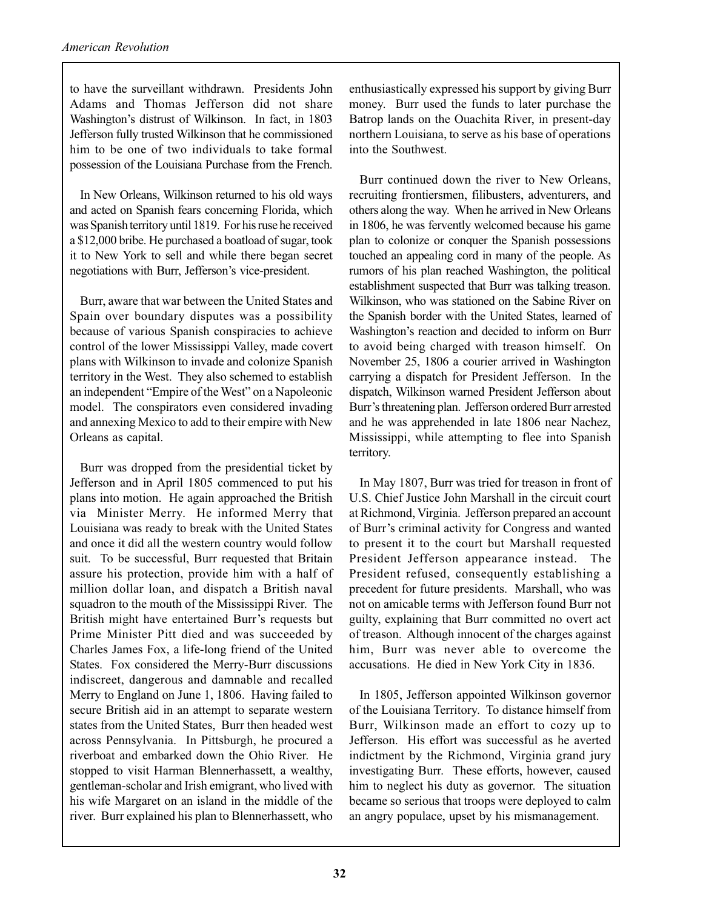to have the surveillant withdrawn. Presidents John Adams and Thomas Jefferson did not share Washington's distrust of Wilkinson. In fact, in 1803 Jefferson fully trusted Wilkinson that he commissioned him to be one of two individuals to take formal possession of the Louisiana Purchase from the French.

In New Orleans, Wilkinson returned to his old ways and acted on Spanish fears concerning Florida, which was Spanish territory until 1819. For his ruse he received a $12,000 bribe. He purchased a boatload of sugar, took it to New York to sell and while there began secret negotiations with Burr, Jefferson's vice-president.

Burr, aware that war between the United States and Spain over boundary disputes was a possibility because of various Spanish conspiracies to achieve control of the lower Mississippi Valley, made covert plans with Wilkinson to invade and colonize Spanish territory in the West. They also schemed to establish an independent "Empire of the West" on a Napoleonic model. The conspirators even considered invading and annexing Mexico to add to their empire with New Orleans as capital.

Burr was dropped from the presidential ticket by Jefferson and in April 1805 commenced to put his plans into motion. He again approached the British via Minister Merry. He informed Merry that Louisiana was ready to break with the United States and once it did all the western country would follow suit. To be successful, Burr requested that Britain assure his protection, provide him with a half of million dollar loan, and dispatch a British naval squadron to the mouth of the Mississippi River. The British might have entertained Burr's requests but Prime Minister Pitt died and was succeeded by Charles James Fox, a life-long friend of the United States. Fox considered the Merry-Burr discussions indiscreet, dangerous and damnable and recalled Merry to England on June 1, 1806. Having failed to secure British aid in an attempt to separate western states from the United States, Burr then headed west across Pennsylvania. In Pittsburgh, he procured a riverboat and embarked down the Ohio River. He stopped to visit Harman Blennerhassett, a wealthy, gentleman-scholar and Irish emigrant, who lived with his wife Margaret on an island in the middle of the river. Burr explained his plan to Blennerhassett, who enthusiastically expressed his support by giving Burr money. Burr used the funds to later purchase the Batrop lands on the Ouachita River, in present-day northern Louisiana, to serve as his base of operations into the Southwest.

Burr continued down the river to New Orleans, recruiting frontiersmen, filibusters, adventurers, and others along the way. When he arrived in New Orleans in 1806, he was fervently welcomed because his game plan to colonize or conquer the Spanish possessions touched an appealing cord in many of the people. As rumors of his plan reached Washington, the political establishment suspected that Burr was talking treason. Wilkinson, who was stationed on the Sabine River on the Spanish border with the United States, learned of Washington's reaction and decided to inform on Burr to avoid being charged with treason himself. On November 25, 1806 a courier arrived in Washington carrying a dispatch for President Jefferson. In the dispatch, Wilkinson warned President Jefferson about Burr's threatening plan. Jefferson ordered Burr arrested and he was apprehended in late 1806 near Nachez, Mississippi, while attempting to flee into Spanish territory.

In May 1807, Burr was tried for treason in front of U.S. Chief Justice John Marshall in the circuit court at Richmond, Virginia. Jefferson prepared an account of Burr's criminal activity for Congress and wanted to present it to the court but Marshall requested President Jefferson appearance instead. The President refused, consequently establishing a precedent for future presidents. Marshall, who was not on amicable terms with Jefferson found Burr not guilty, explaining that Burr committed no overt act of treason. Although innocent of the charges against him, Burr was never able to overcome the accusations. He died in New York City in 1836.

In 1805, Jefferson appointed Wilkinson governor of the Louisiana Territory. To distance himself from Burr, Wilkinson made an effort to cozy up to Jefferson. His effort was successful as he averted indictment by the Richmond, Virginia grand jury investigating Burr. These efforts, however, caused him to neglect his duty as governor. The situation became so serious that troops were deployed to calm an angry populace, upset by his mismanagement.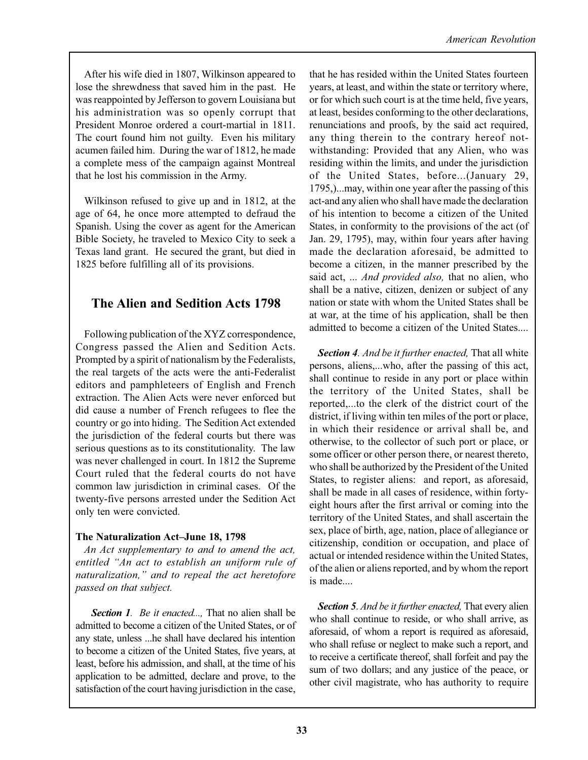After his wife died in 1807, Wilkinson appeared to lose the shrewdness that saved him in the past. He was reappointed by Jefferson to govern Louisiana but his administration was so openly corrupt that President Monroe ordered a court-martial in 1811. The court found him not guilty. Even his military acumen failed him. During the war of 1812, he made a complete mess of the campaign against Montreal that he lost his commission in the Army.

Wilkinson refused to give up and in 1812, at the age of 64, he once more attempted to defraud the Spanish. Using the cover as agent for the American Bible Society, he traveled to Mexico City to seek a Texas land grant. He secured the grant, but died in 1825 before fulfilling all of its provisions.

## The Alien and Sedition Acts 1798

Following publication of the XYZ correspondence, Congress passed the Alien and Sedition Acts. Prompted by a spirit of nationalism by the Federalists, the real targets of the acts were the anti-Federalist editors and pamphleteers of English and French extraction. The Alien Acts were never enforced but did cause a number of French refugees to flee the country or go into hiding. The Sedition Act extended the jurisdiction of the federal courts but there was serious questions as to its constitutionality. The law was never challenged in court. In 1812 the Supreme Court ruled that the federal courts do not have common law jurisdiction in criminal cases. Of the twenty-five persons arrested under the Sedition Act only ten were convicted.

### The Naturalization Act–June 18, 1798

*An Act supplementary to and to amend the act, entitled "An act to establish an uniform rule of naturalization," and to repeal the act heretofore passed on that subject.*

***Section 1**. Be it enacted...,* That no alien shall be admitted to become a citizen of the United States, or of any state, unless ...he shall have declared his intention to become a citizen of the United States, five years, at least, before his admission, and shall, at the time of his application to be admitted, declare and prove, to the satisfaction of the court having jurisdiction in the case, that he has resided within the United States fourteen years, at least, and within the state or territory where, or for which such court is at the time held, five years, at least, besides conforming to the other declarations, renunciations and proofs, by the said act required, any thing therein to the contrary hereof notwithstanding: Provided that any Alien, who was residing within the limits, and under the jurisdiction of the United States, before...(January 29, 1795,)...may, within one year after the passing of this act-and any alien who shall have made the declaration of his intention to become a citizen of the United States, in conformity to the provisions of the act (of Jan. 29, 1795), may, within four years after having made the declaration aforesaid, be admitted to become a citizen, in the manner prescribed by the said act, ... *And provided also,* that no alien, who shall be a native, citizen, denizen or subject of any nation or state with whom the United States shall be at war, at the time of his application, shall be then admitted to become a citizen of the United States....

***Section 4**. And be it further enacted,* That all white persons, aliens,...who, after the passing of this act, shall continue to reside in any port or place within the territory of the United States, shall be reported,...to the clerk of the district court of the district, if living within ten miles of the port or place, in which their residence or arrival shall be, and otherwise, to the collector of such port or place, or some officer or other person there, or nearest thereto, who shall be authorized by the President of the United States, to register aliens: and report, as aforesaid, shall be made in all cases of residence, within forty-eight hours after the first arrival or coming into the territory of the United States, and shall ascertain the sex, place of birth, age, nation, place of allegiance or citizenship, condition or occupation, and place of actual or intended residence within the United States, of the alien or aliens reported, and by whom the report is made....

***Section 5**. And be it further enacted,* That every alien who shall continue to reside, or who shall arrive, as aforesaid, of whom a report is required as aforesaid, who shall refuse or neglect to make such a report, and to receive a certificate thereof, shall forfeit and pay the sum of two dollars; and any justice of the peace, or other civil magistrate, who has authority to require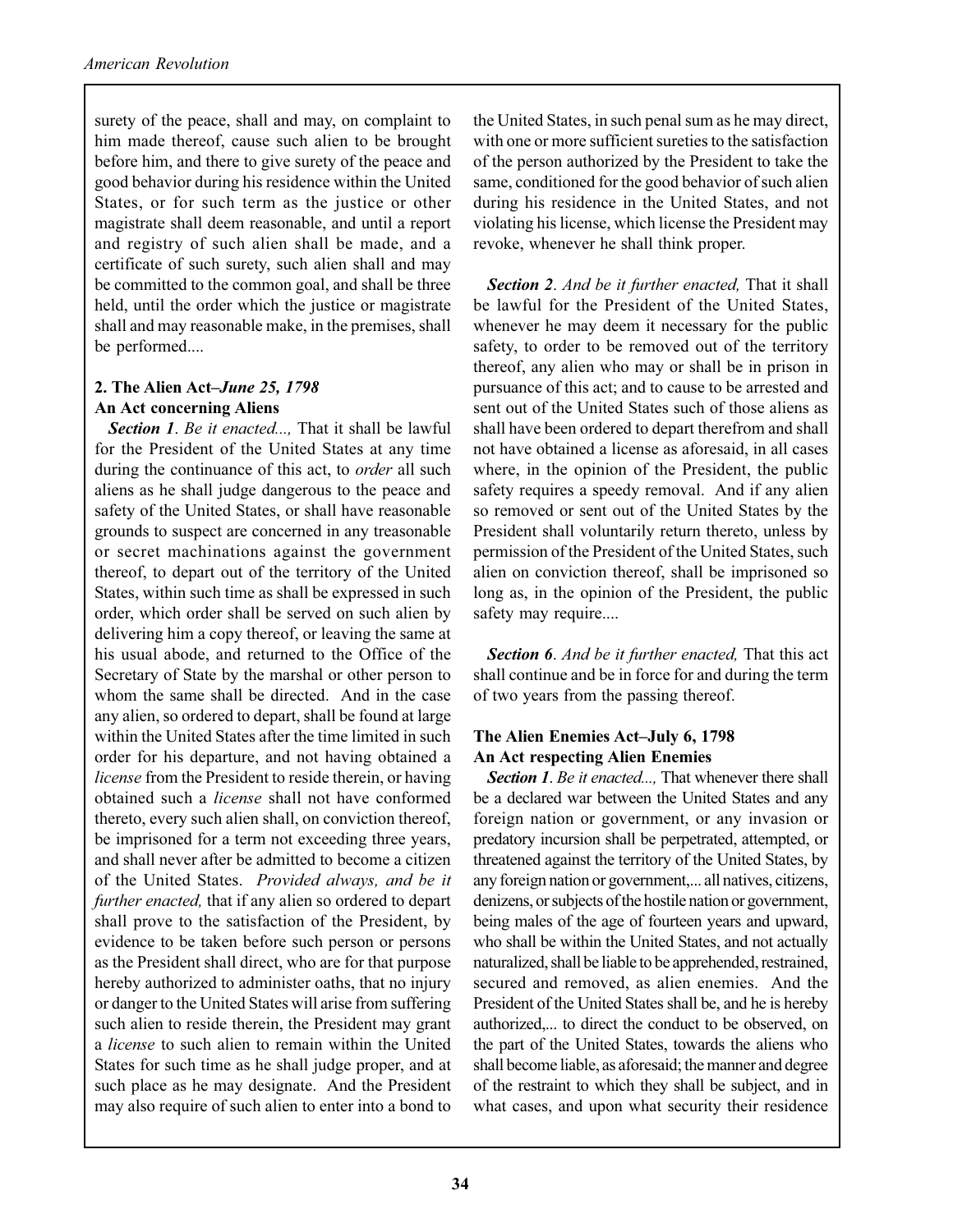surety of the peace, shall and may, on complaint to him made thereof, cause such alien to be brought before him, and there to give surety of the peace and good behavior during his residence within the United States, or for such term as the justice or other magistrate shall deem reasonable, and until a report and registry of such alien shall be made, and a certificate of such surety, such alien shall and may be committed to the common goal, and shall be three held, until the order which the justice or magistrate shall and may reasonable make, in the premises, shall be performed....

### 2. The Alien Act–*June 25, 1798*
**An Act concerning Aliens**

***Section 1***. *Be it enacted...,* That it shall be lawful for the President of the United States at any time during the continuance of this act, to *order* all such aliens as he shall judge dangerous to the peace and safety of the United States, or shall have reasonable grounds to suspect are concerned in any treasonable or secret machinations against the government thereof, to depart out of the territory of the United States, within such time as shall be expressed in such order, which order shall be served on such alien by delivering him a copy thereof, or leaving the same at his usual abode, and returned to the Office of the Secretary of State by the marshal or other person to whom the same shall be directed. And in the case any alien, so ordered to depart, shall be found at large within the United States after the time limited in such order for his departure, and not having obtained a *license* from the President to reside therein, or having obtained such a *license* shall not have conformed thereto, every such alien shall, on conviction thereof, be imprisoned for a term not exceeding three years, and shall never after be admitted to become a citizen of the United States. *Provided always, and be it further enacted,* that if any alien so ordered to depart shall prove to the satisfaction of the President, by evidence to be taken before such person or persons as the President shall direct, who are for that purpose hereby authorized to administer oaths, that no injury or danger to the United States will arise from suffering such alien to reside therein, the President may grant a *license* to such alien to remain within the United States for such time as he shall judge proper, and at such place as he may designate. And the President may also require of such alien to enter into a bond to the United States, in such penal sum as he may direct, with one or more sufficient sureties to the satisfaction of the person authorized by the President to take the same, conditioned for the good behavior of such alien during his residence in the United States, and not violating his license, which license the President may revoke, whenever he shall think proper.

***Section 2***. *And be it further enacted,* That it shall be lawful for the President of the United States, whenever he may deem it necessary for the public safety, to order to be removed out of the territory thereof, any alien who may or shall be in prison in pursuance of this act; and to cause to be arrested and sent out of the United States such of those aliens as shall have been ordered to depart therefrom and shall not have obtained a license as aforesaid, in all cases where, in the opinion of the President, the public safety requires a speedy removal. And if any alien so removed or sent out of the United States by the President shall voluntarily return thereto, unless by permission of the President of the United States, such alien on conviction thereof, shall be imprisoned so long as, in the opinion of the President, the public safety may require....

***Section 6***. *And be it further enacted,* That this act shall continue and be in force for and during the term of two years from the passing thereof.

### The Alien Enemies Act–July 6, 1798
**An Act respecting Alien Enemies**

***Section 1***. *Be it enacted...,* That whenever there shall be a declared war between the United States and any foreign nation or government, or any invasion or predatory incursion shall be perpetrated, attempted, or threatened against the territory of the United States, by any foreign nation or government,... all natives, citizens, denizens, or subjects of the hostile nation or government, being males of the age of fourteen years and upward, who shall be within the United States, and not actually naturalized, shall be liable to be apprehended, restrained, secured and removed, as alien enemies. And the President of the United States shall be, and he is hereby authorized,... to direct the conduct to be observed, on the part of the United States, towards the aliens who shall become liable, as aforesaid; the manner and degree of the restraint to which they shall be subject, and in what cases, and upon what security their residence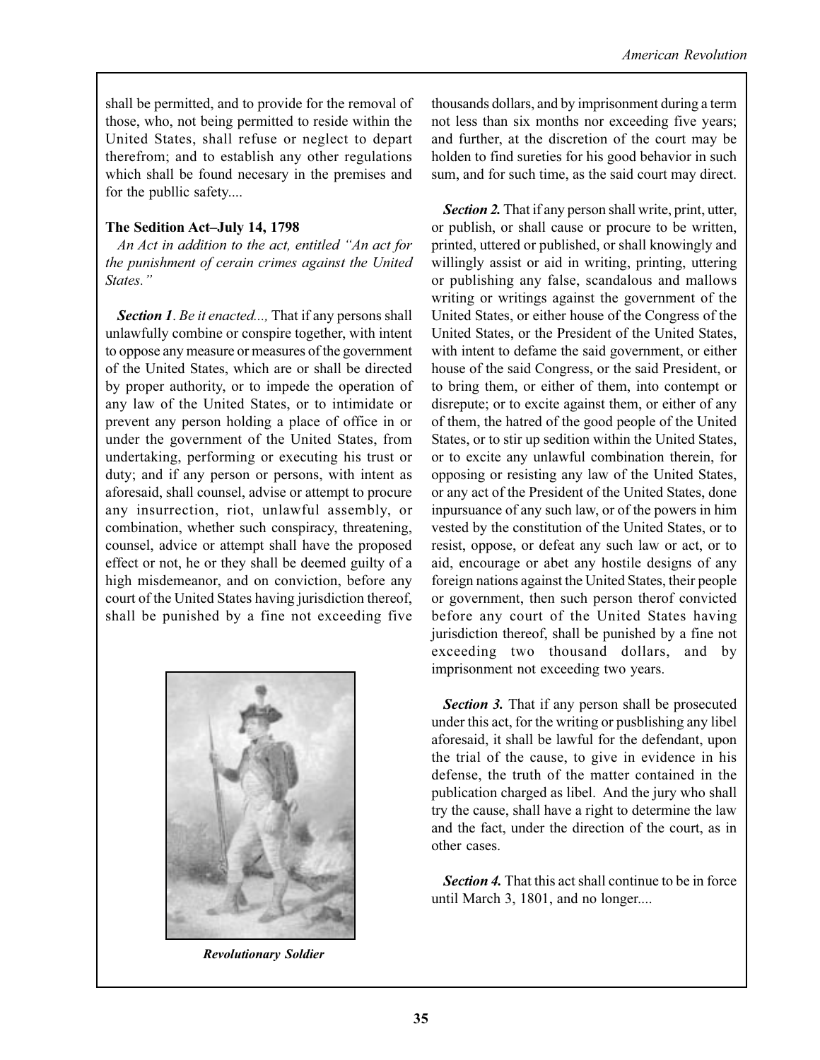shall be permitted, and to provide for the removal of those, who, not being permitted to reside within the United States, shall refuse or neglect to depart therefrom; and to establish any other regulations which shall be found necesary in the premises and for the publlic safety....

**The Sedition Act–July 14, 1798**

*An Act in addition to the act, entitled "An act for the punishment of cerain crimes against the United States."*

***Section 1**. Be it enacted...,* That if any persons shall unlawfully combine or conspire together, with intent to oppose any measure or measures of the government of the United States, which are or shall be directed by proper authority, or to impede the operation of any law of the United States, or to intimidate or prevent any person holding a place of office in or under the government of the United States, from undertaking, performing or executing his trust or duty; and if any person or persons, with intent as aforesaid, shall counsel, advise or attempt to procure any insurrection, riot, unlawful assembly, or combination, whether such conspiracy, threatening, counsel, advice or attempt shall have the proposed effect or not, he or they shall be deemed guilty of a high misdemeanor, and on conviction, before any court of the United States having jurisdiction thereof, shall be punished by a fine not exceeding five thousands dollars, and by imprisonment during a term not less than six months nor exceeding five years; and further, at the discretion of the court may be holden to find sureties for his good behavior in such sum, and for such time, as the said court may direct.

*Revolutionary Soldier*

***Section 2.*** That if any person shall write, print, utter, or publish, or shall cause or procure to be written, printed, uttered or published, or shall knowingly and willingly assist or aid in writing, printing, uttering or publishing any false, scandalous and mallows writing or writings against the government of the United States, or either house of the Congress of the United States, or the President of the United States, with intent to defame the said government, or either house of the said Congress, or the said President, or to bring them, or either of them, into contempt or disrepute; or to excite against them, or either of any of them, the hatred of the good people of the United States, or to stir up sedition within the United States, or to excite any unlawful combination therein, for opposing or resisting any law of the United States, or any act of the President of the United States, done inpursuance of any such law, or of the powers in him vested by the constitution of the United States, or to resist, oppose, or defeat any such law or act, or to aid, encourage or abet any hostile designs of any foreign nations against the United States, their people or government, then such person therof convicted before any court of the United States having jurisdiction thereof, shall be punished by a fine not exceeding two thousand dollars, and by imprisonment not exceeding two years.

***Section 3.*** That if any person shall be prosecuted under this act, for the writing or pusblishing any libel aforesaid, it shall be lawful for the defendant, upon the trial of the cause, to give in evidence in his defense, the truth of the matter contained in the publication charged as libel. And the jury who shall try the cause, shall have a right to determine the law and the fact, under the direction of the court, as in other cases.

***Section 4.*** That this act shall continue to be in force until March 3, 1801, and no longer....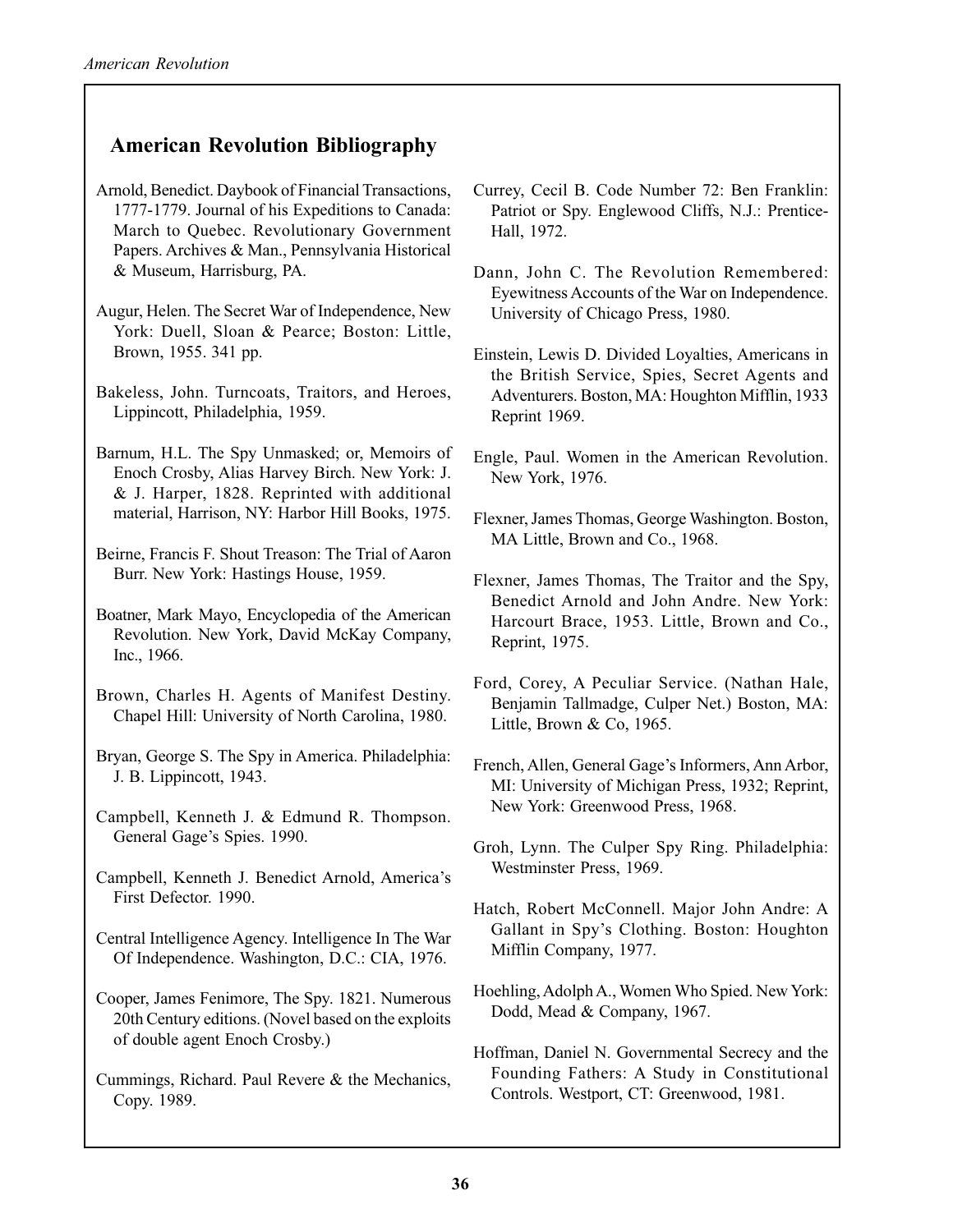## American Revolution Bibliography

Arnold, Benedict. Daybook of Financial Transactions, 1777-1779. Journal of his Expeditions to Canada: March to Quebec. Revolutionary Government Papers. Archives & Man., Pennsylvania Historical & Museum, Harrisburg, PA.

Augur, Helen. The Secret War of Independence, New York: Duell, Sloan & Pearce; Boston: Little, Brown, 1955. 341 pp.

Bakeless, John. Turncoats, Traitors, and Heroes, Lippincott, Philadelphia, 1959.

Barnum, H.L. The Spy Unmasked; or, Memoirs of Enoch Crosby, Alias Harvey Birch. New York: J. & J. Harper, 1828. Reprinted with additional material, Harrison, NY: Harbor Hill Books, 1975.

Beirne, Francis F. Shout Treason: The Trial of Aaron Burr. New York: Hastings House, 1959.

Boatner, Mark Mayo, Encyclopedia of the American Revolution. New York, David McKay Company, Inc., 1966.

Brown, Charles H. Agents of Manifest Destiny. Chapel Hill: University of North Carolina, 1980.

Bryan, George S. The Spy in America. Philadelphia: J. B. Lippincott, 1943.

Campbell, Kenneth J. & Edmund R. Thompson. General Gage's Spies. 1990.

Campbell, Kenneth J. Benedict Arnold, America's First Defector. 1990.

Central Intelligence Agency. Intelligence In The War Of Independence. Washington, D.C.: CIA, 1976.

Cooper, James Fenimore, The Spy. 1821. Numerous 20th Century editions. (Novel based on the exploits of double agent Enoch Crosby.)

Cummings, Richard. Paul Revere & the Mechanics, Copy. 1989.

Currey, Cecil B. Code Number 72: Ben Franklin: Patriot or Spy. Englewood Cliffs, N.J.: Prentice-Hall, 1972.

Dann, John C. The Revolution Remembered: Eyewitness Accounts of the War on Independence. University of Chicago Press, 1980.

Einstein, Lewis D. Divided Loyalties, Americans in the British Service, Spies, Secret Agents and Adventurers. Boston, MA: Houghton Mifflin, 1933 Reprint 1969.

Engle, Paul. Women in the American Revolution. New York, 1976.

Flexner, James Thomas, George Washington. Boston, MA Little, Brown and Co., 1968.

Flexner, James Thomas, The Traitor and the Spy, Benedict Arnold and John Andre. New York: Harcourt Brace, 1953. Little, Brown and Co., Reprint, 1975.

Ford, Corey, A Peculiar Service. (Nathan Hale, Benjamin Tallmadge, Culper Net.) Boston, MA: Little, Brown & Co, 1965.

French, Allen, General Gage's Informers, Ann Arbor, MI: University of Michigan Press, 1932; Reprint, New York: Greenwood Press, 1968.

Groh, Lynn. The Culper Spy Ring. Philadelphia: Westminster Press, 1969.

Hatch, Robert McConnell. Major John Andre: A Gallant in Spy's Clothing. Boston: Houghton Mifflin Company, 1977.

Hoehling, Adolph A., Women Who Spied. New York: Dodd, Mead & Company, 1967.

Hoffman, Daniel N. Governmental Secrecy and the Founding Fathers: A Study in Constitutional Controls. Westport, CT: Greenwood, 1981.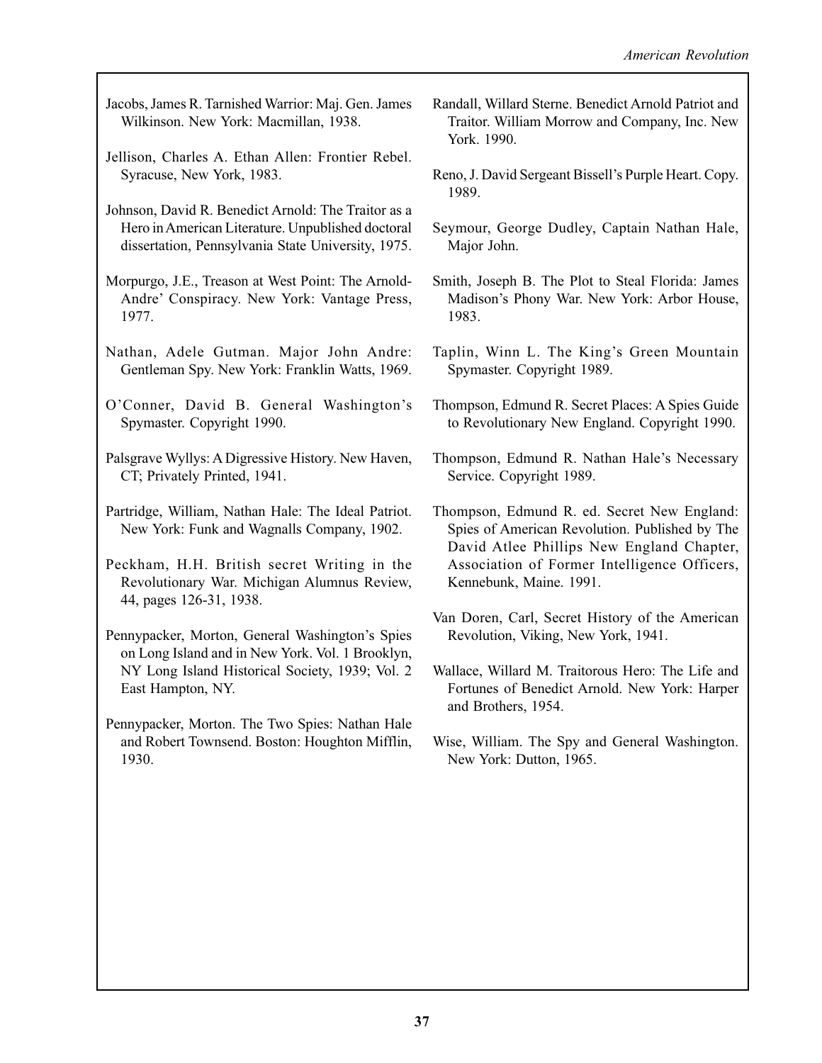Jacobs, James R. Tarnished Warrior: Maj. Gen. James Wilkinson. New York: Macmillan, 1938.

Jellison, Charles A. Ethan Allen: Frontier Rebel. Syracuse, New York, 1983.

Johnson, David R. Benedict Arnold: The Traitor as a Hero in American Literature. Unpublished doctoral dissertation, Pennsylvania State University, 1975.

Morpurgo, J.E., Treason at West Point: The Arnold-Andre' Conspiracy. New York: Vantage Press, 1977.

Nathan, Adele Gutman. Major John Andre: Gentleman Spy. New York: Franklin Watts, 1969.

O'Conner, David B. General Washington's Spymaster. Copyright 1990.

Palsgrave Wyllys: A Digressive History. New Haven, CT; Privately Printed, 1941.

Partridge, William, Nathan Hale: The Ideal Patriot. New York: Funk and Wagnalls Company, 1902.

Peckham, H.H. British secret Writing in the Revolutionary War. Michigan Alumnus Review, 44, pages 126-31, 1938.

Pennypacker, Morton, General Washington's Spies on Long Island and in New York. Vol. 1 Brooklyn, NY Long Island Historical Society, 1939; Vol. 2 East Hampton, NY.

Pennypacker, Morton. The Two Spies: Nathan Hale and Robert Townsend. Boston: Houghton Mifflin, 1930.

Randall, Willard Sterne. Benedict Arnold Patriot and Traitor. William Morrow and Company, Inc. New York. 1990.

Reno, J. David Sergeant Bissell's Purple Heart. Copy. 1989.

Seymour, George Dudley, Captain Nathan Hale, Major John.

Smith, Joseph B. The Plot to Steal Florida: James Madison's Phony War. New York: Arbor House, 1983.

Taplin, Winn L. The King's Green Mountain Spymaster. Copyright 1989.

Thompson, Edmund R. Secret Places: A Spies Guide to Revolutionary New England. Copyright 1990.

Thompson, Edmund R. Nathan Hale's Necessary Service. Copyright 1989.

Thompson, Edmund R. ed. Secret New England: Spies of American Revolution. Published by The David Atlee Phillips New England Chapter, Association of Former Intelligence Officers, Kennebunk, Maine. 1991.

Van Doren, Carl, Secret History of the American Revolution, Viking, New York, 1941.

Wallace, Willard M. Traitorous Hero: The Life and Fortunes of Benedict Arnold. New York: Harper and Brothers, 1954.

Wise, William. The Spy and General Washington. New York: Dutton, 1965.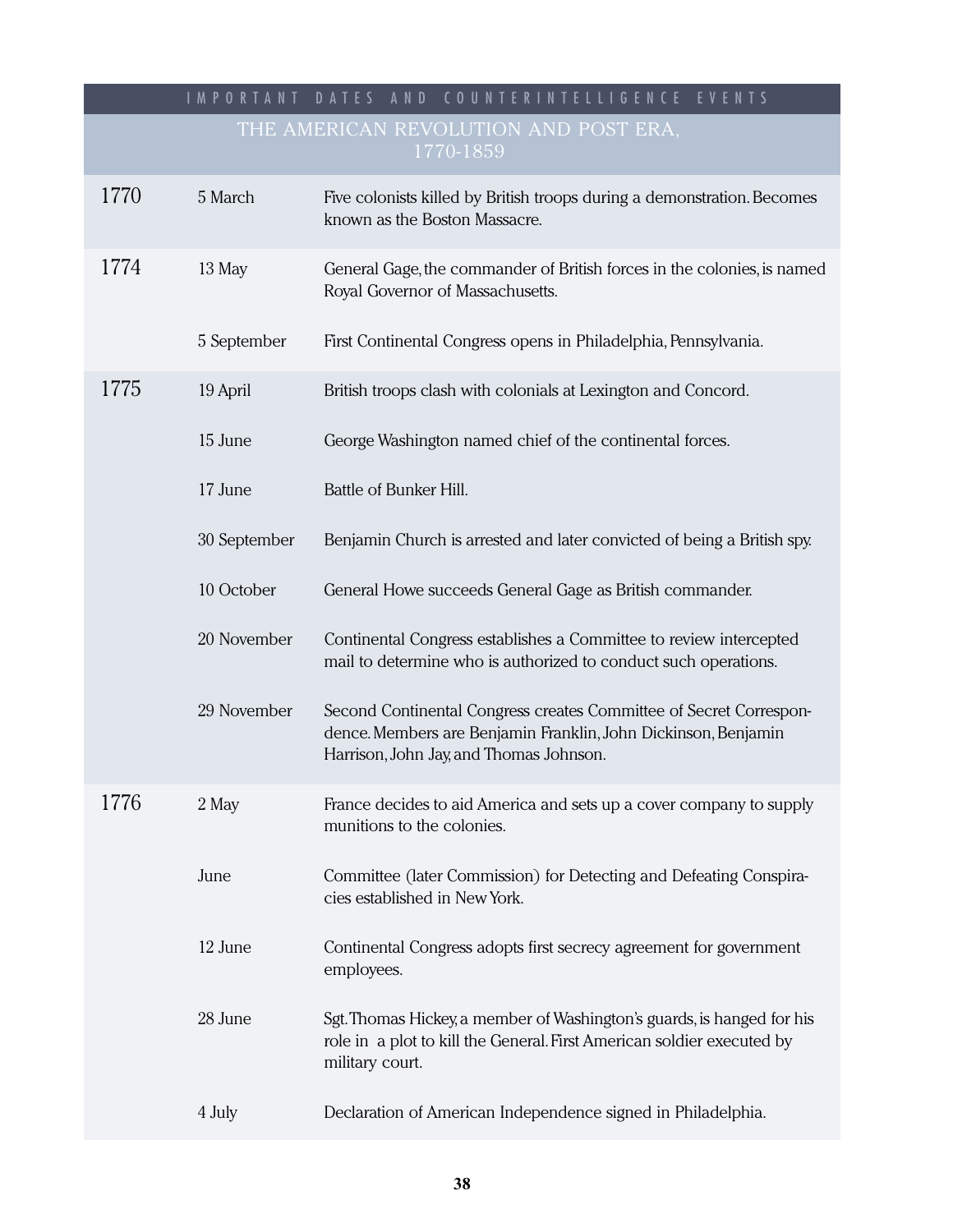## IMPORTANT DATES AND COUNTERINTELLIGENCE EVENTS

### THE AMERICAN REVOLUTION AND POST ERA, 1770-1859

| Year | Date | Event |
|---|---|---|
| 1770 | 5 March | Five colonists killed by British troops during a demonstration. Becomes known as the Boston Massacre. |
| 1774 | 13 May | General Gage, the commander of British forces in the colonies, is named Royal Governor of Massachusetts. |
| | 5 September | First Continental Congress opens in Philadelphia, Pennsylvania. |
| 1775 | 19 April | British troops clash with colonials at Lexington and Concord. |
| | 15 June | George Washington named chief of the continental forces. |
| | 17 June | Battle of Bunker Hill. |
| | 30 September | Benjamin Church is arrested and later convicted of being a British spy. |
| | 10 October | General Howe succeeds General Gage as British commander. |
| | 20 November | Continental Congress establishes a Committee to review intercepted mail to determine who is authorized to conduct such operations. |
| | 29 November | Second Continental Congress creates Committee of Secret Correspondence. Members are Benjamin Franklin, John Dickinson, Benjamin Harrison, John Jay, and Thomas Johnson. |
| 1776 | 2 May | France decides to aid America and sets up a cover company to supply munitions to the colonies. |
| | June | Committee (later Commission) for Detecting and Defeating Conspiracies established in New York. |
| | 12 June | Continental Congress adopts first secrecy agreement for government employees. |
| | 28 June | Sgt. Thomas Hickey, a member of Washington's guards, is hanged for his role in a plot to kill the General. First American soldier executed by military court. |
| | 4 July | Declaration of American Independence signed in Philadelphia. |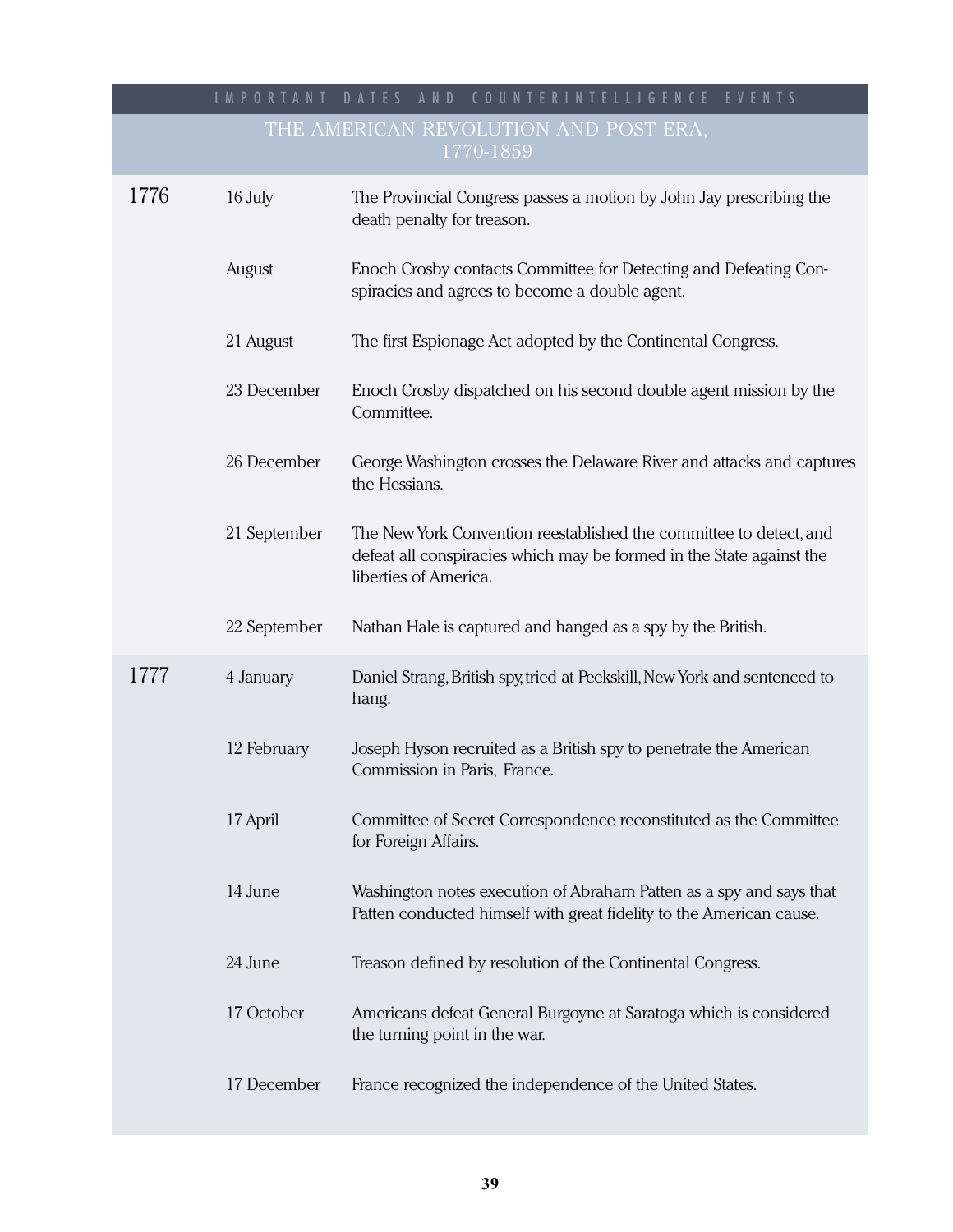IMPORTANT DATES AND COUNTERINTELLIGENCE EVENTS

## THE AMERICAN REVOLUTION AND POST ERA, 1770-1859

| Year | Date | Event |
|---|---|---|
| 1776 | 16 July | The Provincial Congress passes a motion by John Jay prescribing the death penalty for treason. |
| | August | Enoch Crosby contacts Committee for Detecting and Defeating Conspiracies and agrees to become a double agent. |
| | 21 August | The first Espionage Act adopted by the Continental Congress. |
| | 23 December | Enoch Crosby dispatched on his second double agent mission by the Committee. |
| | 26 December | George Washington crosses the Delaware River and attacks and captures the Hessians. |
| | 21 September | The New York Convention reestablished the committee to detect, and defeat all conspiracies which may be formed in the State against the liberties of America. |
| | 22 September | Nathan Hale is captured and hanged as a spy by the British. |
| 1777 | 4 January | Daniel Strang, British spy, tried at Peekskill, New York and sentenced to hang. |
| | 12 February | Joseph Hyson recruited as a British spy to penetrate the American Commission in Paris, France. |
| | 17 April | Committee of Secret Correspondence reconstituted as the Committee for Foreign Affairs. |
| | 14 June | Washington notes execution of Abraham Patten as a spy and says that Patten conducted himself with great fidelity to the American cause. |
| | 24 June | Treason defined by resolution of the Continental Congress. |
| | 17 October | Americans defeat General Burgoyne at Saratoga which is considered the turning point in the war. |
| | 17 December | France recognized the independence of the United States. |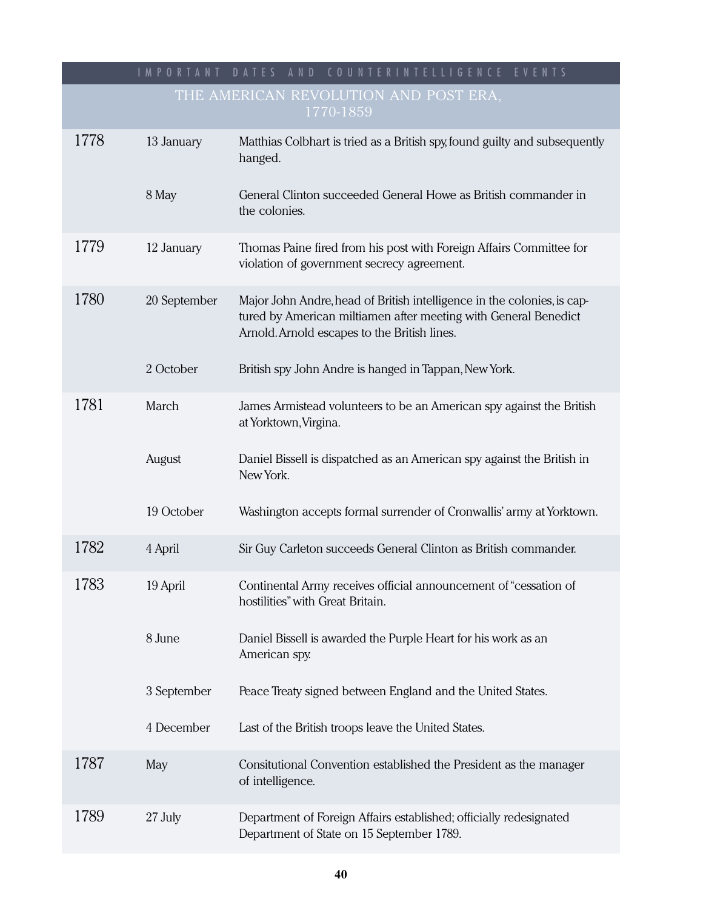IMPORTANT DATES AND COUNTERINTELLIGENCE EVENTS

## THE AMERICAN REVOLUTION AND POST ERA, 1770-1859

| Year | Date | Event |
|---|---|---|
| 1778 | 13 January | Matthias Colbhart is tried as a British spy, found guilty and subsequently hanged. |
| | 8 May | General Clinton succeeded General Howe as British commander in the colonies. |
| 1779 | 12 January | Thomas Paine fired from his post with Foreign Affairs Committee for violation of government secrecy agreement. |
| 1780 | 20 September | Major John Andre, head of British intelligence in the colonies, is captured by American miltiamen after meeting with General Benedict Arnold. Arnold escapes to the British lines. |
| | 2 October | British spy John Andre is hanged in Tappan, New York. |
| 1781 | March | James Armistead volunteers to be an American spy against the British at Yorktown, Virgina. |
| | August | Daniel Bissell is dispatched as an American spy against the British in New York. |
| | 19 October | Washington accepts formal surrender of Cronwallis' army at Yorktown. |
| 1782 | 4 April | Sir Guy Carleton succeeds General Clinton as British commander. |
| 1783 | 19 April | Continental Army receives official announcement of "cessation of hostilities" with Great Britain. |
| | 8 June | Daniel Bissell is awarded the Purple Heart for his work as an American spy. |
| | 3 September | Peace Treaty signed between England and the United States. |
| | 4 December | Last of the British troops leave the United States. |
| 1787 | May | Consitutional Convention established the President as the manager of intelligence. |
| 1789 | 27 July | Department of Foreign Affairs established; officially redesignated Department of State on 15 September 1789. |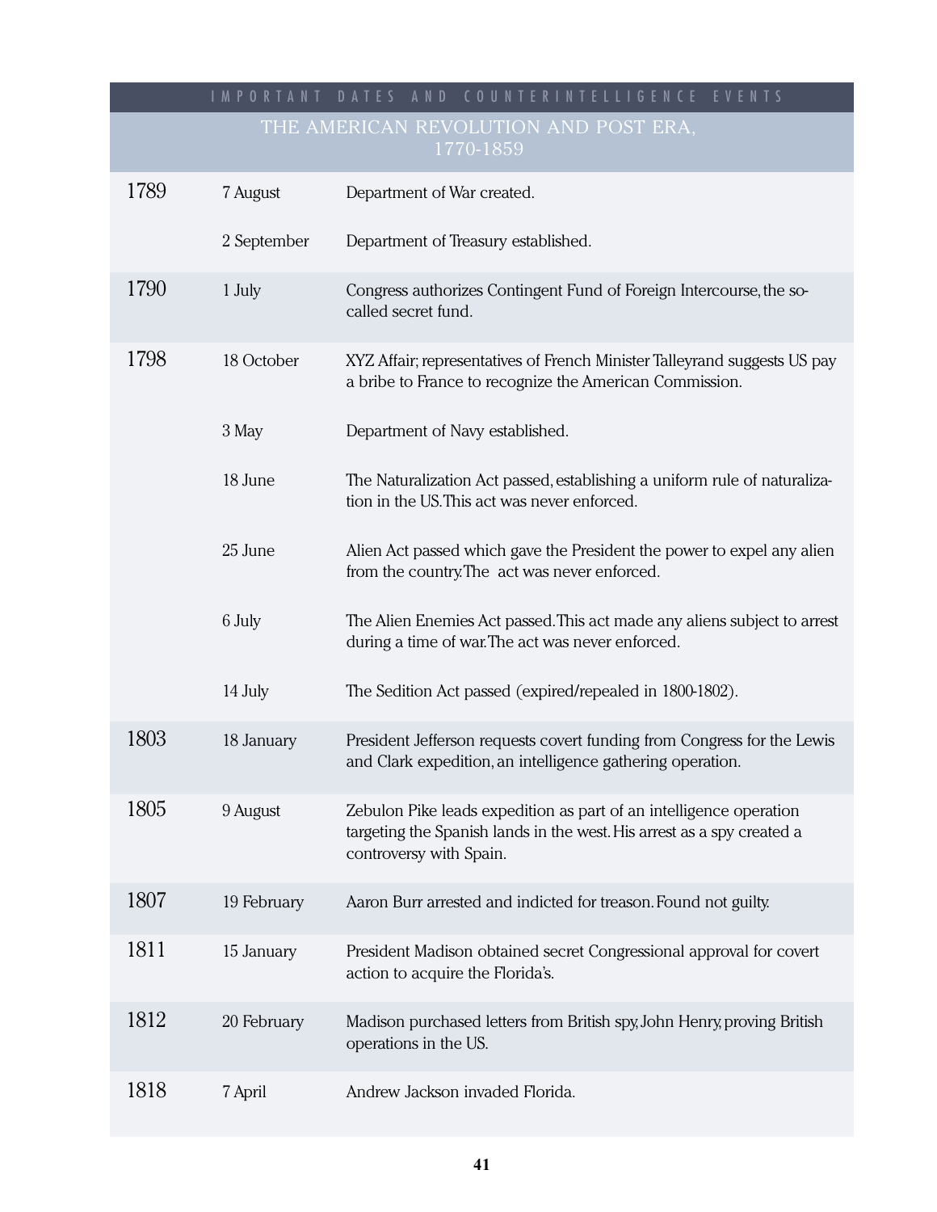## IMPORTANT DATES AND COUNTERINTELLIGENCE EVENTS

### THE AMERICAN REVOLUTION AND POST ERA, 1770-1859

| Year | Date | Event |
|---|---|---|
| 1789 | 7 August | Department of War created. |
| | 2 September | Department of Treasury established. |
| 1790 | 1 July | Congress authorizes Contingent Fund of Foreign Intercourse, the so-called secret fund. |
| 1798 | 18 October | XYZ Affair; representatives of French Minister Talleyrand suggests US pay a bribe to France to recognize the American Commission. |
| | 3 May | Department of Navy established. |
| | 18 June | The Naturalization Act passed, establishing a uniform rule of naturalization in the US. This act was never enforced. |
| | 25 June | Alien Act passed which gave the President the power to expel any alien from the country. The act was never enforced. |
| | 6 July | The Alien Enemies Act passed. This act made any aliens subject to arrest during a time of war. The act was never enforced. |
| | 14 July | The Sedition Act passed (expired/repealed in 1800-1802). |
| 1803 | 18 January | President Jefferson requests covert funding from Congress for the Lewis and Clark expedition, an intelligence gathering operation. |
| 1805 | 9 August | Zebulon Pike leads expedition as part of an intelligence operation targeting the Spanish lands in the west. His arrest as a spy created a controversy with Spain. |
| 1807 | 19 February | Aaron Burr arrested and indicted for treason. Found not guilty. |
| 1811 | 15 January | President Madison obtained secret Congressional approval for covert action to acquire the Florida's. |
| 1812 | 20 February | Madison purchased letters from British spy, John Henry, proving British operations in the US. |
| 1818 | 7 April | Andrew Jackson invaded Florida. |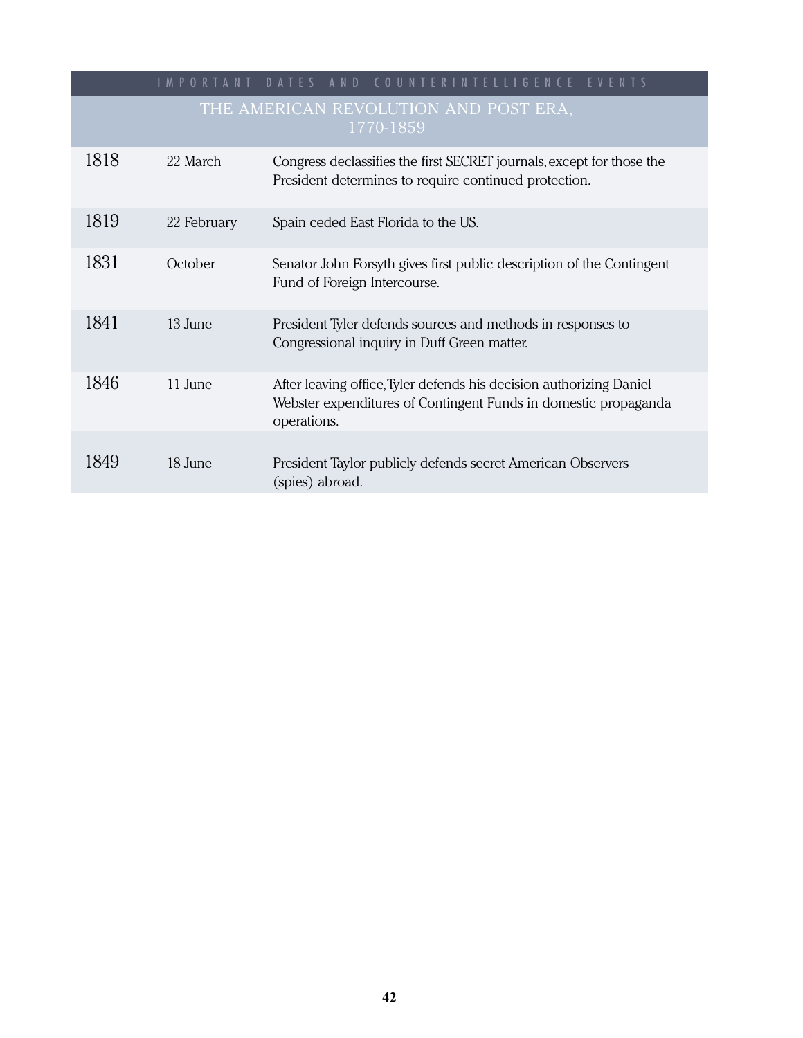## IMPORTANT DATES AND COUNTERINTELLIGENCE EVENTS

### THE AMERICAN REVOLUTION AND POST ERA, 1770-1859

| | | |
|---|---|---|
| 1818 | 22 March | Congress declassifies the first SECRET journals, except for those the President determines to require continued protection. |
| 1819 | 22 February | Spain ceded East Florida to the US. |
| 1831 | October | Senator John Forsyth gives first public description of the Contingent Fund of Foreign Intercourse. |
| 1841 | 13 June | President Tyler defends sources and methods in responses to Congressional inquiry in Duff Green matter. |
| 1846 | 11 June | After leaving office, Tyler defends his decision authorizing Daniel Webster expenditures of Contingent Funds in domestic propaganda operations. |
| 1849 | 18 June | President Taylor publicly defends secret American Observers (spies) abroad. |